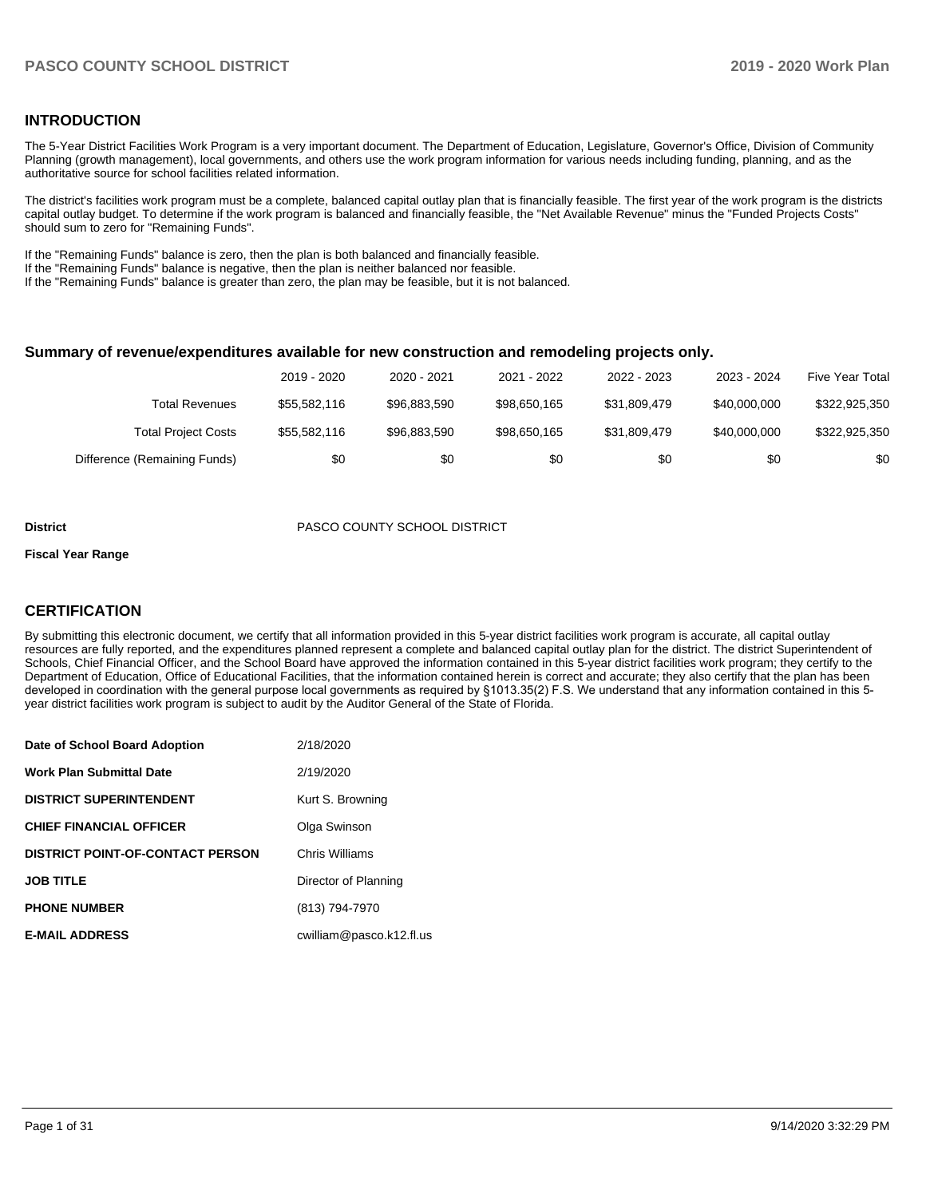## INTRODUCTION

The 5-Year District Facilities Work Program is a very important document. The Department of Education, Legislature, Governor's Office, Division of Community Planning (growth management), local governments, and others use the work program information for various needs including funding, planning, and as the authoritative source for school facilities related information.

The district's facilities work program must be a complete, balanced capital outlay plan that is financially feasible. The first year of the work program is the districts capital outlay budget. To determine if the work program is balanced and financially feasible, the "Net Available Revenue" minus the "Funded Projects Costs" should sum to zero for "Remaining Funds".

If the "Remaining Funds" balance is zero, then the plan is both balanced and financially feasible.
If the "Remaining Funds" balance is negative, then the plan is neither balanced nor feasible.
If the "Remaining Funds" balance is greater than zero, the plan may be feasible, but it is not balanced.

### Summary of revenue/expenditures available for new construction and remodeling projects only.

| | 2019 - 2020 | 2020 - 2021 | 2021 - 2022 | 2022 - 2023 | 2023 - 2024 | Five Year Total |
|---|---|---|---|---|---|---|
| Total Revenues | $55,582,116 | $96,883,590 | $98,650,165 | $31,809,479 | $40,000,000 | $322,925,350 |
| Total Project Costs | $55,582,116 | $96,883,590 | $98,650,165 | $31,809,479 | $40,000,000 | $322,925,350 |
| Difference (Remaining Funds) | $0 | $0 | $0 | $0 | $0 | $0 |

**District** PASCO COUNTY SCHOOL DISTRICT

**Fiscal Year Range**

## CERTIFICATION

By submitting this electronic document, we certify that all information provided in this 5-year district facilities work program is accurate, all capital outlay resources are fully reported, and the expenditures planned represent a complete and balanced capital outlay plan for the district. The district Superintendent of Schools, Chief Financial Officer, and the School Board have approved the information contained in this 5-year district facilities work program; they certify to the Department of Education, Office of Educational Facilities, that the information contained herein is correct and accurate; they also certify that the plan has been developed in coordination with the general purpose local governments as required by §1013.35(2) F.S. We understand that any information contained in this 5-year district facilities work program is subject to audit by the Auditor General of the State of Florida.

| | |
|---|---|
| **Date of School Board Adoption** | 2/18/2020 |
| **Work Plan Submittal Date** | 2/19/2020 |
| **DISTRICT SUPERINTENDENT** | Kurt S. Browning |
| **CHIEF FINANCIAL OFFICER** | Olga Swinson |
| **DISTRICT POINT-OF-CONTACT PERSON** | Chris Williams |
| **JOB TITLE** | Director of Planning |
| **PHONE NUMBER** | (813) 794-7970 |
| **E-MAIL ADDRESS** | cwilliam@pasco.k12.fl.us |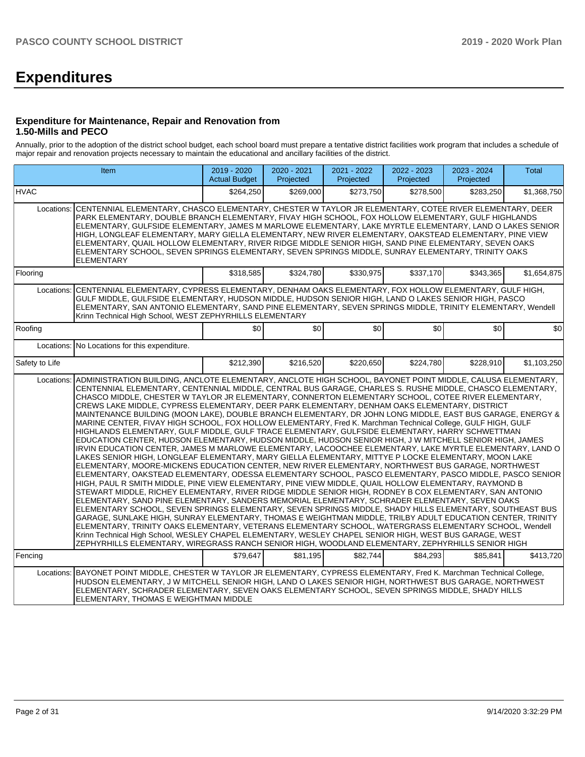# Expenditures

### Expenditure for Maintenance, Repair and Renovation from 1.50-Mills and PECO

Annually, prior to the adoption of the district school budget, each school board must prepare a tentative district facilities work program that includes a schedule of major repair and renovation projects necessary to maintain the educational and ancillary facilities of the district.

| Item | | 2019 - 2020 Actual Budget | 2020 - 2021 Projected | 2021 - 2022 Projected | 2022 - 2023 Projected | 2023 - 2024 Projected | Total |
|---|---|---|---|---|---|---|---|
| HVAC | | $264,250 | $269,000 | $273,750 | $278,500 | $283,250 | $1,368,750 |
| Locations: | CENTENNIAL ELEMENTARY, CHASCO ELEMENTARY, CHESTER W TAYLOR JR ELEMENTARY, COTEE RIVER ELEMENTARY, DEER PARK ELEMENTARY, DOUBLE BRANCH ELEMENTARY, FIVAY HIGH SCHOOL, FOX HOLLOW ELEMENTARY, GULF HIGHLANDS ELEMENTARY, GULFSIDE ELEMENTARY, JAMES M MARLOWE ELEMENTARY, LAKE MYRTLE ELEMENTARY, LAND O LAKES SENIOR HIGH, LONGLEAF ELEMENTARY, MARY GIELLA ELEMENTARY, NEW RIVER ELEMENTARY, OAKSTEAD ELEMENTARY, PINE VIEW ELEMENTARY, QUAIL HOLLOW ELEMENTARY, RIVER RIDGE MIDDLE SENIOR HIGH, SAND PINE ELEMENTARY, SEVEN OAKS ELEMENTARY SCHOOL, SEVEN SPRINGS ELEMENTARY, SEVEN SPRINGS MIDDLE, SUNRAY ELEMENTARY, TRINITY OAKS ELEMENTARY | | | | | | |
| Flooring | | $318,585 | $324,780 | $330,975 | $337,170 | $343,365 | $1,654,875 |
| Locations: | CENTENNIAL ELEMENTARY, CYPRESS ELEMENTARY, DENHAM OAKS ELEMENTARY, FOX HOLLOW ELEMENTARY, GULF HIGH, GULF MIDDLE, GULFSIDE ELEMENTARY, HUDSON MIDDLE, HUDSON SENIOR HIGH, LAND O LAKES SENIOR HIGH, PASCO ELEMENTARY, SAN ANTONIO ELEMENTARY, SAND PINE ELEMENTARY, SEVEN SPRINGS MIDDLE, TRINITY ELEMENTARY, Wendell Krinn Technical High School, WEST ZEPHYRHILLS ELEMENTARY | | | | | | |
| Roofing | | $0 | $0 | $0 | $0 | $0 | $0 |
| Locations: | No Locations for this expenditure. | | | | | | |
| Safety to Life | | $212,390 | $216,520 | $220,650 | $224,780 | $228,910 | $1,103,250 |
| Locations: | ADMINISTRATION BUILDING, ANCLOTE ELEMENTARY, ANCLOTE HIGH SCHOOL, BAYONET POINT MIDDLE, CALUSA ELEMENTARY, CENTENNIAL ELEMENTARY, CENTENNIAL MIDDLE, CENTRAL BUS GARAGE, CHARLES S. RUSHE MIDDLE, CHASCO ELEMENTARY, CHASCO MIDDLE, CHESTER W TAYLOR JR ELEMENTARY, CONNERTON ELEMENTARY SCHOOL, COTEE RIVER ELEMENTARY, CREWS LAKE MIDDLE, CYPRESS ELEMENTARY, DEER PARK ELEMENTARY, DENHAM OAKS ELEMENTARY, DISTRICT MAINTENANCE BUILDING (MOON LAKE), DOUBLE BRANCH ELEMENTARY, DR JOHN LONG MIDDLE, EAST BUS GARAGE, ENERGY & MARINE CENTER, FIVAY HIGH SCHOOL, FOX HOLLOW ELEMENTARY, Fred K. Marchman Technical College, GULF HIGH, GULF HIGHLANDS ELEMENTARY, GULF MIDDLE, GULF TRACE ELEMENTARY, GULFSIDE ELEMENTARY, HARRY SCHWETTMAN EDUCATION CENTER, HUDSON ELEMENTARY, HUDSON MIDDLE, HUDSON SENIOR HIGH, J W MITCHELL SENIOR HIGH, JAMES IRVIN EDUCATION CENTER, JAMES M MARLOWE ELEMENTARY, LACOOCHEE ELEMENTARY, LAKE MYRTLE ELEMENTARY, LAND O LAKES SENIOR HIGH, LONGLEAF ELEMENTARY, MARY GIELLA ELEMENTARY, MITTYE P LOCKE ELEMENTARY, MOON LAKE ELEMENTARY, MOORE-MICKENS EDUCATION CENTER, NEW RIVER ELEMENTARY, NORTHWEST BUS GARAGE, NORTHWEST ELEMENTARY, OAKSTEAD ELEMENTARY, ODESSA ELEMENTARY SCHOOL, PASCO ELEMENTARY, PASCO MIDDLE, PASCO SENIOR HIGH, PAUL R SMITH MIDDLE, PINE VIEW ELEMENTARY, PINE VIEW MIDDLE, QUAIL HOLLOW ELEMENTARY, RAYMOND B STEWART MIDDLE, RICHEY ELEMENTARY, RIVER RIDGE MIDDLE SENIOR HIGH, RODNEY B COX ELEMENTARY, SAN ANTONIO ELEMENTARY, SAND PINE ELEMENTARY, SANDERS MEMORIAL ELEMENTARY, SCHRADER ELEMENTARY, SEVEN OAKS ELEMENTARY SCHOOL, SEVEN SPRINGS ELEMENTARY, SEVEN SPRINGS MIDDLE, SHADY HILLS ELEMENTARY, SOUTHEAST BUS GARAGE, SUNLAKE HIGH, SUNRAY ELEMENTARY, THOMAS E WEIGHTMAN MIDDLE, TRILBY ADULT EDUCATION CENTER, TRINITY ELEMENTARY, TRINITY OAKS ELEMENTARY, VETERANS ELEMENTARY SCHOOL, WATERGRASS ELEMENTARY SCHOOL, Wendell Krinn Technical High School, WESLEY CHAPEL ELEMENTARY, WESLEY CHAPEL SENIOR HIGH, WEST BUS GARAGE, WEST ZEPHYRHILLS ELEMENTARY, WIREGRASS RANCH SENIOR HIGH, WOODLAND ELEMENTARY, ZEPHYRHILLS SENIOR HIGH | | | | | | |
| Fencing | | $79,647 | $81,195 | $82,744 | $84,293 | $85,841 | $413,720 |
| Locations: | BAYONET POINT MIDDLE, CHESTER W TAYLOR JR ELEMENTARY, CYPRESS ELEMENTARY, Fred K. Marchman Technical College, HUDSON ELEMENTARY, J W MITCHELL SENIOR HIGH, LAND O LAKES SENIOR HIGH, NORTHWEST BUS GARAGE, NORTHWEST ELEMENTARY, SCHRADER ELEMENTARY, SEVEN OAKS ELEMENTARY SCHOOL, SEVEN SPRINGS MIDDLE, SHADY HILLS ELEMENTARY, THOMAS E WEIGHTMAN MIDDLE | | | | | | |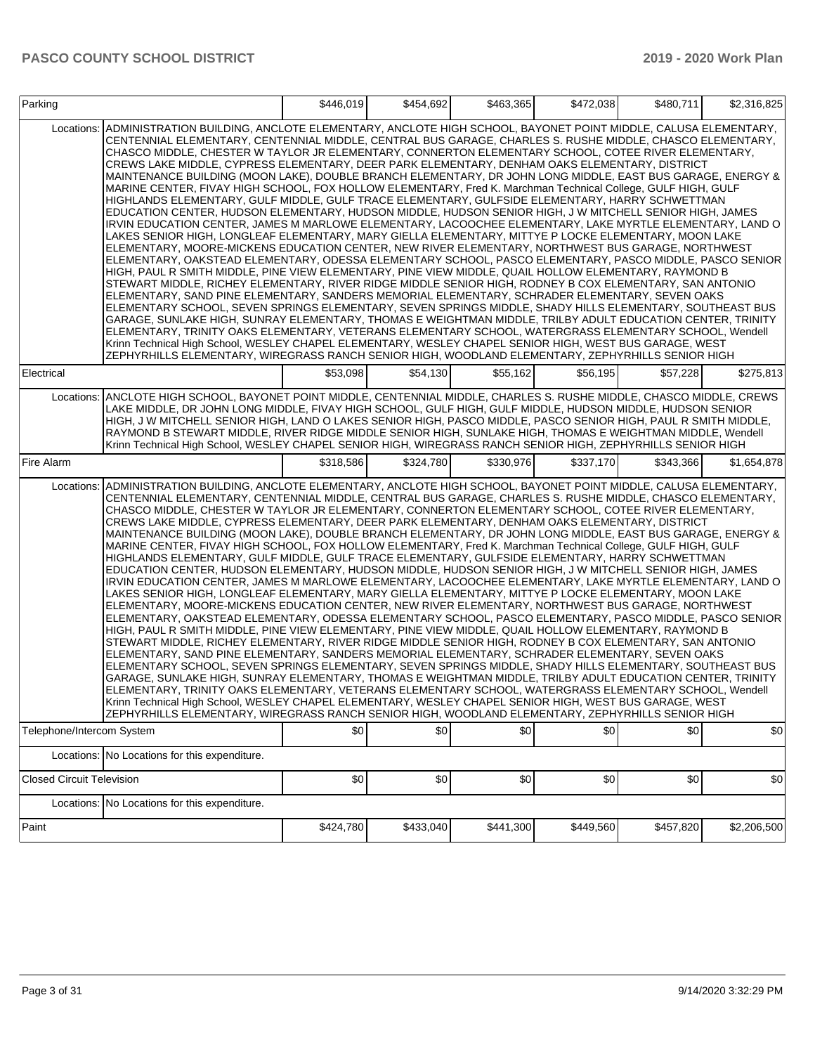| | | | | | | |
|---|---|---|---|---|---|---|
| Parking | | $446,019 | $454,692 | $463,365 | $472,038 | $480,711 | $2,316,825 |
| Locations: | ADMINISTRATION BUILDING, ANCLOTE ELEMENTARY, ANCLOTE HIGH SCHOOL, BAYONET POINT MIDDLE, CALUSA ELEMENTARY, CENTENNIAL ELEMENTARY, CENTENNIAL MIDDLE, CENTRAL BUS GARAGE, CHARLES S. RUSHE MIDDLE, CHASCO ELEMENTARY, CHASCO MIDDLE, CHESTER W TAYLOR JR ELEMENTARY, CONNERTON ELEMENTARY SCHOOL, COTEE RIVER ELEMENTARY, CREWS LAKE MIDDLE, CYPRESS ELEMENTARY, DEER PARK ELEMENTARY, DENHAM OAKS ELEMENTARY, DISTRICT MAINTENANCE BUILDING (MOON LAKE), DOUBLE BRANCH ELEMENTARY, DR JOHN LONG MIDDLE, EAST BUS GARAGE, ENERGY & MARINE CENTER, FIVAY HIGH SCHOOL, FOX HOLLOW ELEMENTARY, Fred K. Marchman Technical College, GULF HIGH, GULF HIGHLANDS ELEMENTARY, GULF MIDDLE, GULF TRACE ELEMENTARY, GULFSIDE ELEMENTARY, HARRY SCHWETTMAN EDUCATION CENTER, HUDSON ELEMENTARY, HUDSON MIDDLE, HUDSON SENIOR HIGH, J W MITCHELL SENIOR HIGH, JAMES IRVIN EDUCATION CENTER, JAMES M MARLOWE ELEMENTARY, LACOOCHEE ELEMENTARY, LAKE MYRTLE ELEMENTARY, LAND O LAKES SENIOR HIGH, LONGLEAF ELEMENTARY, MARY GIELLA ELEMENTARY, MITTYE P LOCKE ELEMENTARY, MOON LAKE ELEMENTARY, MOORE-MICKENS EDUCATION CENTER, NEW RIVER ELEMENTARY, NORTHWEST BUS GARAGE, NORTHWEST ELEMENTARY, OAKSTEAD ELEMENTARY, ODESSA ELEMENTARY SCHOOL, PASCO ELEMENTARY, PASCO MIDDLE, PASCO SENIOR HIGH, PAUL R SMITH MIDDLE, PINE VIEW ELEMENTARY, PINE VIEW MIDDLE, QUAIL HOLLOW ELEMENTARY, RAYMOND B STEWART MIDDLE, RICHEY ELEMENTARY, RIVER RIDGE MIDDLE SENIOR HIGH, RODNEY B COX ELEMENTARY, SAN ANTONIO ELEMENTARY, SAND PINE ELEMENTARY, SANDERS MEMORIAL ELEMENTARY, SCHRADER ELEMENTARY, SEVEN OAKS ELEMENTARY SCHOOL, SEVEN SPRINGS ELEMENTARY, SEVEN SPRINGS MIDDLE, SHADY HILLS ELEMENTARY, SOUTHEAST BUS GARAGE, SUNLAKE HIGH, SUNRAY ELEMENTARY, THOMAS E WEIGHTMAN MIDDLE, TRILBY ADULT EDUCATION CENTER, TRINITY ELEMENTARY, TRINITY OAKS ELEMENTARY, VETERANS ELEMENTARY SCHOOL, WATERGRASS ELEMENTARY SCHOOL, Wendell Krinn Technical High School, WESLEY CHAPEL ELEMENTARY, WESLEY CHAPEL SENIOR HIGH, WEST BUS GARAGE, WEST ZEPHYRHILLS ELEMENTARY, WIREGRASS RANCH SENIOR HIGH, WOODLAND ELEMENTARY, ZEPHYRHILLS SENIOR HIGH | | | | | | |
| Electrical | | $53,098 | $54,130 | $55,162 | $56,195 | $57,228 | $275,813 |
| Locations: | ANCLOTE HIGH SCHOOL, BAYONET POINT MIDDLE, CENTENNIAL MIDDLE, CHARLES S. RUSHE MIDDLE, CHASCO MIDDLE, CREWS LAKE MIDDLE, DR JOHN LONG MIDDLE, FIVAY HIGH SCHOOL, GULF HIGH, GULF MIDDLE, HUDSON MIDDLE, HUDSON SENIOR HIGH, J W MITCHELL SENIOR HIGH, LAND O LAKES SENIOR HIGH, PASCO MIDDLE, PASCO SENIOR HIGH, PAUL R SMITH MIDDLE, RAYMOND B STEWART MIDDLE, RIVER RIDGE MIDDLE SENIOR HIGH, SUNLAKE HIGH, THOMAS E WEIGHTMAN MIDDLE, Wendell Krinn Technical High School, WESLEY CHAPEL SENIOR HIGH, WIREGRASS RANCH SENIOR HIGH, ZEPHYRHILLS SENIOR HIGH | | | | | | |
| Fire Alarm | | $318,586 | $324,780 | $330,976 | $337,170 | $343,366 | $1,654,878 |
| Locations: | ADMINISTRATION BUILDING, ANCLOTE ELEMENTARY, ANCLOTE HIGH SCHOOL, BAYONET POINT MIDDLE, CALUSA ELEMENTARY, CENTENNIAL ELEMENTARY, CENTENNIAL MIDDLE, CENTRAL BUS GARAGE, CHARLES S. RUSHE MIDDLE, CHASCO ELEMENTARY, CHASCO MIDDLE, CHESTER W TAYLOR JR ELEMENTARY, CONNERTON ELEMENTARY SCHOOL, COTEE RIVER ELEMENTARY, CREWS LAKE MIDDLE, CYPRESS ELEMENTARY, DEER PARK ELEMENTARY, DENHAM OAKS ELEMENTARY, DISTRICT MAINTENANCE BUILDING (MOON LAKE), DOUBLE BRANCH ELEMENTARY, DR JOHN LONG MIDDLE, EAST BUS GARAGE, ENERGY & MARINE CENTER, FIVAY HIGH SCHOOL, FOX HOLLOW ELEMENTARY, Fred K. Marchman Technical College, GULF HIGH, GULF HIGHLANDS ELEMENTARY, GULF MIDDLE, GULF TRACE ELEMENTARY, GULFSIDE ELEMENTARY, HARRY SCHWETTMAN EDUCATION CENTER, HUDSON ELEMENTARY, HUDSON MIDDLE, HUDSON SENIOR HIGH, J W MITCHELL SENIOR HIGH, JAMES IRVIN EDUCATION CENTER, JAMES M MARLOWE ELEMENTARY, LACOOCHEE ELEMENTARY, LAKE MYRTLE ELEMENTARY, LAND O LAKES SENIOR HIGH, LONGLEAF ELEMENTARY, MARY GIELLA ELEMENTARY, MITTYE P LOCKE ELEMENTARY, MOON LAKE ELEMENTARY, MOORE-MICKENS EDUCATION CENTER, NEW RIVER ELEMENTARY, NORTHWEST BUS GARAGE, NORTHWEST ELEMENTARY, OAKSTEAD ELEMENTARY, ODESSA ELEMENTARY SCHOOL, PASCO ELEMENTARY, PASCO MIDDLE, PASCO SENIOR HIGH, PAUL R SMITH MIDDLE, PINE VIEW ELEMENTARY, PINE VIEW MIDDLE, QUAIL HOLLOW ELEMENTARY, RAYMOND B STEWART MIDDLE, RICHEY ELEMENTARY, RIVER RIDGE MIDDLE SENIOR HIGH, RODNEY B COX ELEMENTARY, SAN ANTONIO ELEMENTARY, SAND PINE ELEMENTARY, SANDERS MEMORIAL ELEMENTARY, SCHRADER ELEMENTARY, SEVEN OAKS ELEMENTARY SCHOOL, SEVEN SPRINGS ELEMENTARY, SEVEN SPRINGS MIDDLE, SHADY HILLS ELEMENTARY, SOUTHEAST BUS GARAGE, SUNLAKE HIGH, SUNRAY ELEMENTARY, THOMAS E WEIGHTMAN MIDDLE, TRILBY ADULT EDUCATION CENTER, TRINITY ELEMENTARY, TRINITY OAKS ELEMENTARY, VETERANS ELEMENTARY SCHOOL, WATERGRASS ELEMENTARY SCHOOL, Wendell Krinn Technical High School, WESLEY CHAPEL ELEMENTARY, WESLEY CHAPEL SENIOR HIGH, WEST BUS GARAGE, WEST ZEPHYRHILLS ELEMENTARY, WIREGRASS RANCH SENIOR HIGH, WOODLAND ELEMENTARY, ZEPHYRHILLS SENIOR HIGH | | | | | | |
| Telephone/Intercom System | | $0 | $0 | $0 | $0 | $0 | $0 |
| Locations: | No Locations for this expenditure. | | | | | | |
| Closed Circuit Television | | $0 | $0 | $0 | $0 | $0 | $0 |
| Locations: | No Locations for this expenditure. | | | | | | |
| Paint | | $424,780 | $433,040 | $441,300 | $449,560 | $457,820 | $2,206,500 |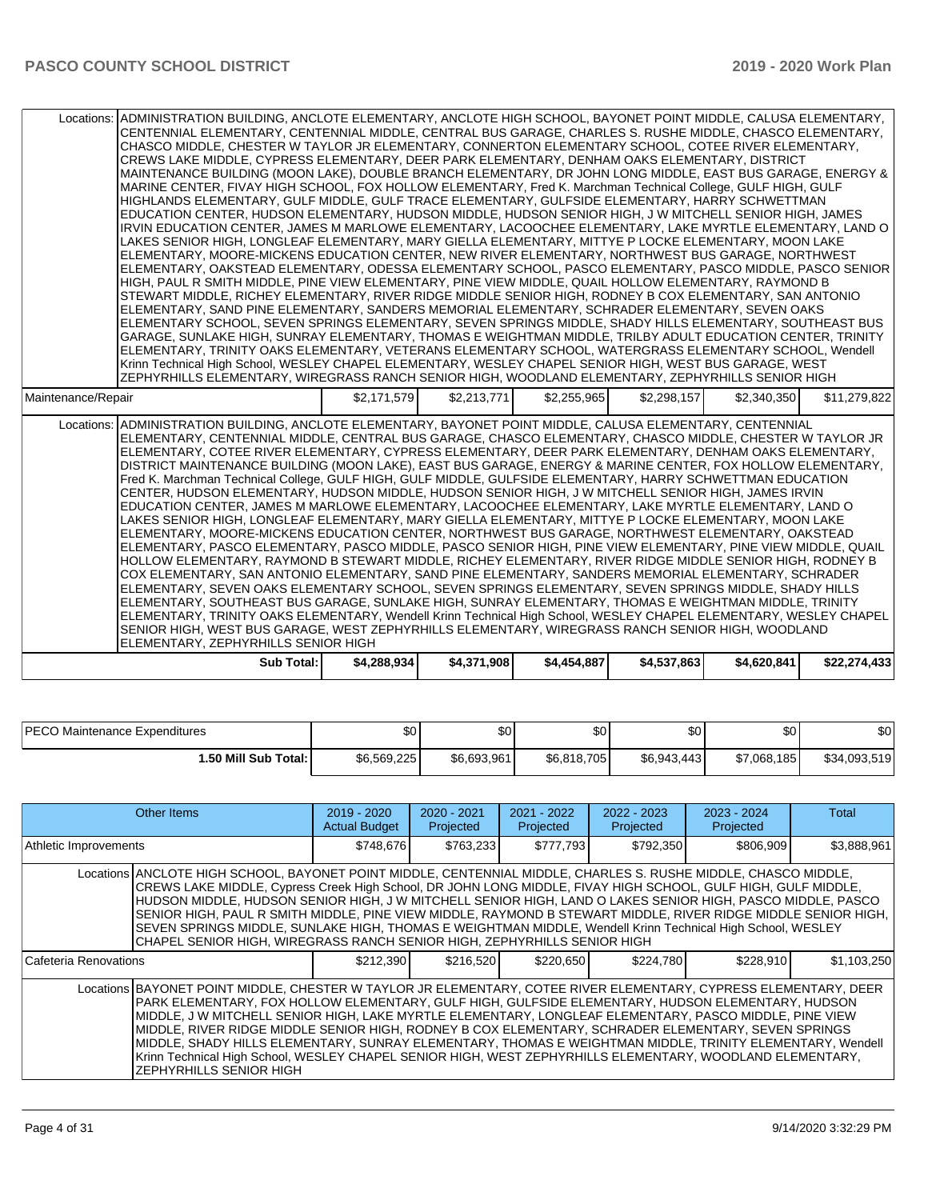| | | | | | | |
|---|---|---|---|---|---|---|
| Locations: | ADMINISTRATION BUILDING, ANCLOTE ELEMENTARY, ANCLOTE HIGH SCHOOL, BAYONET POINT MIDDLE, CALUSA ELEMENTARY, CENTENNIAL ELEMENTARY, CENTENNIAL MIDDLE, CENTRAL BUS GARAGE, CHARLES S. RUSHE MIDDLE, CHASCO ELEMENTARY, CHASCO MIDDLE, CHESTER W TAYLOR JR ELEMENTARY, CONNERTON ELEMENTARY SCHOOL, COTEE RIVER ELEMENTARY, CREWS LAKE MIDDLE, CYPRESS ELEMENTARY, DEER PARK ELEMENTARY, DENHAM OAKS ELEMENTARY, DISTRICT MAINTENANCE BUILDING (MOON LAKE), DOUBLE BRANCH ELEMENTARY, DR JOHN LONG MIDDLE, EAST BUS GARAGE, ENERGY & MARINE CENTER, FIVAY HIGH SCHOOL, FOX HOLLOW ELEMENTARY, Fred K. Marchman Technical College, GULF HIGH, GULF HIGHLANDS ELEMENTARY, GULF MIDDLE, GULF TRACE ELEMENTARY, GULFSIDE ELEMENTARY, HARRY SCHWETTMAN EDUCATION CENTER, HUDSON ELEMENTARY, HUDSON MIDDLE, HUDSON SENIOR HIGH, J W MITCHELL SENIOR HIGH, JAMES IRVIN EDUCATION CENTER, JAMES M MARLOWE ELEMENTARY, LACOOCHEE ELEMENTARY, LAKE MYRTLE ELEMENTARY, LAND O LAKES SENIOR HIGH, LONGLEAF ELEMENTARY, MARY GIELLA ELEMENTARY, MITTYE P LOCKE ELEMENTARY, MOON LAKE ELEMENTARY, MOORE-MICKENS EDUCATION CENTER, NEW RIVER ELEMENTARY, NORTHWEST BUS GARAGE, NORTHWEST ELEMENTARY, OAKSTEAD ELEMENTARY, ODESSA ELEMENTARY SCHOOL, PASCO ELEMENTARY, PASCO MIDDLE, PASCO SENIOR HIGH, PAUL R SMITH MIDDLE, PINE VIEW ELEMENTARY, PINE VIEW MIDDLE, QUAIL HOLLOW ELEMENTARY, RAYMOND B STEWART MIDDLE, RICHEY ELEMENTARY, RIVER RIDGE MIDDLE SENIOR HIGH, RODNEY B COX ELEMENTARY, SAN ANTONIO ELEMENTARY, SAND PINE ELEMENTARY, SANDERS MEMORIAL ELEMENTARY, SCHRADER ELEMENTARY, SEVEN OAKS ELEMENTARY SCHOOL, SEVEN SPRINGS ELEMENTARY, SEVEN SPRINGS MIDDLE, SHADY HILLS ELEMENTARY, SOUTHEAST BUS GARAGE, SUNLAKE HIGH, SUNRAY ELEMENTARY, THOMAS E WEIGHTMAN MIDDLE, TRILBY ADULT EDUCATION CENTER, TRINITY ELEMENTARY, TRINITY OAKS ELEMENTARY, VETERANS ELEMENTARY SCHOOL, WATERGRASS ELEMENTARY SCHOOL, Wendell Krinn Technical High School, WESLEY CHAPEL ELEMENTARY, WESLEY CHAPEL SENIOR HIGH, WEST BUS GARAGE, WEST ZEPHYRHILLS ELEMENTARY, WIREGRASS RANCH SENIOR HIGH, WOODLAND ELEMENTARY, ZEPHYRHILLS SENIOR HIGH | | | | | |
| Maintenance/Repair | | $2,171,579 | $2,213,771 | $2,255,965 | $2,298,157 | $2,340,350 | $11,279,822 |
| Locations: | ADMINISTRATION BUILDING, ANCLOTE ELEMENTARY, BAYONET POINT MIDDLE, CALUSA ELEMENTARY, CENTENNIAL ELEMENTARY, CENTENNIAL MIDDLE, CENTRAL BUS GARAGE, CHASCO ELEMENTARY, CHASCO MIDDLE, CHESTER W TAYLOR JR ELEMENTARY, COTEE RIVER ELEMENTARY, CYPRESS ELEMENTARY, DEER PARK ELEMENTARY, DENHAM OAKS ELEMENTARY, DISTRICT MAINTENANCE BUILDING (MOON LAKE), EAST BUS GARAGE, ENERGY & MARINE CENTER, FOX HOLLOW ELEMENTARY, Fred K. Marchman Technical College, GULF HIGH, GULF MIDDLE, GULFSIDE ELEMENTARY, HARRY SCHWETTMAN EDUCATION CENTER, HUDSON ELEMENTARY, HUDSON MIDDLE, HUDSON SENIOR HIGH, J W MITCHELL SENIOR HIGH, JAMES IRVIN EDUCATION CENTER, JAMES M MARLOWE ELEMENTARY, LACOOCHEE ELEMENTARY, LAKE MYRTLE ELEMENTARY, LAND O LAKES SENIOR HIGH, LONGLEAF ELEMENTARY, MARY GIELLA ELEMENTARY, MITTYE P LOCKE ELEMENTARY, MOON LAKE ELEMENTARY, MOORE-MICKENS EDUCATION CENTER, NORTHWEST BUS GARAGE, NORTHWEST ELEMENTARY, OAKSTEAD ELEMENTARY, PASCO ELEMENTARY, PASCO MIDDLE, PASCO SENIOR HIGH, PINE VIEW ELEMENTARY, PINE VIEW MIDDLE, QUAIL HOLLOW ELEMENTARY, RAYMOND B STEWART MIDDLE, RICHEY ELEMENTARY, RIVER RIDGE MIDDLE SENIOR HIGH, RODNEY B COX ELEMENTARY, SAN ANTONIO ELEMENTARY, SAND PINE ELEMENTARY, SANDERS MEMORIAL ELEMENTARY, SCHRADER ELEMENTARY, SEVEN OAKS ELEMENTARY SCHOOL, SEVEN SPRINGS ELEMENTARY, SEVEN SPRINGS MIDDLE, SHADY HILLS ELEMENTARY, SOUTHEAST BUS GARAGE, SUNLAKE HIGH, SUNRAY ELEMENTARY, THOMAS E WEIGHTMAN MIDDLE, TRINITY ELEMENTARY, TRINITY OAKS ELEMENTARY, Wendell Krinn Technical High School, WESLEY CHAPEL ELEMENTARY, WESLEY CHAPEL SENIOR HIGH, WEST BUS GARAGE, WEST ZEPHYRHILLS ELEMENTARY, WIREGRASS RANCH SENIOR HIGH, WOODLAND ELEMENTARY, ZEPHYRHILLS SENIOR HIGH | | | | | |
| | **Sub Total:** | **$4,288,934** | **$4,371,908** | **$4,454,887** | **$4,537,863** | **$4,620,841** | **$22,274,433** |

| | | | | | | |
|---|---|---|---|---|---|---|
| PECO Maintenance Expenditures | $0 | $0 | $0 | $0 | $0 | $0 |
| **1.50 Mill Sub Total:** | $6,569,225 | $6,693,961 | $6,818,705 | $6,943,443 | $7,068,185 | $34,093,519 |

| Other Items | | 2019 - 2020 Actual Budget | 2020 - 2021 Projected | 2021 - 2022 Projected | 2022 - 2023 Projected | 2023 - 2024 Projected | Total |
|---|---|---|---|---|---|---|---|
| Athletic Improvements | | $748,676 | $763,233 | $777,793 | $792,350 | $806,909 | $3,888,961 |
| Locations | ANCLOTE HIGH SCHOOL, BAYONET POINT MIDDLE, CENTENNIAL MIDDLE, CHARLES S. RUSHE MIDDLE, CHASCO MIDDLE, CREWS LAKE MIDDLE, Cypress Creek High School, DR JOHN LONG MIDDLE, FIVAY HIGH SCHOOL, GULF HIGH, GULF MIDDLE, HUDSON MIDDLE, HUDSON SENIOR HIGH, J W MITCHELL SENIOR HIGH, LAND O LAKES SENIOR HIGH, PASCO MIDDLE, PASCO SENIOR HIGH, PAUL R SMITH MIDDLE, PINE VIEW MIDDLE, RAYMOND B STEWART MIDDLE, RIVER RIDGE MIDDLE SENIOR HIGH, SEVEN SPRINGS MIDDLE, SUNLAKE HIGH, THOMAS E WEIGHTMAN MIDDLE, Wendell Krinn Technical High School, WESLEY CHAPEL SENIOR HIGH, WIREGRASS RANCH SENIOR HIGH, ZEPHYRHILLS SENIOR HIGH | | | | | | |
| Cafeteria Renovations | | $212,390 | $216,520 | $220,650 | $224,780 | $228,910 | $1,103,250 |
| Locations | BAYONET POINT MIDDLE, CHESTER W TAYLOR JR ELEMENTARY, COTEE RIVER ELEMENTARY, CYPRESS ELEMENTARY, DEER PARK ELEMENTARY, FOX HOLLOW ELEMENTARY, GULF HIGH, GULFSIDE ELEMENTARY, HUDSON ELEMENTARY, HUDSON MIDDLE, J W MITCHELL SENIOR HIGH, LAKE MYRTLE ELEMENTARY, LONGLEAF ELEMENTARY, PASCO MIDDLE, PINE VIEW MIDDLE, RIVER RIDGE MIDDLE SENIOR HIGH, RODNEY B COX ELEMENTARY, SCHRADER ELEMENTARY, SEVEN SPRINGS MIDDLE, SHADY HILLS ELEMENTARY, SUNRAY ELEMENTARY, THOMAS E WEIGHTMAN MIDDLE, TRINITY ELEMENTARY, Wendell Krinn Technical High School, WESLEY CHAPEL SENIOR HIGH, WEST ZEPHYRHILLS ELEMENTARY, WOODLAND ELEMENTARY, ZEPHYRHILLS SENIOR HIGH | | | | | | |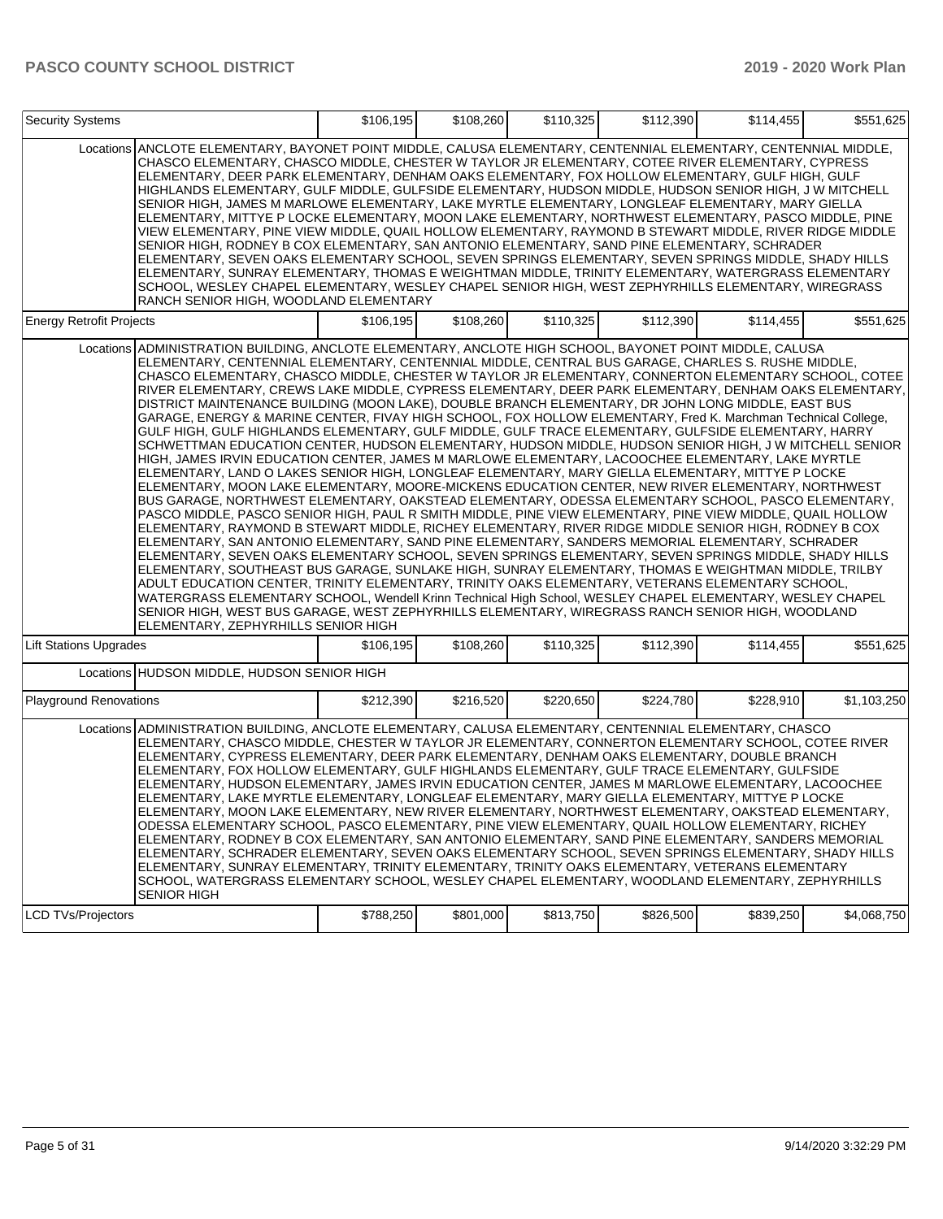| Security Systems | | $106,195 | $108,260 | $110,325 | $112,390 | $114,455 | $551,625 |
|---|---|---|---|---|---|---|---|
| | Locations | ANCLOTE ELEMENTARY, BAYONET POINT MIDDLE, CALUSA ELEMENTARY, CENTENNIAL ELEMENTARY, CENTENNIAL MIDDLE, CHASCO ELEMENTARY, CHASCO MIDDLE, CHESTER W TAYLOR JR ELEMENTARY, COTEE RIVER ELEMENTARY, CYPRESS ELEMENTARY, DEER PARK ELEMENTARY, DENHAM OAKS ELEMENTARY, FOX HOLLOW ELEMENTARY, GULF HIGH, GULF HIGHLANDS ELEMENTARY, GULF MIDDLE, GULFSIDE ELEMENTARY, HUDSON MIDDLE, HUDSON SENIOR HIGH, J W MITCHELL SENIOR HIGH, JAMES M MARLOWE ELEMENTARY, LAKE MYRTLE ELEMENTARY, LONGLEAF ELEMENTARY, MARY GIELLA ELEMENTARY, MITTYE P LOCKE ELEMENTARY, MOON LAKE ELEMENTARY, NORTHWEST ELEMENTARY, PASCO MIDDLE, PINE VIEW ELEMENTARY, PINE VIEW MIDDLE, QUAIL HOLLOW ELEMENTARY, RAYMOND B STEWART MIDDLE, RIVER RIDGE MIDDLE SENIOR HIGH, RODNEY B COX ELEMENTARY, SAN ANTONIO ELEMENTARY, SAND PINE ELEMENTARY, SCHRADER ELEMENTARY, SEVEN OAKS ELEMENTARY SCHOOL, SEVEN SPRINGS ELEMENTARY, SEVEN SPRINGS MIDDLE, SHADY HILLS ELEMENTARY, SUNRAY ELEMENTARY, THOMAS E WEIGHTMAN MIDDLE, TRINITY ELEMENTARY, WATERGRASS ELEMENTARY SCHOOL, WESLEY CHAPEL ELEMENTARY, WESLEY CHAPEL SENIOR HIGH, WEST ZEPHYRHILLS ELEMENTARY, WIREGRASS RANCH SENIOR HIGH, WOODLAND ELEMENTARY | | | | | | |
| Energy Retrofit Projects | | $106,195 | $108,260 | $110,325 | $112,390 | $114,455 | $551,625 |
| | Locations | ADMINISTRATION BUILDING, ANCLOTE ELEMENTARY, ANCLOTE HIGH SCHOOL, BAYONET POINT MIDDLE, CALUSA ELEMENTARY, CENTENNIAL ELEMENTARY, CENTENNIAL MIDDLE, CENTRAL BUS GARAGE, CHARLES S. RUSHE MIDDLE, CHASCO ELEMENTARY, CHASCO MIDDLE, CHESTER W TAYLOR JR ELEMENTARY, CONNERTON ELEMENTARY SCHOOL, COTEE RIVER ELEMENTARY, CREWS LAKE MIDDLE, CYPRESS ELEMENTARY, DEER PARK ELEMENTARY, DENHAM OAKS ELEMENTARY, DISTRICT MAINTENANCE BUILDING (MOON LAKE), DOUBLE BRANCH ELEMENTARY, DR JOHN LONG MIDDLE, EAST BUS GARAGE, ENERGY & MARINE CENTER, FIVAY HIGH SCHOOL, FOX HOLLOW ELEMENTARY, Fred K. Marchman Technical College, GULF HIGH, GULF HIGHLANDS ELEMENTARY, GULF MIDDLE, GULF TRACE ELEMENTARY, GULFSIDE ELEMENTARY, HARRY SCHWETTMAN EDUCATION CENTER, HUDSON ELEMENTARY, HUDSON MIDDLE, HUDSON SENIOR HIGH, J W MITCHELL SENIOR HIGH, JAMES IRVIN EDUCATION CENTER, JAMES M MARLOWE ELEMENTARY, LACOOCHEE ELEMENTARY, LAKE MYRTLE ELEMENTARY, LAND O LAKES SENIOR HIGH, LONGLEAF ELEMENTARY, MARY GIELLA ELEMENTARY, MITTYE P LOCKE ELEMENTARY, MOON LAKE ELEMENTARY, MOORE-MICKENS EDUCATION CENTER, NEW RIVER ELEMENTARY, NORTHWEST BUS GARAGE, NORTHWEST ELEMENTARY, OAKSTEAD ELEMENTARY, ODESSA ELEMENTARY SCHOOL, PASCO ELEMENTARY, PASCO MIDDLE, PASCO SENIOR HIGH, PAUL R SMITH MIDDLE, PINE VIEW ELEMENTARY, PINE VIEW MIDDLE, QUAIL HOLLOW ELEMENTARY, RAYMOND B STEWART MIDDLE, RICHEY ELEMENTARY, RIVER RIDGE MIDDLE SENIOR HIGH, RODNEY B COX ELEMENTARY, SAN ANTONIO ELEMENTARY, SAND PINE ELEMENTARY, SANDERS MEMORIAL ELEMENTARY, SCHRADER ELEMENTARY, SEVEN OAKS ELEMENTARY SCHOOL, SEVEN SPRINGS ELEMENTARY, SEVEN SPRINGS MIDDLE, SHADY HILLS ELEMENTARY, SOUTHEAST BUS GARAGE, SUNLAKE HIGH, SUNRAY ELEMENTARY, THOMAS E WEIGHTMAN MIDDLE, TRILBY ADULT EDUCATION CENTER, TRINITY ELEMENTARY, TRINITY OAKS ELEMENTARY, VETERANS ELEMENTARY SCHOOL, WATERGRASS ELEMENTARY SCHOOL, Wendell Krinn Technical High School, WESLEY CHAPEL ELEMENTARY, WESLEY CHAPEL SENIOR HIGH, WEST BUS GARAGE, WEST ZEPHYRHILLS ELEMENTARY, WIREGRASS RANCH SENIOR HIGH, WOODLAND ELEMENTARY, ZEPHYRHILLS SENIOR HIGH | | | | | | |
| Lift Stations Upgrades | | $106,195 | $108,260 | $110,325 | $112,390 | $114,455 | $551,625 |
| | Locations | HUDSON MIDDLE, HUDSON SENIOR HIGH | | | | | | |
| Playground Renovations | | $212,390 | $216,520 | $220,650 | $224,780 | $228,910 | $1,103,250 |
| | Locations | ADMINISTRATION BUILDING, ANCLOTE ELEMENTARY, CALUSA ELEMENTARY, CENTENNIAL ELEMENTARY, CHASCO ELEMENTARY, CHASCO MIDDLE, CHESTER W TAYLOR JR ELEMENTARY, CONNERTON ELEMENTARY SCHOOL, COTEE RIVER ELEMENTARY, CYPRESS ELEMENTARY, DEER PARK ELEMENTARY, DENHAM OAKS ELEMENTARY, DOUBLE BRANCH ELEMENTARY, FOX HOLLOW ELEMENTARY, GULF HIGHLANDS ELEMENTARY, GULF TRACE ELEMENTARY, GULFSIDE ELEMENTARY, HUDSON ELEMENTARY, JAMES IRVIN EDUCATION CENTER, JAMES M MARLOWE ELEMENTARY, LACOOCHEE ELEMENTARY, LAKE MYRTLE ELEMENTARY, LONGLEAF ELEMENTARY, MARY GIELLA ELEMENTARY, MITTYE P LOCKE ELEMENTARY, MOON LAKE ELEMENTARY, NEW RIVER ELEMENTARY, NORTHWEST ELEMENTARY, OAKSTEAD ELEMENTARY, ODESSA ELEMENTARY SCHOOL, PASCO ELEMENTARY, PINE VIEW ELEMENTARY, QUAIL HOLLOW ELEMENTARY, RICHEY ELEMENTARY, RODNEY B COX ELEMENTARY, SAN ANTONIO ELEMENTARY, SAND PINE ELEMENTARY, SANDERS MEMORIAL ELEMENTARY, SCHRADER ELEMENTARY, SEVEN OAKS ELEMENTARY SCHOOL, SEVEN SPRINGS ELEMENTARY, SHADY HILLS ELEMENTARY, SUNRAY ELEMENTARY, TRINITY ELEMENTARY, TRINITY OAKS ELEMENTARY, VETERANS ELEMENTARY SCHOOL, WATERGRASS ELEMENTARY SCHOOL, WESLEY CHAPEL ELEMENTARY, WOODLAND ELEMENTARY, ZEPHYRHILLS SENIOR HIGH | | | | | | |
| LCD TVs/Projectors | | $788,250 | $801,000 | $813,750 | $826,500 | $839,250 | $4,068,750 |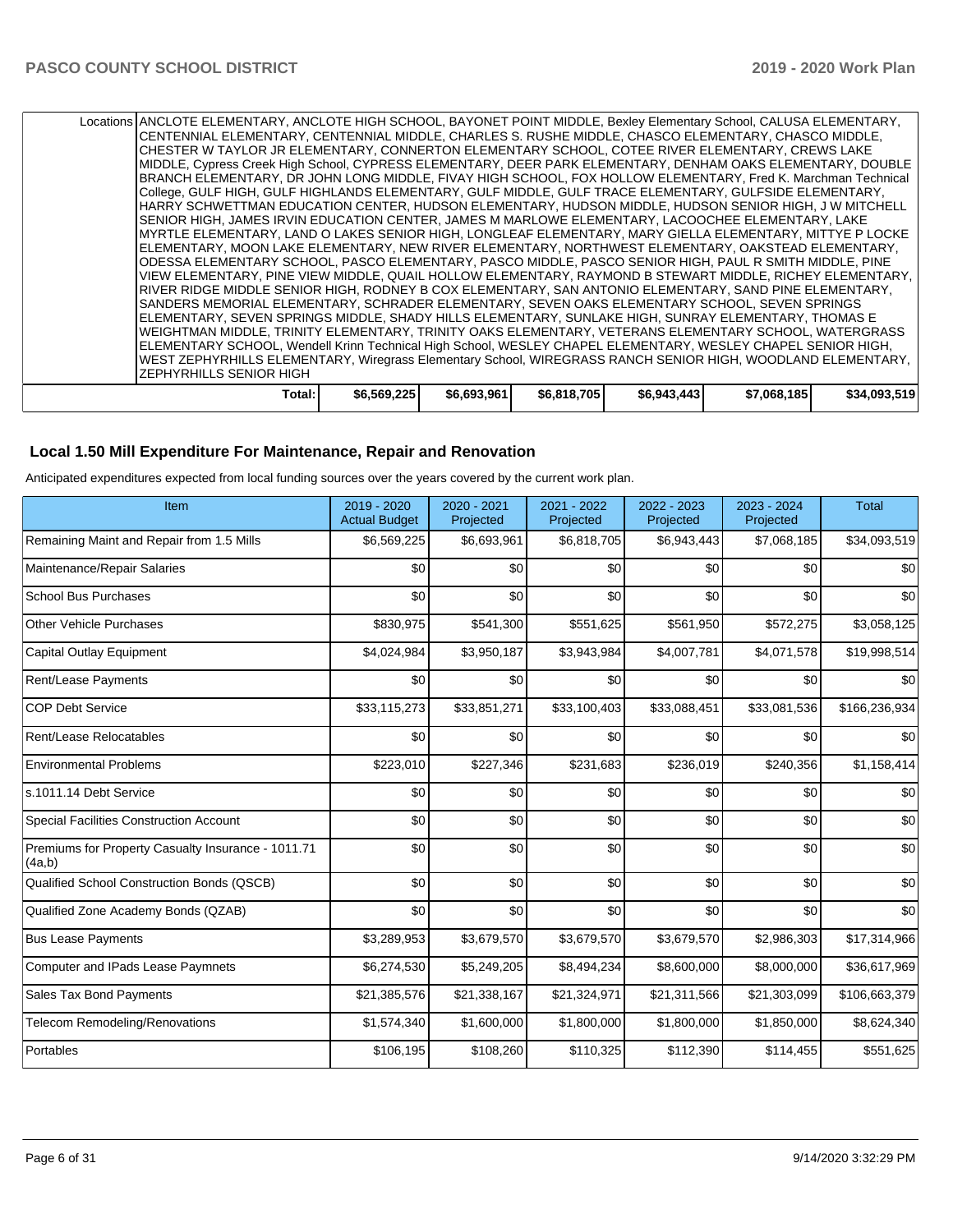| | | | | | | |
|---|---|---|---|---|---|---|
| Locations | ANCLOTE ELEMENTARY, ANCLOTE HIGH SCHOOL, BAYONET POINT MIDDLE, Bexley Elementary School, CALUSA ELEMENTARY, CENTENNIAL ELEMENTARY, CENTENNIAL MIDDLE, CHARLES S. RUSHE MIDDLE, CHASCO ELEMENTARY, CHASCO MIDDLE, CHESTER W TAYLOR JR ELEMENTARY, CONNERTON ELEMENTARY SCHOOL, COTEE RIVER ELEMENTARY, CREWS LAKE MIDDLE, Cypress Creek High School, CYPRESS ELEMENTARY, DEER PARK ELEMENTARY, DENHAM OAKS ELEMENTARY, DOUBLE BRANCH ELEMENTARY, DR JOHN LONG MIDDLE, FIVAY HIGH SCHOOL, FOX HOLLOW ELEMENTARY, Fred K. Marchman Technical College, GULF HIGH, GULF HIGHLANDS ELEMENTARY, GULF MIDDLE, GULF TRACE ELEMENTARY, GULFSIDE ELEMENTARY, HARRY SCHWETTMAN EDUCATION CENTER, HUDSON ELEMENTARY, HUDSON MIDDLE, HUDSON SENIOR HIGH, J W MITCHELL SENIOR HIGH, JAMES IRVIN EDUCATION CENTER, JAMES M MARLOWE ELEMENTARY, LACOOCHEE ELEMENTARY, LAKE MYRTLE ELEMENTARY, LAND O LAKES SENIOR HIGH, LONGLEAF ELEMENTARY, MARY GIELLA ELEMENTARY, MITTYE P LOCKE ELEMENTARY, MOON LAKE ELEMENTARY, NEW RIVER ELEMENTARY, NORTHWEST ELEMENTARY, OAKSTEAD ELEMENTARY, ODESSA ELEMENTARY SCHOOL, PASCO ELEMENTARY, PASCO MIDDLE, PASCO SENIOR HIGH, PAUL R SMITH MIDDLE, PINE VIEW ELEMENTARY, PINE VIEW MIDDLE, QUAIL HOLLOW ELEMENTARY, RAYMOND B STEWART MIDDLE, RICHEY ELEMENTARY, RIVER RIDGE MIDDLE SENIOR HIGH, RODNEY B COX ELEMENTARY, SAN ANTONIO ELEMENTARY, SAND PINE ELEMENTARY, SANDERS MEMORIAL ELEMENTARY, SCHRADER ELEMENTARY, SEVEN OAKS ELEMENTARY SCHOOL, SEVEN SPRINGS ELEMENTARY, SEVEN SPRINGS MIDDLE, SHADY HILLS ELEMENTARY, SUNLAKE HIGH, SUNRAY ELEMENTARY, THOMAS E WEIGHTMAN MIDDLE, TRINITY ELEMENTARY, TRINITY OAKS ELEMENTARY, VETERANS ELEMENTARY SCHOOL, WATERGRASS ELEMENTARY SCHOOL, Wendell Krinn Technical High School, WESLEY CHAPEL ELEMENTARY, WESLEY CHAPEL SENIOR HIGH, WEST ZEPHYRHILLS ELEMENTARY, Wiregrass Elementary School, WIREGRASS RANCH SENIOR HIGH, WOODLAND ELEMENTARY, ZEPHYRHILLS SENIOR HIGH | | | | | |
| | Total: | $6,569,225 | $6,693,961 | $6,818,705 | $6,943,443 | $7,068,185 | $34,093,519 |

## Local 1.50 Mill Expenditure For Maintenance, Repair and Renovation

Anticipated expenditures expected from local funding sources over the years covered by the current work plan.

| Item | 2019 - 2020 Actual Budget | 2020 - 2021 Projected | 2021 - 2022 Projected | 2022 - 2023 Projected | 2023 - 2024 Projected | Total |
|---|---|---|---|---|---|---|
| Remaining Maint and Repair from 1.5 Mills | $6,569,225 | $6,693,961 | $6,818,705 | $6,943,443 | $7,068,185 | $34,093,519 |
| Maintenance/Repair Salaries | $0 | $0 | $0 | $0 | $0 | $0 |
| School Bus Purchases | $0 | $0 | $0 | $0 | $0 | $0 |
| Other Vehicle Purchases | $830,975 | $541,300 | $551,625 | $561,950 | $572,275 | $3,058,125 |
| Capital Outlay Equipment | $4,024,984 | $3,950,187 | $3,943,984 | $4,007,781 | $4,071,578 | $19,998,514 |
| Rent/Lease Payments | $0 | $0 | $0 | $0 | $0 | $0 |
| COP Debt Service | $33,115,273 | $33,851,271 | $33,100,403 | $33,088,451 | $33,081,536 | $166,236,934 |
| Rent/Lease Relocatables | $0 | $0 | $0 | $0 | $0 | $0 |
| Environmental Problems | $223,010 | $227,346 | $231,683 | $236,019 | $240,356 | $1,158,414 |
| s.1011.14 Debt Service | $0 | $0 | $0 | $0 | $0 | $0 |
| Special Facilities Construction Account | $0 | $0 | $0 | $0 | $0 | $0 |
| Premiums for Property Casualty Insurance - 1011.71 (4a,b) | $0 | $0 | $0 | $0 | $0 | $0 |
| Qualified School Construction Bonds (QSCB) | $0 | $0 | $0 | $0 | $0 | $0 |
| Qualified Zone Academy Bonds (QZAB) | $0 | $0 | $0 | $0 | $0 | $0 |
| Bus Lease Payments | $3,289,953 | $3,679,570 | $3,679,570 | $3,679,570 | $2,986,303 | $17,314,966 |
| Computer and IPads Lease Paymnets | $6,274,530 | $5,249,205 | $8,494,234 | $8,600,000 | $8,000,000 | $36,617,969 |
| Sales Tax Bond Payments | $21,385,576 | $21,338,167 | $21,324,971 | $21,311,566 | $21,303,099 | $106,663,379 |
| Telecom Remodeling/Renovations | $1,574,340 | $1,600,000 | $1,800,000 | $1,800,000 | $1,850,000 | $8,624,340 |
| Portables | $106,195 | $108,260 | $110,325 | $112,390 | $114,455 | $551,625 |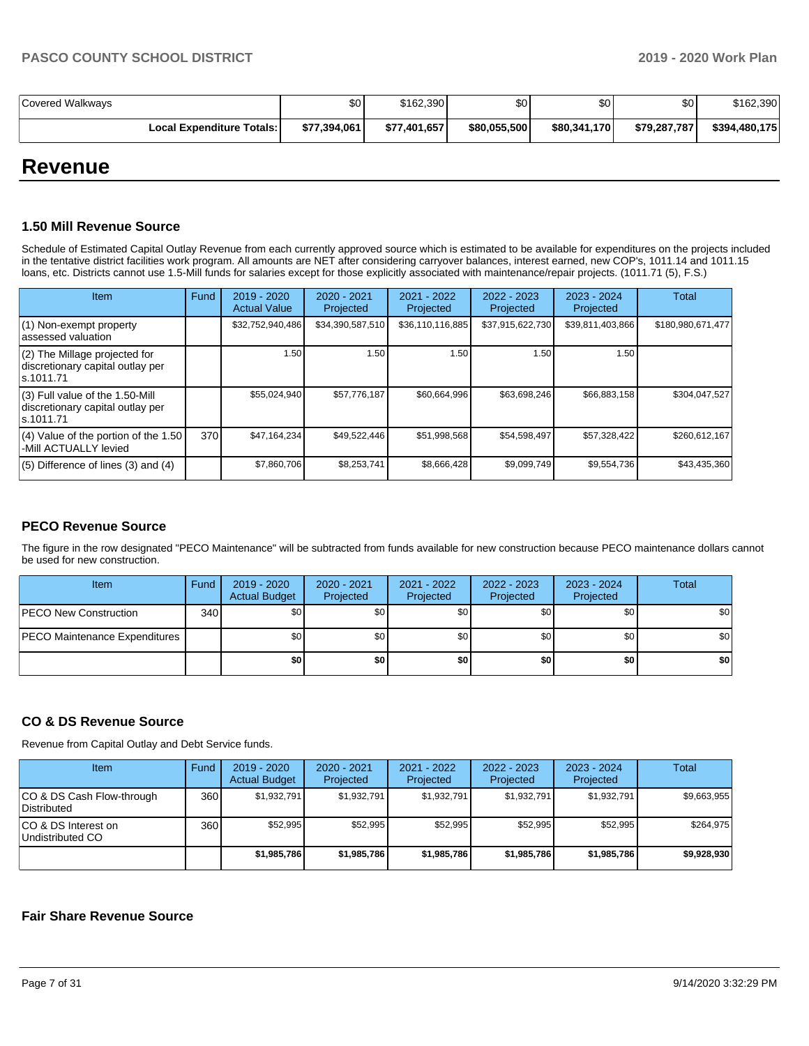| Covered Walkways | $0 | $162,390 | $0 | $0 | $0 | $162,390 |
|---|---|---|---|---|---|---|
| **Local Expenditure Totals:** | **$77,394,061** | **$77,401,657** | **$80,055,500** | **$80,341,170** | **$79,287,787** | **$394,480,175** |

# Revenue

### 1.50 Mill Revenue Source

Schedule of Estimated Capital Outlay Revenue from each currently approved source which is estimated to be available for expenditures on the projects included in the tentative district facilities work program. All amounts are NET after considering carryover balances, interest earned, new COP's, 1011.14 and 1011.15 loans, etc. Districts cannot use 1.5-Mill funds for salaries except for those explicitly associated with maintenance/repair projects. (1011.71 (5), F.S.)

| Item | Fund | 2019 - 2020 Actual Value | 2020 - 2021 Projected | 2021 - 2022 Projected | 2022 - 2023 Projected | 2023 - 2024 Projected | Total |
|---|---|---|---|---|---|---|---|
| (1) Non-exempt property assessed valuation | | $32,752,940,486 | $34,390,587,510 | $36,110,116,885 | $37,915,622,730 | $39,811,403,866 | $180,980,671,477 |
| (2) The Millage projected for discretionary capital outlay per s.1011.71 | | 1.50 | 1.50 | 1.50 | 1.50 | 1.50 | |
| (3) Full value of the 1.50-Mill discretionary capital outlay per s.1011.71 | | $55,024,940 | $57,776,187 | $60,664,996 | $63,698,246 | $66,883,158 | $304,047,527 |
| (4) Value of the portion of the 1.50 -Mill ACTUALLY levied | 370 | $47,164,234 | $49,522,446 | $51,998,568 | $54,598,497 | $57,328,422 | $260,612,167 |
| (5) Difference of lines (3) and (4) | | $7,860,706 | $8,253,741 | $8,666,428 | $9,099,749 | $9,554,736 | $43,435,360 |

### PECO Revenue Source

The figure in the row designated "PECO Maintenance" will be subtracted from funds available for new construction because PECO maintenance dollars cannot be used for new construction.

| Item | Fund | 2019 - 2020 Actual Budget | 2020 - 2021 Projected | 2021 - 2022 Projected | 2022 - 2023 Projected | 2023 - 2024 Projected | Total |
|---|---|---|---|---|---|---|---|
| PECO New Construction | 340 | $0 | $0 | $0 | $0 | $0 | $0 |
| PECO Maintenance Expenditures | | $0 | $0 | $0 | $0 | $0 | $0 |
| | | **$0** | **$0** | **$0** | **$0** | **$0** | **$0** |

### CO & DS Revenue Source

Revenue from Capital Outlay and Debt Service funds.

| Item | Fund | 2019 - 2020 Actual Budget | 2020 - 2021 Projected | 2021 - 2022 Projected | 2022 - 2023 Projected | 2023 - 2024 Projected | Total |
|---|---|---|---|---|---|---|---|
| CO & DS Cash Flow-through Distributed | 360 | $1,932,791 | $1,932,791 | $1,932,791 | $1,932,791 | $1,932,791 | $9,663,955 |
| CO & DS Interest on Undistributed CO | 360 | $52,995 | $52,995 | $52,995 | $52,995 | $52,995 | $264,975 |
| | | **$1,985,786** | **$1,985,786** | **$1,985,786** | **$1,985,786** | **$1,985,786** | **$9,928,930** |

### Fair Share Revenue Source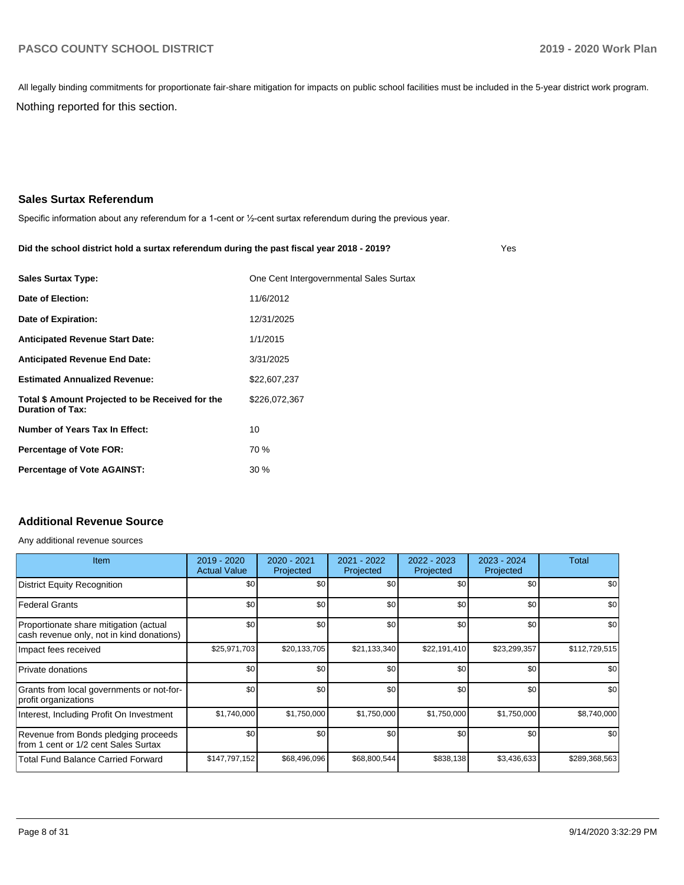All legally binding commitments for proportionate fair-share mitigation for impacts on public school facilities must be included in the 5-year district work program.

Nothing reported for this section.

## Sales Surtax Referendum

Specific information about any referendum for a 1-cent or ½-cent surtax referendum during the previous year.

**Did the school district hold a surtax referendum during the past fiscal year 2018 - 2019?** Yes

| | |
|---|---|
| **Sales Surtax Type:** | One Cent Intergovernmental Sales Surtax |
| **Date of Election:** | 11/6/2012 |
| **Date of Expiration:** | 12/31/2025 |
| **Anticipated Revenue Start Date:** | 1/1/2015 |
| **Anticipated Revenue End Date:** | 3/31/2025 |
| **Estimated Annualized Revenue:** | $22,607,237 |
| **Total $ Amount Projected to be Received for the Duration of Tax:** | $226,072,367 |
| **Number of Years Tax In Effect:** | 10 |
| **Percentage of Vote FOR:** | 70 % |
| **Percentage of Vote AGAINST:** | 30 % |

## Additional Revenue Source

Any additional revenue sources

| Item | 2019 - 2020 Actual Value | 2020 - 2021 Projected | 2021 - 2022 Projected | 2022 - 2023 Projected | 2023 - 2024 Projected | Total |
|---|---|---|---|---|---|---|
| District Equity Recognition | $0 | $0 | $0 | $0 | $0 | $0 |
| Federal Grants | $0 | $0 | $0 | $0 | $0 | $0 |
| Proportionate share mitigation (actual cash revenue only, not in kind donations) | $0 | $0 | $0 | $0 | $0 | $0 |
| Impact fees received | $25,971,703 | $20,133,705 | $21,133,340 | $22,191,410 | $23,299,357 | $112,729,515 |
| Private donations | $0 | $0 | $0 | $0 | $0 | $0 |
| Grants from local governments or not-for-profit organizations | $0 | $0 | $0 | $0 | $0 | $0 |
| Interest, Including Profit On Investment | $1,740,000 | $1,750,000 | $1,750,000 | $1,750,000 | $1,750,000 | $8,740,000 |
| Revenue from Bonds pledging proceeds from 1 cent or 1/2 cent Sales Surtax | $0 | $0 | $0 | $0 | $0 | $0 |
| Total Fund Balance Carried Forward | $147,797,152 | $68,496,096 | $68,800,544 | $838,138 | $3,436,633 | $289,368,563 |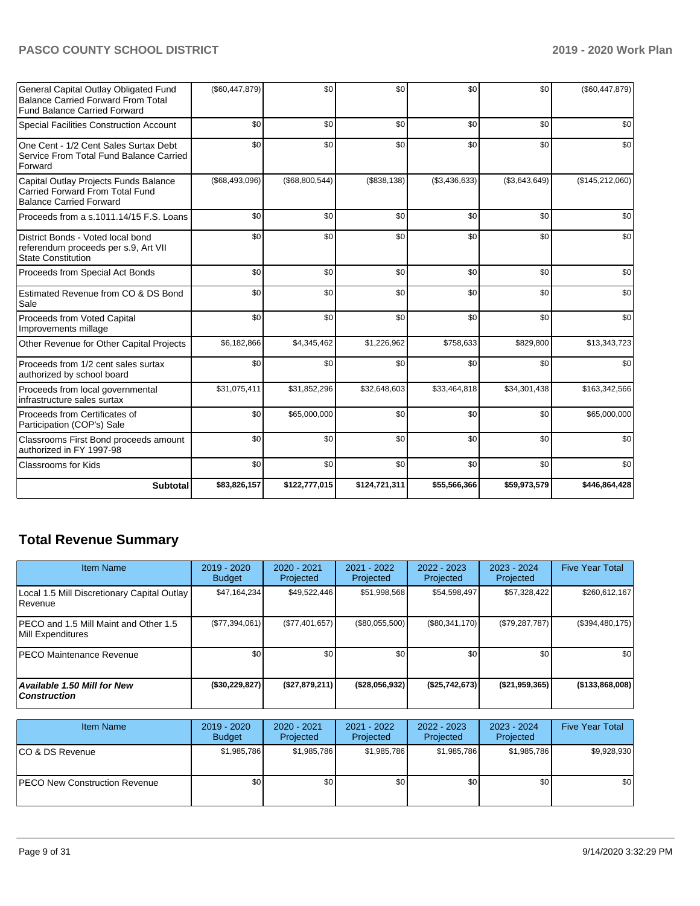| | | | | | | |
|---|---|---|---|---|---|---|
| General Capital Outlay Obligated Fund Balance Carried Forward From Total Fund Balance Carried Forward | ($60,447,879) | $0 | $0 | $0 | $0 | ($60,447,879) |
| Special Facilities Construction Account | $0 | $0 | $0 | $0 | $0 | $0 |
| One Cent - 1/2 Cent Sales Surtax Debt Service From Total Fund Balance Carried Forward | $0 | $0 | $0 | $0 | $0 | $0 |
| Capital Outlay Projects Funds Balance Carried Forward From Total Fund Balance Carried Forward | ($68,493,096) | ($68,800,544) | ($838,138) | ($3,436,633) | ($3,643,649) | ($145,212,060) |
| Proceeds from a s.1011.14/15 F.S. Loans | $0 | $0 | $0 | $0 | $0 | $0 |
| District Bonds - Voted local bond referendum proceeds per s.9, Art VII State Constitution | $0 | $0 | $0 | $0 | $0 | $0 |
| Proceeds from Special Act Bonds | $0 | $0 | $0 | $0 | $0 | $0 |
| Estimated Revenue from CO & DS Bond Sale | $0 | $0 | $0 | $0 | $0 | $0 |
| Proceeds from Voted Capital Improvements millage | $0 | $0 | $0 | $0 | $0 | $0 |
| Other Revenue for Other Capital Projects | $6,182,866 | $4,345,462 | $1,226,962 | $758,633 | $829,800 | $13,343,723 |
| Proceeds from 1/2 cent sales surtax authorized by school board | $0 | $0 | $0 | $0 | $0 | $0 |
| Proceeds from local governmental infrastructure sales surtax | $31,075,411 | $31,852,296 | $32,648,603 | $33,464,818 | $34,301,438 | $163,342,566 |
| Proceeds from Certificates of Participation (COP's) Sale | $0 | $65,000,000 | $0 | $0 | $0 | $65,000,000 |
| Classrooms First Bond proceeds amount authorized in FY 1997-98 | $0 | $0 | $0 | $0 | $0 | $0 |
| Classrooms for Kids | $0 | $0 | $0 | $0 | $0 | $0 |
| **Subtotal** | **$83,826,157** | **$122,777,015** | **$124,721,311** | **$55,566,366** | **$59,973,579** | **$446,864,428** |

## Total Revenue Summary

| Item Name | 2019 - 2020 Budget | 2020 - 2021 Projected | 2021 - 2022 Projected | 2022 - 2023 Projected | 2023 - 2024 Projected | Five Year Total |
|---|---|---|---|---|---|---|
| Local 1.5 Mill Discretionary Capital Outlay Revenue | $47,164,234 | $49,522,446 | $51,998,568 | $54,598,497 | $57,328,422 | $260,612,167 |
| PECO and 1.5 Mill Maint and Other 1.5 Mill Expenditures | ($77,394,061) | ($77,401,657) | ($80,055,500) | ($80,341,170) | ($79,287,787) | ($394,480,175) |
| PECO Maintenance Revenue | $0 | $0 | $0 | $0 | $0 | $0 |
| ***Available 1.50 Mill for New Construction*** | **($30,229,827)** | **($27,879,211)** | **($28,056,932)** | **($25,742,673)** | **($21,959,365)** | **($133,868,008)** |

| Item Name | 2019 - 2020 Budget | 2020 - 2021 Projected | 2021 - 2022 Projected | 2022 - 2023 Projected | 2023 - 2024 Projected | Five Year Total |
|---|---|---|---|---|---|---|
| CO & DS Revenue | $1,985,786 | $1,985,786 | $1,985,786 | $1,985,786 | $1,985,786 | $9,928,930 |
| PECO New Construction Revenue | $0 | $0 | $0 | $0 | $0 | $0 |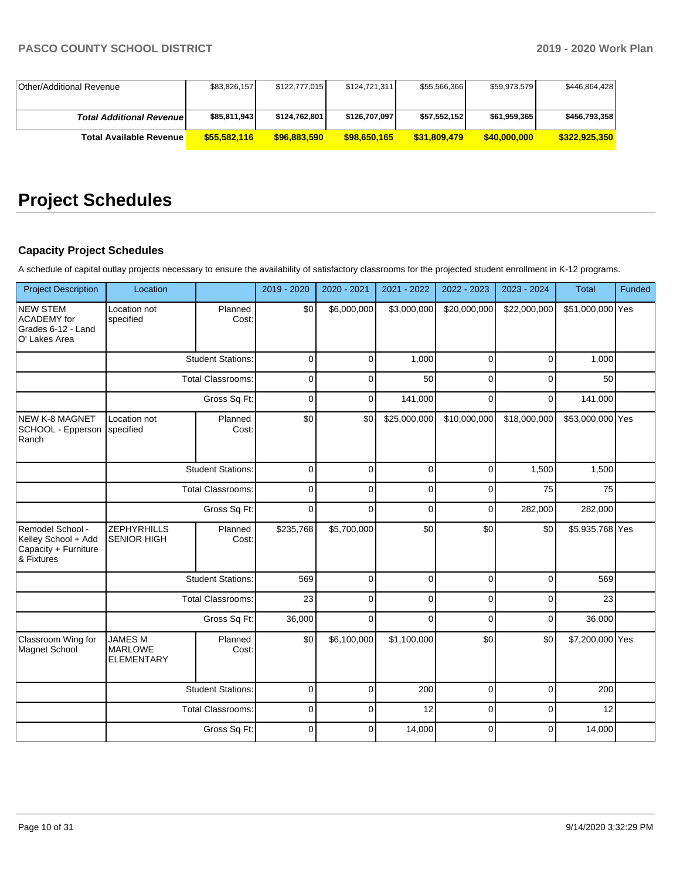| | | | | | | |
|---|---|---|---|---|---|---|
| Other/Additional Revenue | $83,826,157 | $122,777,015 | $124,721,311 | $55,566,366 | $59,973,579 | $446,864,428 |
| ***Total Additional Revenue*** | **$85,811,943** | **$124,762,801** | **$126,707,097** | **$57,552,152** | **$61,959,365** | **$456,793,358** |
| **Total Available Revenue** | **$55,582,116** | **$96,883,590** | **$98,650,165** | **$31,809,479** | **$40,000,000** | **$322,925,350** |

# Project Schedules

### Capacity Project Schedules

A schedule of capital outlay projects necessary to ensure the availability of satisfactory classrooms for the projected student enrollment in K-12 programs.

| Project Description | Location | | 2019 - 2020 | 2020 - 2021 | 2021 - 2022 | 2022 - 2023 | 2023 - 2024 | Total | Funded |
|---|---|---|---|---|---|---|---|---|---|
| NEW STEM ACADEMY for Grades 6-12 - Land O' Lakes Area | Location not specified | Planned Cost: | $0 | $6,000,000 | $3,000,000 | $20,000,000 | $22,000,000 | $51,000,000 | Yes |
| | | Student Stations: | 0 | 0 | 1,000 | 0 | 0 | 1,000 | |
| | | Total Classrooms: | 0 | 0 | 50 | 0 | 0 | 50 | |
| | | Gross Sq Ft: | 0 | 0 | 141,000 | 0 | 0 | 141,000 | |
| NEW K-8 MAGNET SCHOOL - Epperson Ranch | Location not specified | Planned Cost: | $0 | $0 | $25,000,000 | $10,000,000 | $18,000,000 | $53,000,000 | Yes |
| | | Student Stations: | 0 | 0 | 0 | 0 | 1,500 | 1,500 | |
| | | Total Classrooms: | 0 | 0 | 0 | 0 | 75 | 75 | |
| | | Gross Sq Ft: | 0 | 0 | 0 | 0 | 282,000 | 282,000 | |
| Remodel School - Kelley School + Add Capacity + Furniture & Fixtures | ZEPHYRHILLS SENIOR HIGH | Planned Cost: | $235,768 | $5,700,000 | $0 | $0 | $0 | $5,935,768 | Yes |
| | | Student Stations: | 569 | 0 | 0 | 0 | 0 | 569 | |
| | | Total Classrooms: | 23 | 0 | 0 | 0 | 0 | 23 | |
| | | Gross Sq Ft: | 36,000 | 0 | 0 | 0 | 0 | 36,000 | |
| Classroom Wing for Magnet School | JAMES M MARLOWE ELEMENTARY | Planned Cost: | $0 | $6,100,000 | $1,100,000 | $0 | $0 | $7,200,000 | Yes |
| | | Student Stations: | 0 | 0 | 200 | 0 | 0 | 200 | |
| | | Total Classrooms: | 0 | 0 | 12 | 0 | 0 | 12 | |
| | | Gross Sq Ft: | 0 | 0 | 14,000 | 0 | 0 | 14,000 | |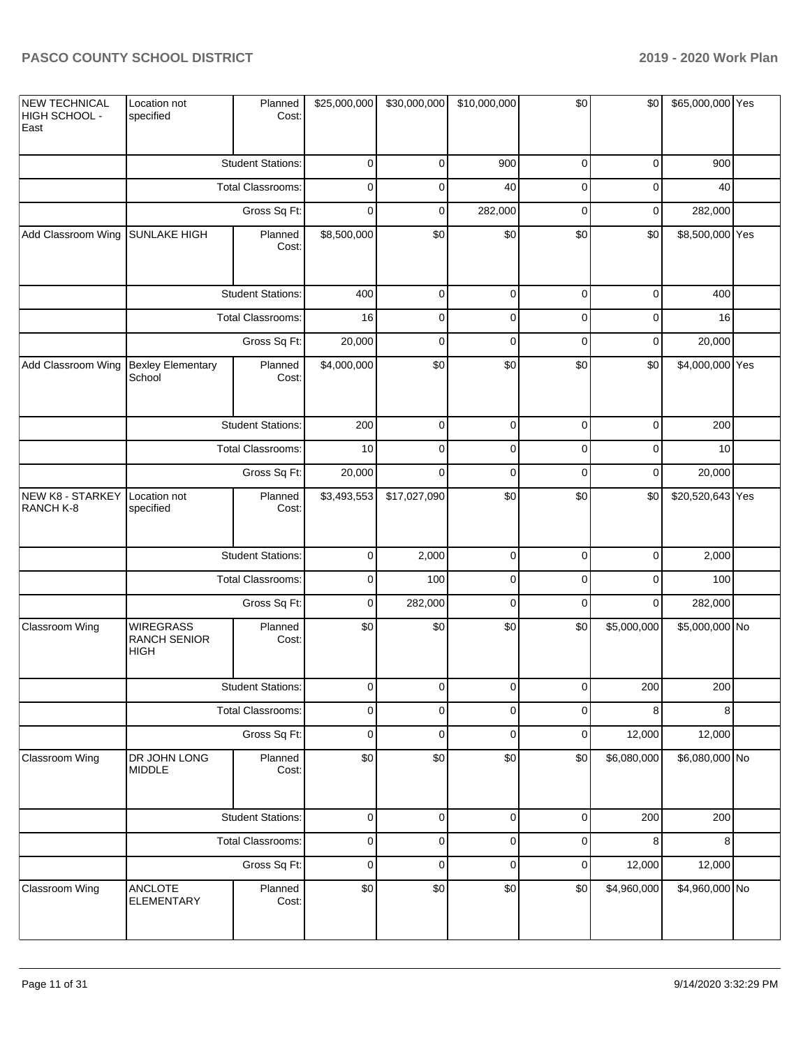| NEW TECHNICAL HIGH SCHOOL - East | Location not specified | Planned Cost: | $25,000,000 | $30,000,000 | $10,000,000 | $0 | $0 | $65,000,000 | Yes |
|---|---|---|---|---|---|---|---|---|---|
| | Student Stations: | | 0 | 0 | 900 | 0 | 0 | 900 | |
| | Total Classrooms: | | 0 | 0 | 40 | 0 | 0 | 40 | |
| | Gross Sq Ft: | | 0 | 0 | 282,000 | 0 | 0 | 282,000 | |
| Add Classroom Wing | SUNLAKE HIGH | Planned Cost: | $8,500,000 | $0 | $0 | $0 | $0 | $8,500,000 | Yes |
| | Student Stations: | | 400 | 0 | 0 | 0 | 0 | 400 | |
| | Total Classrooms: | | 16 | 0 | 0 | 0 | 0 | 16 | |
| | Gross Sq Ft: | | 20,000 | 0 | 0 | 0 | 0 | 20,000 | |
| Add Classroom Wing | Bexley Elementary School | Planned Cost: | $4,000,000 | $0 | $0 | $0 | $0 | $4,000,000 | Yes |
| | Student Stations: | | 200 | 0 | 0 | 0 | 0 | 200 | |
| | Total Classrooms: | | 10 | 0 | 0 | 0 | 0 | 10 | |
| | Gross Sq Ft: | | 20,000 | 0 | 0 | 0 | 0 | 20,000 | |
| NEW K8 - STARKEY RANCH K-8 | Location not specified | Planned Cost: | $3,493,553 | $17,027,090 | $0 | $0 | $0 | $20,520,643 | Yes |
| | Student Stations: | | 0 | 2,000 | 0 | 0 | 0 | 2,000 | |
| | Total Classrooms: | | 0 | 100 | 0 | 0 | 0 | 100 | |
| | Gross Sq Ft: | | 0 | 282,000 | 0 | 0 | 0 | 282,000 | |
| Classroom Wing | WIREGRASS RANCH SENIOR HIGH | Planned Cost: | $0 | $0 | $0 | $0 | $5,000,000 | $5,000,000 | No |
| | Student Stations: | | 0 | 0 | 0 | 0 | 200 | 200 | |
| | Total Classrooms: | | 0 | 0 | 0 | 0 | 8 | 8 | |
| | Gross Sq Ft: | | 0 | 0 | 0 | 0 | 12,000 | 12,000 | |
| Classroom Wing | DR JOHN LONG MIDDLE | Planned Cost: | $0 | $0 | $0 | $0 | $6,080,000 | $6,080,000 | No |
| | Student Stations: | | 0 | 0 | 0 | 0 | 200 | 200 | |
| | Total Classrooms: | | 0 | 0 | 0 | 0 | 8 | 8 | |
| | Gross Sq Ft: | | 0 | 0 | 0 | 0 | 12,000 | 12,000 | |
| Classroom Wing | ANCLOTE ELEMENTARY | Planned Cost: | $0 | $0 | $0 | $0 | $4,960,000 | $4,960,000 | No |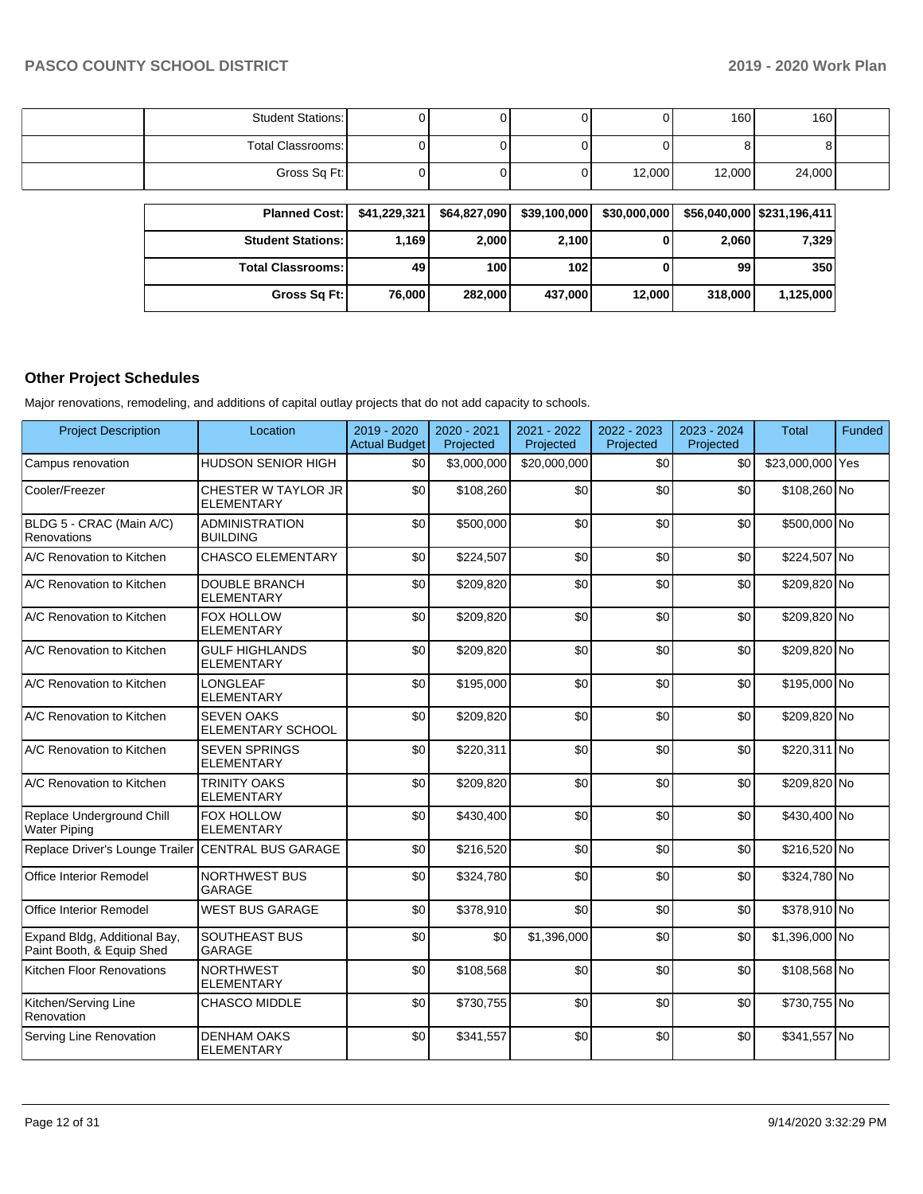| | | | | | | | |
|---|---|---|---|---|---|---|---|
| | Student Stations: | 0 | 0 | 0 | 0 | 160 | 160 |
| | Total Classrooms: | 0 | 0 | 0 | 0 | 8 | 8 |
| | Gross Sq Ft: | 0 | 0 | 0 | 12,000 | 12,000 | 24,000 |

| | | | | | | |
|---|---|---|---|---|---|---|
| **Planned Cost:** | **$41,229,321** | **$64,827,090** | **$39,100,000** | **$30,000,000** | **$56,040,000** | **$231,196,411** |
| **Student Stations:** | **1,169** | **2,000** | **2,100** | **0** | **2,060** | **7,329** |
| **Total Classrooms:** | **49** | **100** | **102** | **0** | **99** | **350** |
| **Gross Sq Ft:** | **76,000** | **282,000** | **437,000** | **12,000** | **318,000** | **1,125,000** |

## Other Project Schedules

Major renovations, remodeling, and additions of capital outlay projects that do not add capacity to schools.

| Project Description | Location | 2019 - 2020 Actual Budget | 2020 - 2021 Projected | 2021 - 2022 Projected | 2022 - 2023 Projected | 2023 - 2024 Projected | Total | Funded |
|---|---|---|---|---|---|---|---|---|
| Campus renovation | HUDSON SENIOR HIGH | $0 | $3,000,000 | $20,000,000 | $0 | $0 | $23,000,000 | Yes |
| Cooler/Freezer | CHESTER W TAYLOR JR ELEMENTARY | $0 | $108,260 | $0 | $0 | $0 | $108,260 | No |
| BLDG 5 - CRAC (Main A/C) Renovations | ADMINISTRATION BUILDING | $0 | $500,000 | $0 | $0 | $0 | $500,000 | No |
| A/C Renovation to Kitchen | CHASCO ELEMENTARY | $0 | $224,507 | $0 | $0 | $0 | $224,507 | No |
| A/C Renovation to Kitchen | DOUBLE BRANCH ELEMENTARY | $0 | $209,820 | $0 | $0 | $0 | $209,820 | No |
| A/C Renovation to Kitchen | FOX HOLLOW ELEMENTARY | $0 | $209,820 | $0 | $0 | $0 | $209,820 | No |
| A/C Renovation to Kitchen | GULF HIGHLANDS ELEMENTARY | $0 | $209,820 | $0 | $0 | $0 | $209,820 | No |
| A/C Renovation to Kitchen | LONGLEAF ELEMENTARY | $0 | $195,000 | $0 | $0 | $0 | $195,000 | No |
| A/C Renovation to Kitchen | SEVEN OAKS ELEMENTARY SCHOOL | $0 | $209,820 | $0 | $0 | $0 | $209,820 | No |
| A/C Renovation to Kitchen | SEVEN SPRINGS ELEMENTARY | $0 | $220,311 | $0 | $0 | $0 | $220,311 | No |
| A/C Renovation to Kitchen | TRINITY OAKS ELEMENTARY | $0 | $209,820 | $0 | $0 | $0 | $209,820 | No |
| Replace Underground Chill Water Piping | FOX HOLLOW ELEMENTARY | $0 | $430,400 | $0 | $0 | $0 | $430,400 | No |
| Replace Driver's Lounge Trailer | CENTRAL BUS GARAGE | $0 | $216,520 | $0 | $0 | $0 | $216,520 | No |
| Office Interior Remodel | NORTHWEST BUS GARAGE | $0 | $324,780 | $0 | $0 | $0 | $324,780 | No |
| Office Interior Remodel | WEST BUS GARAGE | $0 | $378,910 | $0 | $0 | $0 | $378,910 | No |
| Expand Bldg, Additional Bay, Paint Booth, & Equip Shed | SOUTHEAST BUS GARAGE | $0 | $0 | $1,396,000 | $0 | $0 | $1,396,000 | No |
| Kitchen Floor Renovations | NORTHWEST ELEMENTARY | $0 | $108,568 | $0 | $0 | $0 | $108,568 | No |
| Kitchen/Serving Line Renovation | CHASCO MIDDLE | $0 | $730,755 | $0 | $0 | $0 | $730,755 | No |
| Serving Line Renovation | DENHAM OAKS ELEMENTARY | $0 | $341,557 | $0 | $0 | $0 | $341,557 | No |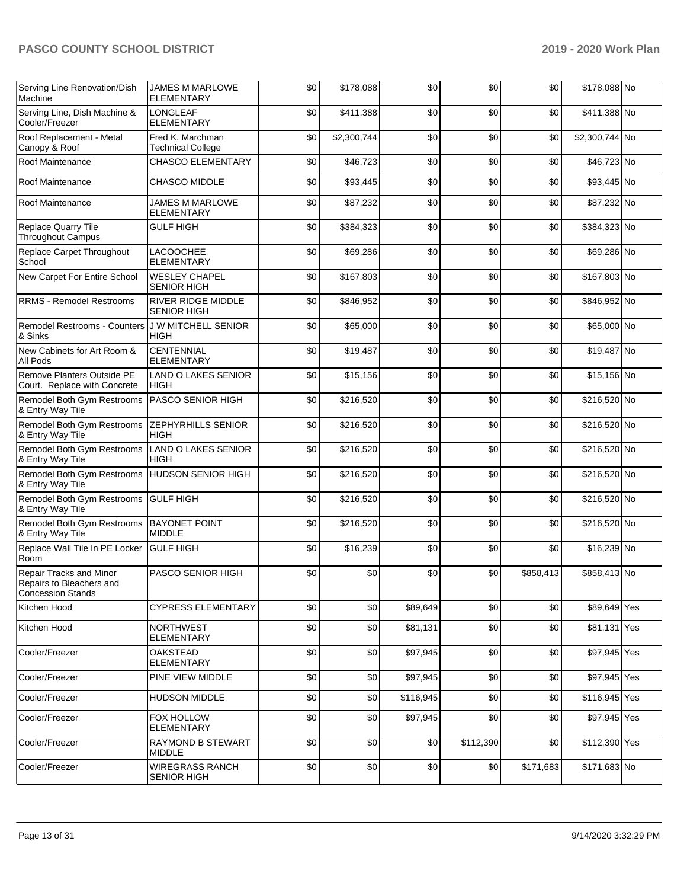| Serving Line Renovation/Dish Machine | JAMES M MARLOWE ELEMENTARY | $0 | $178,088 | $0 | $0 | $0 | $178,088 | No |
|---|---|---|---|---|---|---|---|---|
| Serving Line, Dish Machine & Cooler/Freezer | LONGLEAF ELEMENTARY | $0 | $411,388 | $0 | $0 | $0 | $411,388 | No |
| Roof Replacement - Metal Canopy & Roof | Fred K. Marchman Technical College | $0 | $2,300,744 | $0 | $0 | $0 | $2,300,744 | No |
| Roof Maintenance | CHASCO ELEMENTARY | $0 | $46,723 | $0 | $0 | $0 | $46,723 | No |
| Roof Maintenance | CHASCO MIDDLE | $0 | $93,445 | $0 | $0 | $0 | $93,445 | No |
| Roof Maintenance | JAMES M MARLOWE ELEMENTARY | $0 | $87,232 | $0 | $0 | $0 | $87,232 | No |
| Replace Quarry Tile Throughout Campus | GULF HIGH | $0 | $384,323 | $0 | $0 | $0 | $384,323 | No |
| Replace Carpet Throughout School | LACOOCHEE ELEMENTARY | $0 | $69,286 | $0 | $0 | $0 | $69,286 | No |
| New Carpet For Entire School | WESLEY CHAPEL SENIOR HIGH | $0 | $167,803 | $0 | $0 | $0 | $167,803 | No |
| RRMS - Remodel Restrooms | RIVER RIDGE MIDDLE SENIOR HIGH | $0 | $846,952 | $0 | $0 | $0 | $846,952 | No |
| Remodel Restrooms - Counters & Sinks | J W MITCHELL SENIOR HIGH | $0 | $65,000 | $0 | $0 | $0 | $65,000 | No |
| New Cabinets for Art Room & All Pods | CENTENNIAL ELEMENTARY | $0 | $19,487 | $0 | $0 | $0 | $19,487 | No |
| Remove Planters Outside PE Court. Replace with Concrete | LAND O LAKES SENIOR HIGH | $0 | $15,156 | $0 | $0 | $0 | $15,156 | No |
| Remodel Both Gym Restrooms & Entry Way Tile | PASCO SENIOR HIGH | $0 | $216,520 | $0 | $0 | $0 | $216,520 | No |
| Remodel Both Gym Restrooms & Entry Way Tile | ZEPHYRHILLS SENIOR HIGH | $0 | $216,520 | $0 | $0 | $0 | $216,520 | No |
| Remodel Both Gym Restrooms & Entry Way Tile | LAND O LAKES SENIOR HIGH | $0 | $216,520 | $0 | $0 | $0 | $216,520 | No |
| Remodel Both Gym Restrooms & Entry Way Tile | HUDSON SENIOR HIGH | $0 | $216,520 | $0 | $0 | $0 | $216,520 | No |
| Remodel Both Gym Restrooms & Entry Way Tile | GULF HIGH | $0 | $216,520 | $0 | $0 | $0 | $216,520 | No |
| Remodel Both Gym Restrooms & Entry Way Tile | BAYONET POINT MIDDLE | $0 | $216,520 | $0 | $0 | $0 | $216,520 | No |
| Replace Wall Tile In PE Locker Room | GULF HIGH | $0 | $16,239 | $0 | $0 | $0 | $16,239 | No |
| Repair Tracks and Minor Repairs to Bleachers and Concession Stands | PASCO SENIOR HIGH | $0 | $0 | $0 | $0 | $858,413 | $858,413 | No |
| Kitchen Hood | CYPRESS ELEMENTARY | $0 | $0 | $89,649 | $0 | $0 | $89,649 | Yes |
| Kitchen Hood | NORTHWEST ELEMENTARY | $0 | $0 | $81,131 | $0 | $0 | $81,131 | Yes |
| Cooler/Freezer | OAKSTEAD ELEMENTARY | $0 | $0 | $97,945 | $0 | $0 | $97,945 | Yes |
| Cooler/Freezer | PINE VIEW MIDDLE | $0 | $0 | $97,945 | $0 | $0 | $97,945 | Yes |
| Cooler/Freezer | HUDSON MIDDLE | $0 | $0 | $116,945 | $0 | $0 | $116,945 | Yes |
| Cooler/Freezer | FOX HOLLOW ELEMENTARY | $0 | $0 | $97,945 | $0 | $0 | $97,945 | Yes |
| Cooler/Freezer | RAYMOND B STEWART MIDDLE | $0 | $0 | $0 | $112,390 | $0 | $112,390 | Yes |
| Cooler/Freezer | WIREGRASS RANCH SENIOR HIGH | $0 | $0 | $0 | $0 | $171,683 | $171,683 | No |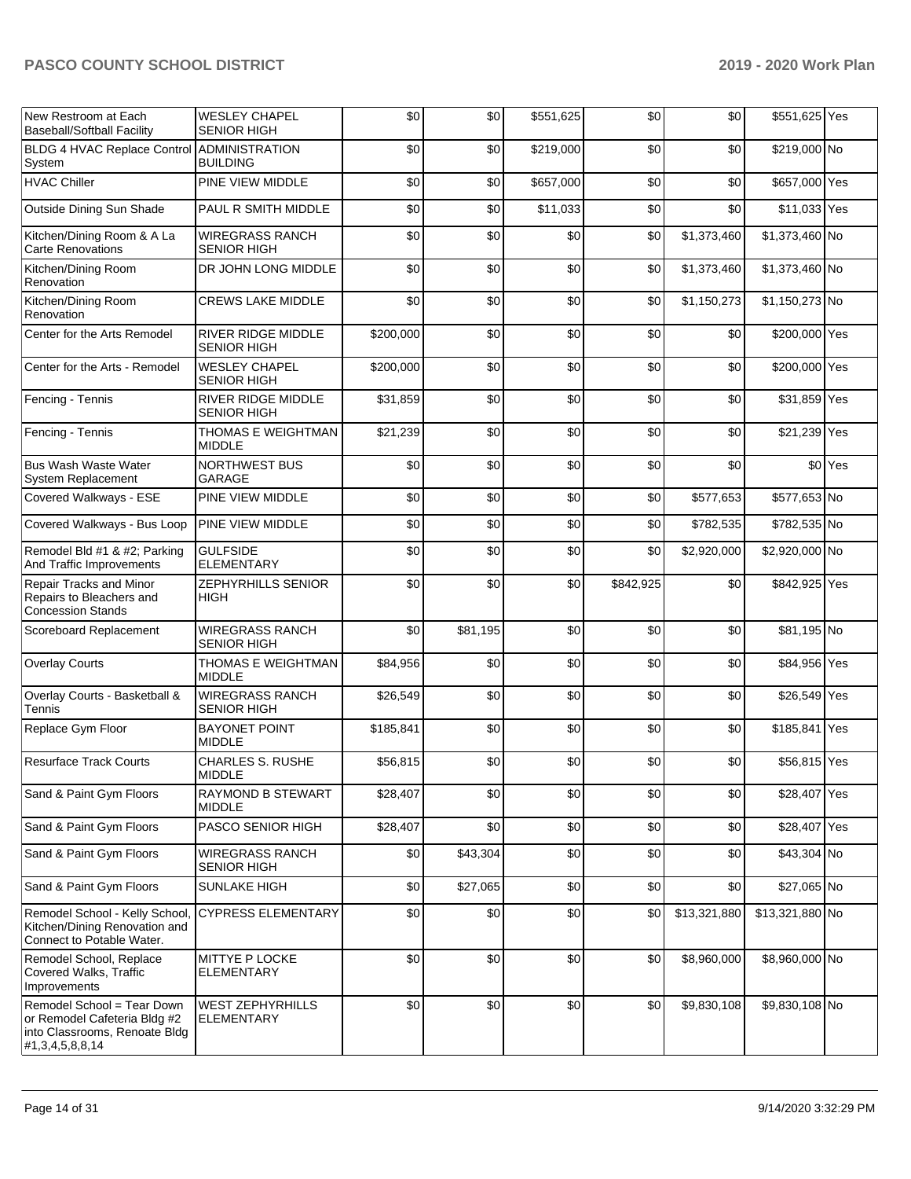| New Restroom at Each Baseball/Softball Facility | WESLEY CHAPEL SENIOR HIGH | $0 | $0 | $551,625 | $0 | $0 | $551,625 | Yes |
|---|---|---|---|---|---|---|---|---|
| BLDG 4 HVAC Replace Control System | ADMINISTRATION BUILDING | $0 | $0 | $219,000 | $0 | $0 | $219,000 | No |
| HVAC Chiller | PINE VIEW MIDDLE | $0 | $0 | $657,000 | $0 | $0 | $657,000 | Yes |
| Outside Dining Sun Shade | PAUL R SMITH MIDDLE | $0 | $0 | $11,033 | $0 | $0 | $11,033 | Yes |
| Kitchen/Dining Room & A La Carte Renovations | WIREGRASS RANCH SENIOR HIGH | $0 | $0 | $0 | $0 | $1,373,460 | $1,373,460 | No |
| Kitchen/Dining Room Renovation | DR JOHN LONG MIDDLE | $0 | $0 | $0 | $0 | $1,373,460 | $1,373,460 | No |
| Kitchen/Dining Room Renovation | CREWS LAKE MIDDLE | $0 | $0 | $0 | $0 | $1,150,273 | $1,150,273 | No |
| Center for the Arts Remodel | RIVER RIDGE MIDDLE SENIOR HIGH | $200,000 | $0 | $0 | $0 | $0 | $200,000 | Yes |
| Center for the Arts - Remodel | WESLEY CHAPEL SENIOR HIGH | $200,000 | $0 | $0 | $0 | $0 | $200,000 | Yes |
| Fencing - Tennis | RIVER RIDGE MIDDLE SENIOR HIGH | $31,859 | $0 | $0 | $0 | $0 | $31,859 | Yes |
| Fencing - Tennis | THOMAS E WEIGHTMAN MIDDLE | $21,239 | $0 | $0 | $0 | $0 | $21,239 | Yes |
| Bus Wash Waste Water System Replacement | NORTHWEST BUS GARAGE | $0 | $0 | $0 | $0 | $0 | $0 | Yes |
| Covered Walkways - ESE | PINE VIEW MIDDLE | $0 | $0 | $0 | $0 | $577,653 | $577,653 | No |
| Covered Walkways - Bus Loop | PINE VIEW MIDDLE | $0 | $0 | $0 | $0 | $782,535 | $782,535 | No |
| Remodel Bld #1 & #2; Parking And Traffic Improvements | GULFSIDE ELEMENTARY | $0 | $0 | $0 | $0 | $2,920,000 | $2,920,000 | No |
| Repair Tracks and Minor Repairs to Bleachers and Concession Stands | ZEPHYRHILLS SENIOR HIGH | $0 | $0 | $0 | $842,925 | $0 | $842,925 | Yes |
| Scoreboard Replacement | WIREGRASS RANCH SENIOR HIGH | $0 | $81,195 | $0 | $0 | $0 | $81,195 | No |
| Overlay Courts | THOMAS E WEIGHTMAN MIDDLE | $84,956 | $0 | $0 | $0 | $0 | $84,956 | Yes |
| Overlay Courts - Basketball & Tennis | WIREGRASS RANCH SENIOR HIGH | $26,549 | $0 | $0 | $0 | $0 | $26,549 | Yes |
| Replace Gym Floor | BAYONET POINT MIDDLE | $185,841 | $0 | $0 | $0 | $0 | $185,841 | Yes |
| Resurface Track Courts | CHARLES S. RUSHE MIDDLE | $56,815 | $0 | $0 | $0 | $0 | $56,815 | Yes |
| Sand & Paint Gym Floors | RAYMOND B STEWART MIDDLE | $28,407 | $0 | $0 | $0 | $0 | $28,407 | Yes |
| Sand & Paint Gym Floors | PASCO SENIOR HIGH | $28,407 | $0 | $0 | $0 | $0 | $28,407 | Yes |
| Sand & Paint Gym Floors | WIREGRASS RANCH SENIOR HIGH | $0 | $43,304 | $0 | $0 | $0 | $43,304 | No |
| Sand & Paint Gym Floors | SUNLAKE HIGH | $0 | $27,065 | $0 | $0 | $0 | $27,065 | No |
| Remodel School - Kelly School, Kitchen/Dining Renovation and Connect to Potable Water. | CYPRESS ELEMENTARY | $0 | $0 | $0 | $0 | $13,321,880 | $13,321,880 | No |
| Remodel School, Replace Covered Walks, Traffic Improvements | MITTYE P LOCKE ELEMENTARY | $0 | $0 | $0 | $0 | $8,960,000 | $8,960,000 | No |
| Remodel School = Tear Down or Remodel Cafeteria Bldg #2 into Classrooms, Renoate Bldg #1,3,4,5,8,8,14 | WEST ZEPHYRHILLS ELEMENTARY | $0 | $0 | $0 | $0 | $9,830,108 | $9,830,108 | No |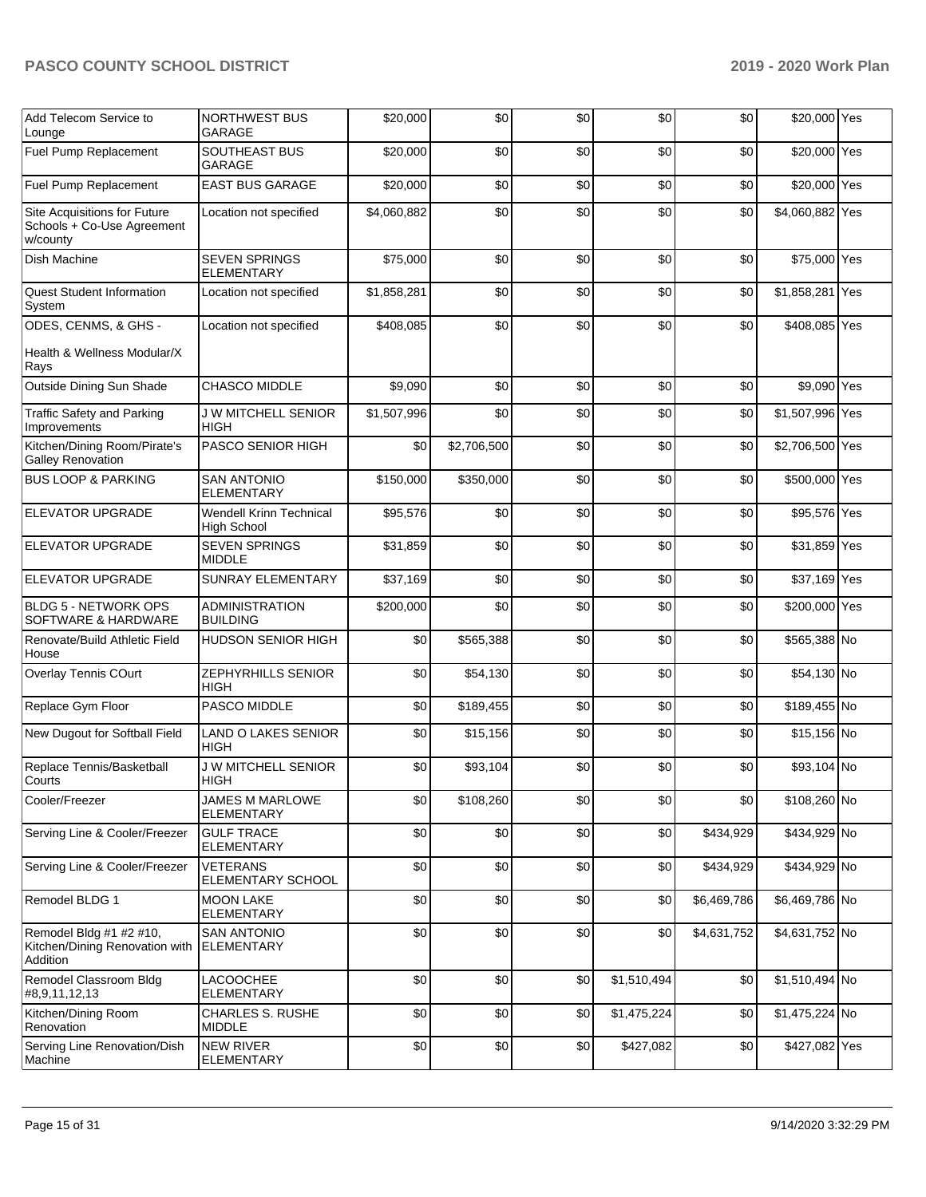| | | | | | | | | |
|---|---|---|---|---|---|---|---|---|
| Add Telecom Service to Lounge | NORTHWEST BUS GARAGE | $20,000 | $0 | $0 | $0 | $0 | $20,000 | Yes |
| Fuel Pump Replacement | SOUTHEAST BUS GARAGE | $20,000 | $0 | $0 | $0 | $0 | $20,000 | Yes |
| Fuel Pump Replacement | EAST BUS GARAGE | $20,000 | $0 | $0 | $0 | $0 | $20,000 | Yes |
| Site Acquisitions for Future Schools + Co-Use Agreement w/county | Location not specified | $4,060,882 | $0 | $0 | $0 | $0 | $4,060,882 | Yes |
| Dish Machine | SEVEN SPRINGS ELEMENTARY | $75,000 | $0 | $0 | $0 | $0 | $75,000 | Yes |
| Quest Student Information System | Location not specified | $1,858,281 | $0 | $0 | $0 | $0 | $1,858,281 | Yes |
| ODES, CENMS, & GHS - Health & Wellness Modular/X Rays | Location not specified | $408,085 | $0 | $0 | $0 | $0 | $408,085 | Yes |
| Outside Dining Sun Shade | CHASCO MIDDLE | $9,090 | $0 | $0 | $0 | $0 | $9,090 | Yes |
| Traffic Safety and Parking Improvements | J W MITCHELL SENIOR HIGH | $1,507,996 | $0 | $0 | $0 | $0 | $1,507,996 | Yes |
| Kitchen/Dining Room/Pirate's Galley Renovation | PASCO SENIOR HIGH | $0 | $2,706,500 | $0 | $0 | $0 | $2,706,500 | Yes |
| BUS LOOP & PARKING | SAN ANTONIO ELEMENTARY | $150,000 | $350,000 | $0 | $0 | $0 | $500,000 | Yes |
| ELEVATOR UPGRADE | Wendell Krinn Technical High School | $95,576 | $0 | $0 | $0 | $0 | $95,576 | Yes |
| ELEVATOR UPGRADE | SEVEN SPRINGS MIDDLE | $31,859 | $0 | $0 | $0 | $0 | $31,859 | Yes |
| ELEVATOR UPGRADE | SUNRAY ELEMENTARY | $37,169 | $0 | $0 | $0 | $0 | $37,169 | Yes |
| BLDG 5 - NETWORK OPS SOFTWARE & HARDWARE | ADMINISTRATION BUILDING | $200,000 | $0 | $0 | $0 | $0 | $200,000 | Yes |
| Renovate/Build Athletic Field House | HUDSON SENIOR HIGH | $0 | $565,388 | $0 | $0 | $0 | $565,388 | No |
| Overlay Tennis COurt | ZEPHYRHILLS SENIOR HIGH | $0 | $54,130 | $0 | $0 | $0 | $54,130 | No |
| Replace Gym Floor | PASCO MIDDLE | $0 | $189,455 | $0 | $0 | $0 | $189,455 | No |
| New Dugout for Softball Field | LAND O LAKES SENIOR HIGH | $0 | $15,156 | $0 | $0 | $0 | $15,156 | No |
| Replace Tennis/Basketball Courts | J W MITCHELL SENIOR HIGH | $0 | $93,104 | $0 | $0 | $0 | $93,104 | No |
| Cooler/Freezer | JAMES M MARLOWE ELEMENTARY | $0 | $108,260 | $0 | $0 | $0 | $108,260 | No |
| Serving Line & Cooler/Freezer | GULF TRACE ELEMENTARY | $0 | $0 | $0 | $0 | $434,929 | $434,929 | No |
| Serving Line & Cooler/Freezer | VETERANS ELEMENTARY SCHOOL | $0 | $0 | $0 | $0 | $434,929 | $434,929 | No |
| Remodel BLDG 1 | MOON LAKE ELEMENTARY | $0 | $0 | $0 | $0 | $6,469,786 | $6,469,786 | No |
| Remodel Bldg #1 #2 #10, Kitchen/Dining Renovation with Addition | SAN ANTONIO ELEMENTARY | $0 | $0 | $0 | $0 | $4,631,752 | $4,631,752 | No |
| Remodel Classroom Bldg #8,9,11,12,13 | LACOOCHEE ELEMENTARY | $0 | $0 | $0 | $1,510,494 | $0 | $1,510,494 | No |
| Kitchen/Dining Room Renovation | CHARLES S. RUSHE MIDDLE | $0 | $0 | $0 | $1,475,224 | $0 | $1,475,224 | No |
| Serving Line Renovation/Dish Machine | NEW RIVER ELEMENTARY | $0 | $0 | $0 | $427,082 | $0 | $427,082 | Yes |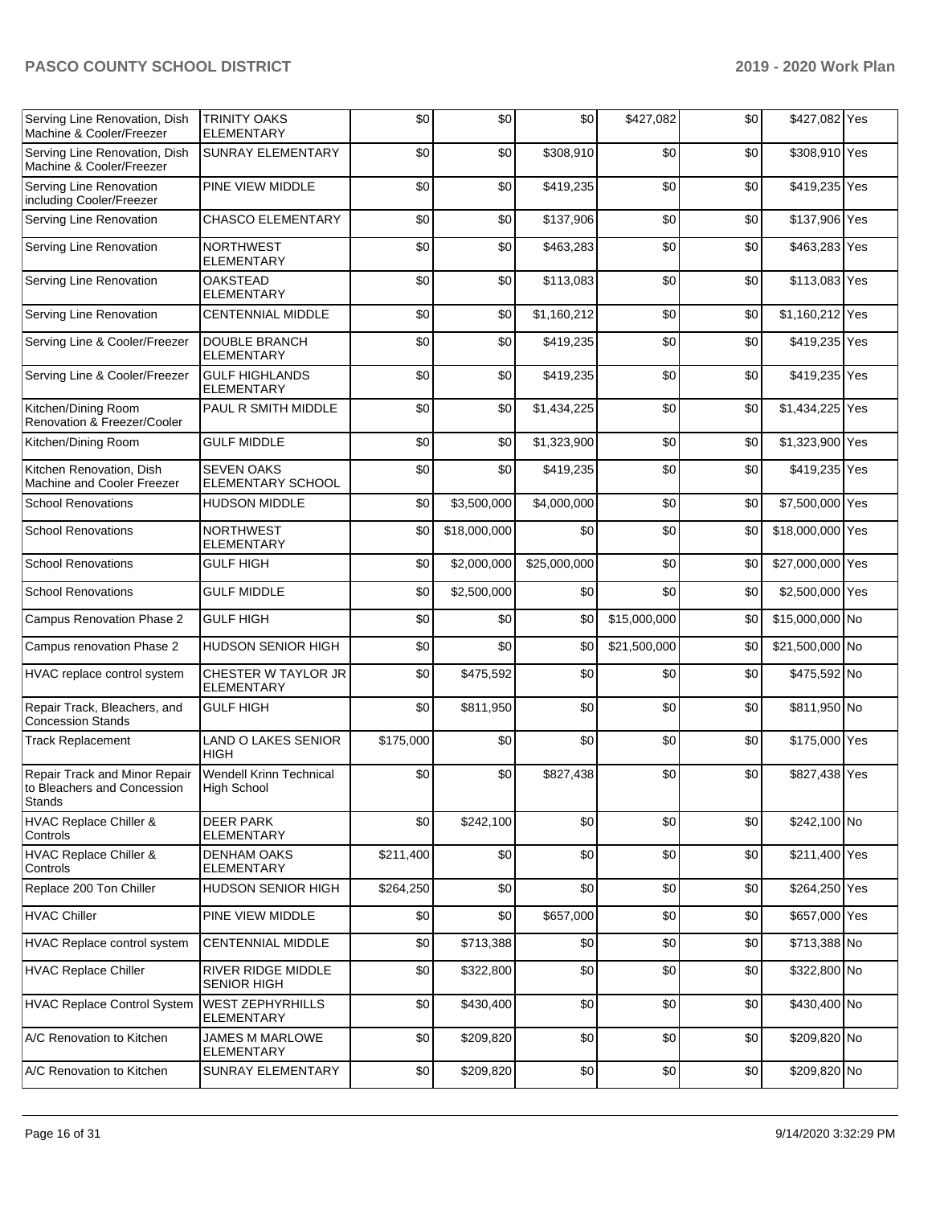| | | | | | | | | |
|---|---|---|---|---|---|---|---|---|
| Serving Line Renovation, Dish Machine & Cooler/Freezer | TRINITY OAKS ELEMENTARY | $0 | $0 | $0 | $427,082 | $0 | $427,082 | Yes |
| Serving Line Renovation, Dish Machine & Cooler/Freezer | SUNRAY ELEMENTARY | $0 | $0 | $308,910 | $0 | $0 | $308,910 | Yes |
| Serving Line Renovation including Cooler/Freezer | PINE VIEW MIDDLE | $0 | $0 | $419,235 | $0 | $0 | $419,235 | Yes |
| Serving Line Renovation | CHASCO ELEMENTARY | $0 | $0 | $137,906 | $0 | $0 | $137,906 | Yes |
| Serving Line Renovation | NORTHWEST ELEMENTARY | $0 | $0 | $463,283 | $0 | $0 | $463,283 | Yes |
| Serving Line Renovation | OAKSTEAD ELEMENTARY | $0 | $0 | $113,083 | $0 | $0 | $113,083 | Yes |
| Serving Line Renovation | CENTENNIAL MIDDLE | $0 | $0 | $1,160,212 | $0 | $0 | $1,160,212 | Yes |
| Serving Line & Cooler/Freezer | DOUBLE BRANCH ELEMENTARY | $0 | $0 | $419,235 | $0 | $0 | $419,235 | Yes |
| Serving Line & Cooler/Freezer | GULF HIGHLANDS ELEMENTARY | $0 | $0 | $419,235 | $0 | $0 | $419,235 | Yes |
| Kitchen/Dining Room Renovation & Freezer/Cooler | PAUL R SMITH MIDDLE | $0 | $0 | $1,434,225 | $0 | $0 | $1,434,225 | Yes |
| Kitchen/Dining Room | GULF MIDDLE | $0 | $0 | $1,323,900 | $0 | $0 | $1,323,900 | Yes |
| Kitchen Renovation, Dish Machine and Cooler Freezer | SEVEN OAKS ELEMENTARY SCHOOL | $0 | $0 | $419,235 | $0 | $0 | $419,235 | Yes |
| School Renovations | HUDSON MIDDLE | $0 | $3,500,000 | $4,000,000 | $0 | $0 | $7,500,000 | Yes |
| School Renovations | NORTHWEST ELEMENTARY | $0 | $18,000,000 | $0 | $0 | $0 | $18,000,000 | Yes |
| School Renovations | GULF HIGH | $0 | $2,000,000 | $25,000,000 | $0 | $0 | $27,000,000 | Yes |
| School Renovations | GULF MIDDLE | $0 | $2,500,000 | $0 | $0 | $0 | $2,500,000 | Yes |
| Campus Renovation Phase 2 | GULF HIGH | $0 | $0 | $0 | $15,000,000 | $0 | $15,000,000 | No |
| Campus renovation Phase 2 | HUDSON SENIOR HIGH | $0 | $0 | $0 | $21,500,000 | $0 | $21,500,000 | No |
| HVAC replace control system | CHESTER W TAYLOR JR ELEMENTARY | $0 | $475,592 | $0 | $0 | $0 | $475,592 | No |
| Repair Track, Bleachers, and Concession Stands | GULF HIGH | $0 | $811,950 | $0 | $0 | $0 | $811,950 | No |
| Track Replacement | LAND O LAKES SENIOR HIGH | $175,000 | $0 | $0 | $0 | $0 | $175,000 | Yes |
| Repair Track and Minor Repair to Bleachers and Concession Stands | Wendell Krinn Technical High School | $0 | $0 | $827,438 | $0 | $0 | $827,438 | Yes |
| HVAC Replace Chiller & Controls | DEER PARK ELEMENTARY | $0 | $242,100 | $0 | $0 | $0 | $242,100 | No |
| HVAC Replace Chiller & Controls | DENHAM OAKS ELEMENTARY | $211,400 | $0 | $0 | $0 | $0 | $211,400 | Yes |
| Replace 200 Ton Chiller | HUDSON SENIOR HIGH | $264,250 | $0 | $0 | $0 | $0 | $264,250 | Yes |
| HVAC Chiller | PINE VIEW MIDDLE | $0 | $0 | $657,000 | $0 | $0 | $657,000 | Yes |
| HVAC Replace control system | CENTENNIAL MIDDLE | $0 | $713,388 | $0 | $0 | $0 | $713,388 | No |
| HVAC Replace Chiller | RIVER RIDGE MIDDLE SENIOR HIGH | $0 | $322,800 | $0 | $0 | $0 | $322,800 | No |
| HVAC Replace Control System | WEST ZEPHYRHILLS ELEMENTARY | $0 | $430,400 | $0 | $0 | $0 | $430,400 | No |
| A/C Renovation to Kitchen | JAMES M MARLOWE ELEMENTARY | $0 | $209,820 | $0 | $0 | $0 | $209,820 | No |
| A/C Renovation to Kitchen | SUNRAY ELEMENTARY | $0 | $209,820 | $0 | $0 | $0 | $209,820 | No |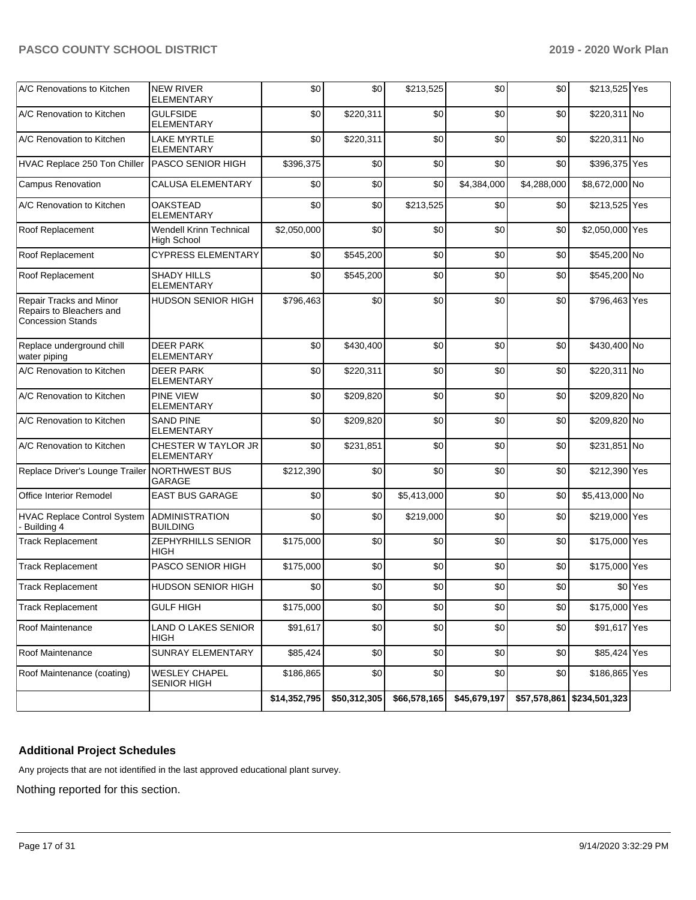| | | | | | | | | |
|---|---|---|---|---|---|---|---|---|
| A/C Renovations to Kitchen | NEW RIVER ELEMENTARY | $0 | $0 | $213,525 | $0 | $0 | $213,525 | Yes |
| A/C Renovation to Kitchen | GULFSIDE ELEMENTARY | $0 | $220,311 | $0 | $0 | $0 | $220,311 | No |
| A/C Renovation to Kitchen | LAKE MYRTLE ELEMENTARY | $0 | $220,311 | $0 | $0 | $0 | $220,311 | No |
| HVAC Replace 250 Ton Chiller | PASCO SENIOR HIGH | $396,375 | $0 | $0 | $0 | $0 | $396,375 | Yes |
| Campus Renovation | CALUSA ELEMENTARY | $0 | $0 | $0 | $4,384,000 | $4,288,000 | $8,672,000 | No |
| A/C Renovation to Kitchen | OAKSTEAD ELEMENTARY | $0 | $0 | $213,525 | $0 | $0 | $213,525 | Yes |
| Roof Replacement | Wendell Krinn Technical High School | $2,050,000 | $0 | $0 | $0 | $0 | $2,050,000 | Yes |
| Roof Replacement | CYPRESS ELEMENTARY | $0 | $545,200 | $0 | $0 | $0 | $545,200 | No |
| Roof Replacement | SHADY HILLS ELEMENTARY | $0 | $545,200 | $0 | $0 | $0 | $545,200 | No |
| Repair Tracks and Minor Repairs to Bleachers and Concession Stands | HUDSON SENIOR HIGH | $796,463 | $0 | $0 | $0 | $0 | $796,463 | Yes |
| Replace underground chill water piping | DEER PARK ELEMENTARY | $0 | $430,400 | $0 | $0 | $0 | $430,400 | No |
| A/C Renovation to Kitchen | DEER PARK ELEMENTARY | $0 | $220,311 | $0 | $0 | $0 | $220,311 | No |
| A/C Renovation to Kitchen | PINE VIEW ELEMENTARY | $0 | $209,820 | $0 | $0 | $0 | $209,820 | No |
| A/C Renovation to Kitchen | SAND PINE ELEMENTARY | $0 | $209,820 | $0 | $0 | $0 | $209,820 | No |
| A/C Renovation to Kitchen | CHESTER W TAYLOR JR ELEMENTARY | $0 | $231,851 | $0 | $0 | $0 | $231,851 | No |
| Replace Driver's Lounge Trailer | NORTHWEST BUS GARAGE | $212,390 | $0 | $0 | $0 | $0 | $212,390 | Yes |
| Office Interior Remodel | EAST BUS GARAGE | $0 | $0 | $5,413,000 | $0 | $0 | $5,413,000 | No |
| HVAC Replace Control System - Building 4 | ADMINISTRATION BUILDING | $0 | $0 | $219,000 | $0 | $0 | $219,000 | Yes |
| Track Replacement | ZEPHYRHILLS SENIOR HIGH | $175,000 | $0 | $0 | $0 | $0 | $175,000 | Yes |
| Track Replacement | PASCO SENIOR HIGH | $175,000 | $0 | $0 | $0 | $0 | $175,000 | Yes |
| Track Replacement | HUDSON SENIOR HIGH | $0 | $0 | $0 | $0 | $0 | $0 | Yes |
| Track Replacement | GULF HIGH | $175,000 | $0 | $0 | $0 | $0 | $175,000 | Yes |
| Roof Maintenance | LAND O LAKES SENIOR HIGH | $91,617 | $0 | $0 | $0 | $0 | $91,617 | Yes |
| Roof Maintenance | SUNRAY ELEMENTARY | $85,424 | $0 | $0 | $0 | $0 | $85,424 | Yes |
| Roof Maintenance (coating) | WESLEY CHAPEL SENIOR HIGH | $186,865 | $0 | $0 | $0 | $0 | $186,865 | Yes |
| | | **$14,352,795** | **$50,312,305** | **$66,578,165** | **$45,679,197** | **$57,578,861** | **$234,501,323** | |

### Additional Project Schedules

Any projects that are not identified in the last approved educational plant survey.

Nothing reported for this section.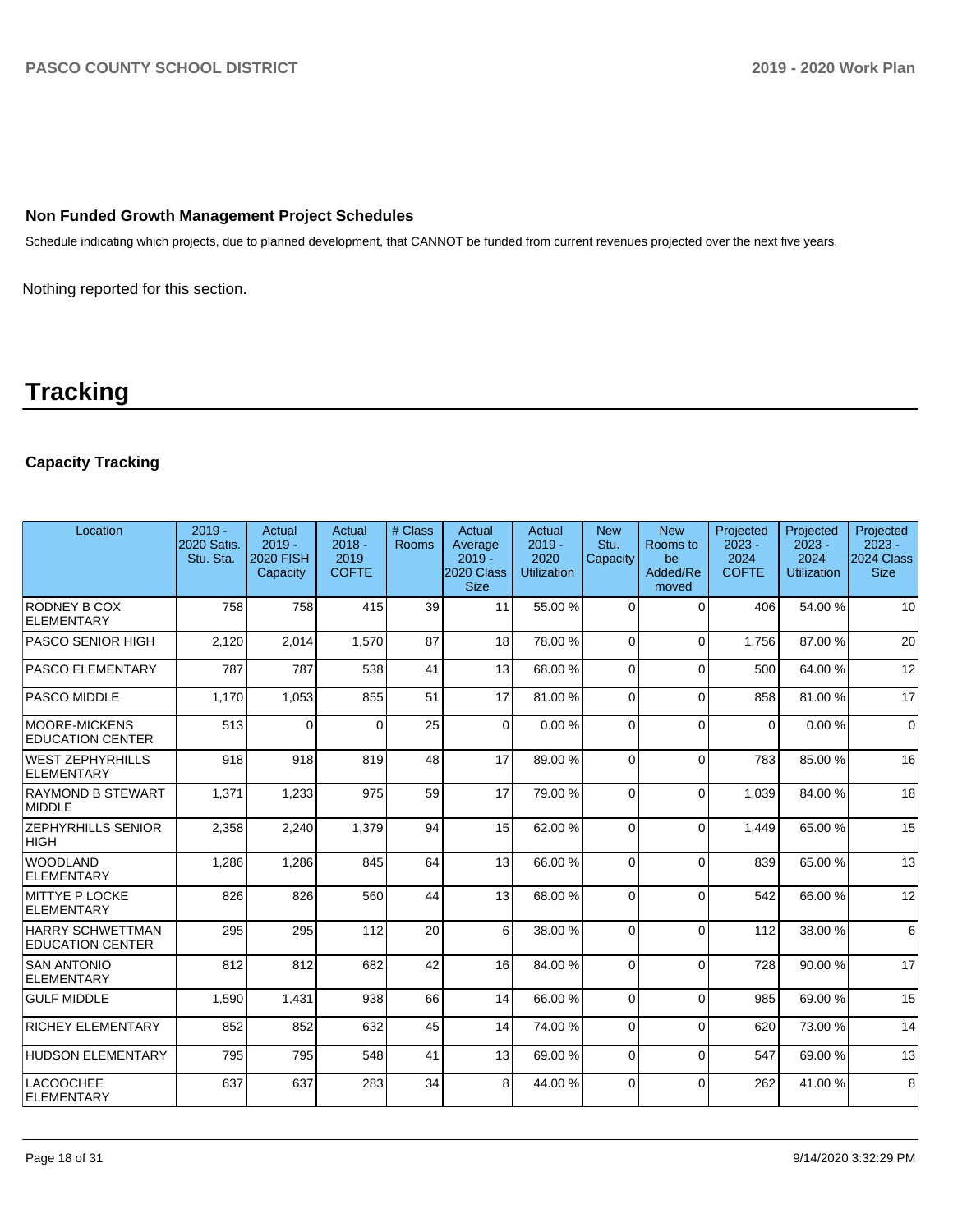## Non Funded Growth Management Project Schedules

Schedule indicating which projects, due to planned development, that CANNOT be funded from current revenues projected over the next five years.

Nothing reported for this section.

# Tracking

## Capacity Tracking

| Location | 2019 - 2020 Satis. Stu. Sta. | Actual 2019 - 2020 FISH Capacity | Actual 2018 - 2019 COFTE | # Class Rooms | Actual Average 2019 - 2020 Class Size | Actual 2019 - 2020 Utilization | New Stu. Capacity | New Rooms to be Added/Removed | Projected 2023 - 2024 COFTE | Projected 2023 - 2024 Utilization | Projected 2023 - 2024 Class Size |
|---|---|---|---|---|---|---|---|---|---|---|---|
| RODNEY B COX ELEMENTARY | 758 | 758 | 415 | 39 | 11 | 55.00 % | 0 | 0 | 406 | 54.00 % | 10 |
| PASCO SENIOR HIGH | 2,120 | 2,014 | 1,570 | 87 | 18 | 78.00 % | 0 | 0 | 1,756 | 87.00 % | 20 |
| PASCO ELEMENTARY | 787 | 787 | 538 | 41 | 13 | 68.00 % | 0 | 0 | 500 | 64.00 % | 12 |
| PASCO MIDDLE | 1,170 | 1,053 | 855 | 51 | 17 | 81.00 % | 0 | 0 | 858 | 81.00 % | 17 |
| MOORE-MICKENS EDUCATION CENTER | 513 | 0 | 0 | 25 | 0 | 0.00 % | 0 | 0 | 0 | 0.00 % | 0 |
| WEST ZEPHYRHILLS ELEMENTARY | 918 | 918 | 819 | 48 | 17 | 89.00 % | 0 | 0 | 783 | 85.00 % | 16 |
| RAYMOND B STEWART MIDDLE | 1,371 | 1,233 | 975 | 59 | 17 | 79.00 % | 0 | 0 | 1,039 | 84.00 % | 18 |
| ZEPHYRHILLS SENIOR HIGH | 2,358 | 2,240 | 1,379 | 94 | 15 | 62.00 % | 0 | 0 | 1,449 | 65.00 % | 15 |
| WOODLAND ELEMENTARY | 1,286 | 1,286 | 845 | 64 | 13 | 66.00 % | 0 | 0 | 839 | 65.00 % | 13 |
| MITTYE P LOCKE ELEMENTARY | 826 | 826 | 560 | 44 | 13 | 68.00 % | 0 | 0 | 542 | 66.00 % | 12 |
| HARRY SCHWETTMAN EDUCATION CENTER | 295 | 295 | 112 | 20 | 6 | 38.00 % | 0 | 0 | 112 | 38.00 % | 6 |
| SAN ANTONIO ELEMENTARY | 812 | 812 | 682 | 42 | 16 | 84.00 % | 0 | 0 | 728 | 90.00 % | 17 |
| GULF MIDDLE | 1,590 | 1,431 | 938 | 66 | 14 | 66.00 % | 0 | 0 | 985 | 69.00 % | 15 |
| RICHEY ELEMENTARY | 852 | 852 | 632 | 45 | 14 | 74.00 % | 0 | 0 | 620 | 73.00 % | 14 |
| HUDSON ELEMENTARY | 795 | 795 | 548 | 41 | 13 | 69.00 % | 0 | 0 | 547 | 69.00 % | 13 |
| LACOOCHEE ELEMENTARY | 637 | 637 | 283 | 34 | 8 | 44.00 % | 0 | 0 | 262 | 41.00 % | 8 |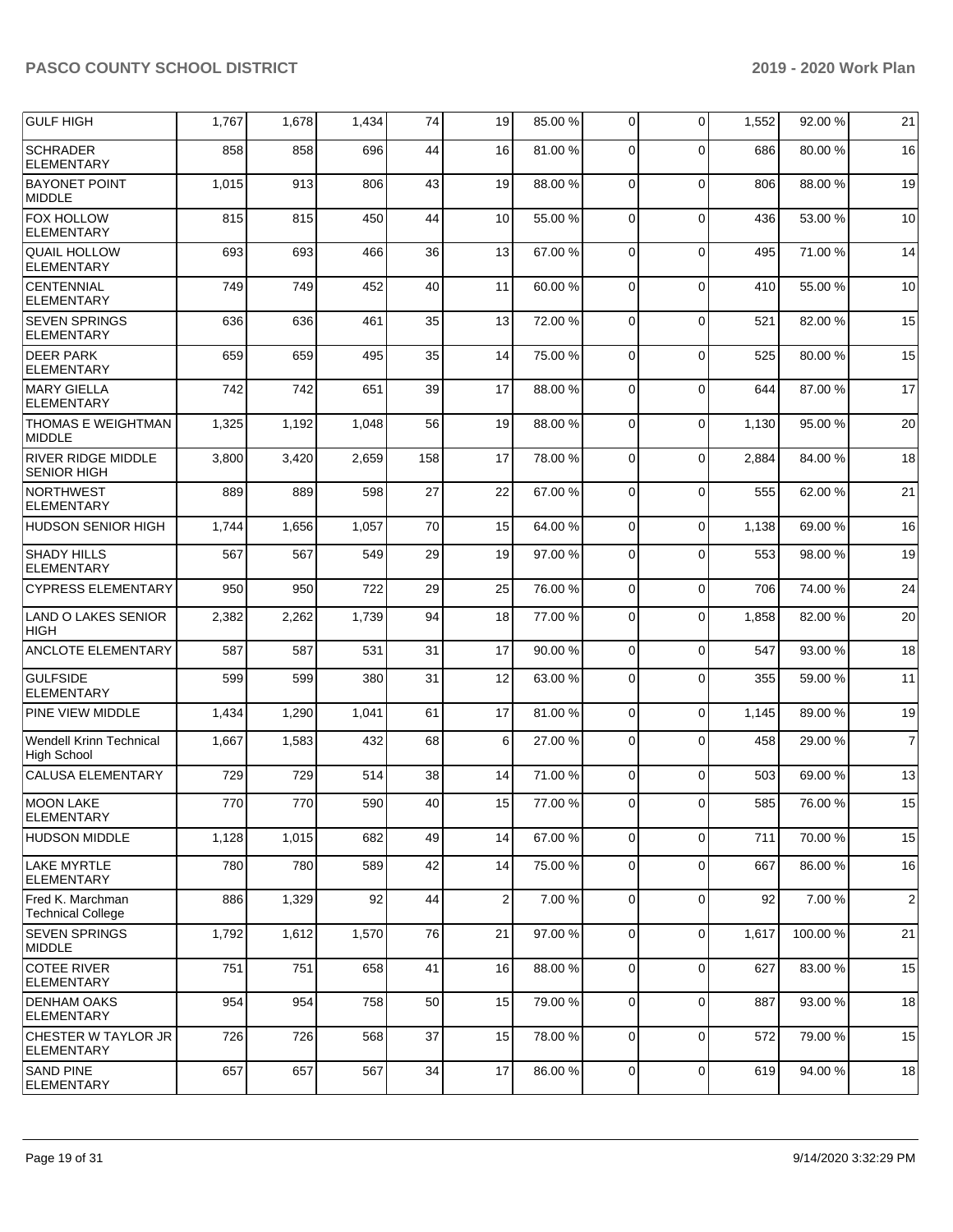| | | | | | | | | | | | |
|---|---|---|---|---|---|---|---|---|---|---|---|
| GULF HIGH | 1,767 | 1,678 | 1,434 | 74 | 19 | 85.00 % | 0 | 0 | 1,552 | 92.00 % | 21 |
| SCHRADER ELEMENTARY | 858 | 858 | 696 | 44 | 16 | 81.00 % | 0 | 0 | 686 | 80.00 % | 16 |
| BAYONET POINT MIDDLE | 1,015 | 913 | 806 | 43 | 19 | 88.00 % | 0 | 0 | 806 | 88.00 % | 19 |
| FOX HOLLOW ELEMENTARY | 815 | 815 | 450 | 44 | 10 | 55.00 % | 0 | 0 | 436 | 53.00 % | 10 |
| QUAIL HOLLOW ELEMENTARY | 693 | 693 | 466 | 36 | 13 | 67.00 % | 0 | 0 | 495 | 71.00 % | 14 |
| CENTENNIAL ELEMENTARY | 749 | 749 | 452 | 40 | 11 | 60.00 % | 0 | 0 | 410 | 55.00 % | 10 |
| SEVEN SPRINGS ELEMENTARY | 636 | 636 | 461 | 35 | 13 | 72.00 % | 0 | 0 | 521 | 82.00 % | 15 |
| DEER PARK ELEMENTARY | 659 | 659 | 495 | 35 | 14 | 75.00 % | 0 | 0 | 525 | 80.00 % | 15 |
| MARY GIELLA ELEMENTARY | 742 | 742 | 651 | 39 | 17 | 88.00 % | 0 | 0 | 644 | 87.00 % | 17 |
| THOMAS E WEIGHTMAN MIDDLE | 1,325 | 1,192 | 1,048 | 56 | 19 | 88.00 % | 0 | 0 | 1,130 | 95.00 % | 20 |
| RIVER RIDGE MIDDLE SENIOR HIGH | 3,800 | 3,420 | 2,659 | 158 | 17 | 78.00 % | 0 | 0 | 2,884 | 84.00 % | 18 |
| NORTHWEST ELEMENTARY | 889 | 889 | 598 | 27 | 22 | 67.00 % | 0 | 0 | 555 | 62.00 % | 21 |
| HUDSON SENIOR HIGH | 1,744 | 1,656 | 1,057 | 70 | 15 | 64.00 % | 0 | 0 | 1,138 | 69.00 % | 16 |
| SHADY HILLS ELEMENTARY | 567 | 567 | 549 | 29 | 19 | 97.00 % | 0 | 0 | 553 | 98.00 % | 19 |
| CYPRESS ELEMENTARY | 950 | 950 | 722 | 29 | 25 | 76.00 % | 0 | 0 | 706 | 74.00 % | 24 |
| LAND O LAKES SENIOR HIGH | 2,382 | 2,262 | 1,739 | 94 | 18 | 77.00 % | 0 | 0 | 1,858 | 82.00 % | 20 |
| ANCLOTE ELEMENTARY | 587 | 587 | 531 | 31 | 17 | 90.00 % | 0 | 0 | 547 | 93.00 % | 18 |
| GULFSIDE ELEMENTARY | 599 | 599 | 380 | 31 | 12 | 63.00 % | 0 | 0 | 355 | 59.00 % | 11 |
| PINE VIEW MIDDLE | 1,434 | 1,290 | 1,041 | 61 | 17 | 81.00 % | 0 | 0 | 1,145 | 89.00 % | 19 |
| Wendell Krinn Technical High School | 1,667 | 1,583 | 432 | 68 | 6 | 27.00 % | 0 | 0 | 458 | 29.00 % | 7 |
| CALUSA ELEMENTARY | 729 | 729 | 514 | 38 | 14 | 71.00 % | 0 | 0 | 503 | 69.00 % | 13 |
| MOON LAKE ELEMENTARY | 770 | 770 | 590 | 40 | 15 | 77.00 % | 0 | 0 | 585 | 76.00 % | 15 |
| HUDSON MIDDLE | 1,128 | 1,015 | 682 | 49 | 14 | 67.00 % | 0 | 0 | 711 | 70.00 % | 15 |
| LAKE MYRTLE ELEMENTARY | 780 | 780 | 589 | 42 | 14 | 75.00 % | 0 | 0 | 667 | 86.00 % | 16 |
| Fred K. Marchman Technical College | 886 | 1,329 | 92 | 44 | 2 | 7.00 % | 0 | 0 | 92 | 7.00 % | 2 |
| SEVEN SPRINGS MIDDLE | 1,792 | 1,612 | 1,570 | 76 | 21 | 97.00 % | 0 | 0 | 1,617 | 100.00 % | 21 |
| COTEE RIVER ELEMENTARY | 751 | 751 | 658 | 41 | 16 | 88.00 % | 0 | 0 | 627 | 83.00 % | 15 |
| DENHAM OAKS ELEMENTARY | 954 | 954 | 758 | 50 | 15 | 79.00 % | 0 | 0 | 887 | 93.00 % | 18 |
| CHESTER W TAYLOR JR ELEMENTARY | 726 | 726 | 568 | 37 | 15 | 78.00 % | 0 | 0 | 572 | 79.00 % | 15 |
| SAND PINE ELEMENTARY | 657 | 657 | 567 | 34 | 17 | 86.00 % | 0 | 0 | 619 | 94.00 % | 18 |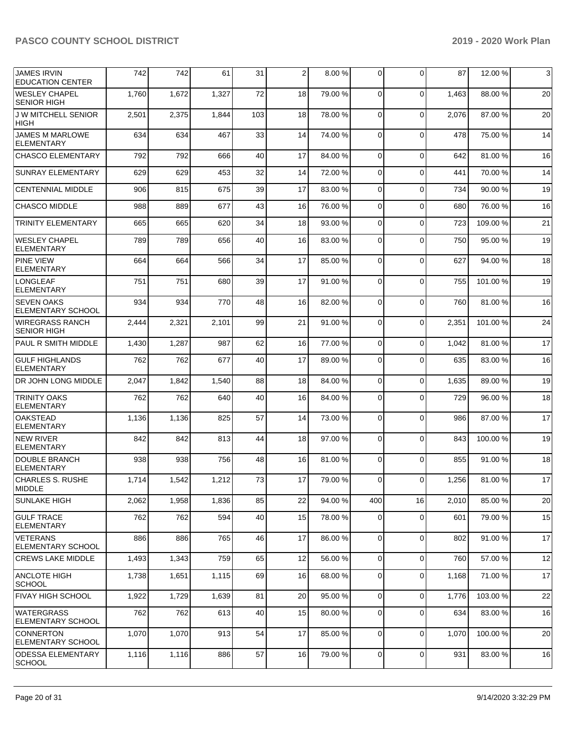| | | | | | | | | | | | |
|---|---|---|---|---|---|---|---|---|---|---|---|
| JAMES IRVIN EDUCATION CENTER | 742 | 742 | 61 | 31 | 2 | 8.00 % | 0 | 0 | 87 | 12.00 % | 3 |
| WESLEY CHAPEL SENIOR HIGH | 1,760 | 1,672 | 1,327 | 72 | 18 | 79.00 % | 0 | 0 | 1,463 | 88.00 % | 20 |
| J W MITCHELL SENIOR HIGH | 2,501 | 2,375 | 1,844 | 103 | 18 | 78.00 % | 0 | 0 | 2,076 | 87.00 % | 20 |
| JAMES M MARLOWE ELEMENTARY | 634 | 634 | 467 | 33 | 14 | 74.00 % | 0 | 0 | 478 | 75.00 % | 14 |
| CHASCO ELEMENTARY | 792 | 792 | 666 | 40 | 17 | 84.00 % | 0 | 0 | 642 | 81.00 % | 16 |
| SUNRAY ELEMENTARY | 629 | 629 | 453 | 32 | 14 | 72.00 % | 0 | 0 | 441 | 70.00 % | 14 |
| CENTENNIAL MIDDLE | 906 | 815 | 675 | 39 | 17 | 83.00 % | 0 | 0 | 734 | 90.00 % | 19 |
| CHASCO MIDDLE | 988 | 889 | 677 | 43 | 16 | 76.00 % | 0 | 0 | 680 | 76.00 % | 16 |
| TRINITY ELEMENTARY | 665 | 665 | 620 | 34 | 18 | 93.00 % | 0 | 0 | 723 | 109.00 % | 21 |
| WESLEY CHAPEL ELEMENTARY | 789 | 789 | 656 | 40 | 16 | 83.00 % | 0 | 0 | 750 | 95.00 % | 19 |
| PINE VIEW ELEMENTARY | 664 | 664 | 566 | 34 | 17 | 85.00 % | 0 | 0 | 627 | 94.00 % | 18 |
| LONGLEAF ELEMENTARY | 751 | 751 | 680 | 39 | 17 | 91.00 % | 0 | 0 | 755 | 101.00 % | 19 |
| SEVEN OAKS ELEMENTARY SCHOOL | 934 | 934 | 770 | 48 | 16 | 82.00 % | 0 | 0 | 760 | 81.00 % | 16 |
| WIREGRASS RANCH SENIOR HIGH | 2,444 | 2,321 | 2,101 | 99 | 21 | 91.00 % | 0 | 0 | 2,351 | 101.00 % | 24 |
| PAUL R SMITH MIDDLE | 1,430 | 1,287 | 987 | 62 | 16 | 77.00 % | 0 | 0 | 1,042 | 81.00 % | 17 |
| GULF HIGHLANDS ELEMENTARY | 762 | 762 | 677 | 40 | 17 | 89.00 % | 0 | 0 | 635 | 83.00 % | 16 |
| DR JOHN LONG MIDDLE | 2,047 | 1,842 | 1,540 | 88 | 18 | 84.00 % | 0 | 0 | 1,635 | 89.00 % | 19 |
| TRINITY OAKS ELEMENTARY | 762 | 762 | 640 | 40 | 16 | 84.00 % | 0 | 0 | 729 | 96.00 % | 18 |
| OAKSTEAD ELEMENTARY | 1,136 | 1,136 | 825 | 57 | 14 | 73.00 % | 0 | 0 | 986 | 87.00 % | 17 |
| NEW RIVER ELEMENTARY | 842 | 842 | 813 | 44 | 18 | 97.00 % | 0 | 0 | 843 | 100.00 % | 19 |
| DOUBLE BRANCH ELEMENTARY | 938 | 938 | 756 | 48 | 16 | 81.00 % | 0 | 0 | 855 | 91.00 % | 18 |
| CHARLES S. RUSHE MIDDLE | 1,714 | 1,542 | 1,212 | 73 | 17 | 79.00 % | 0 | 0 | 1,256 | 81.00 % | 17 |
| SUNLAKE HIGH | 2,062 | 1,958 | 1,836 | 85 | 22 | 94.00 % | 400 | 16 | 2,010 | 85.00 % | 20 |
| GULF TRACE ELEMENTARY | 762 | 762 | 594 | 40 | 15 | 78.00 % | 0 | 0 | 601 | 79.00 % | 15 |
| VETERANS ELEMENTARY SCHOOL | 886 | 886 | 765 | 46 | 17 | 86.00 % | 0 | 0 | 802 | 91.00 % | 17 |
| CREWS LAKE MIDDLE | 1,493 | 1,343 | 759 | 65 | 12 | 56.00 % | 0 | 0 | 760 | 57.00 % | 12 |
| ANCLOTE HIGH SCHOOL | 1,738 | 1,651 | 1,115 | 69 | 16 | 68.00 % | 0 | 0 | 1,168 | 71.00 % | 17 |
| FIVAY HIGH SCHOOL | 1,922 | 1,729 | 1,639 | 81 | 20 | 95.00 % | 0 | 0 | 1,776 | 103.00 % | 22 |
| WATERGRASS ELEMENTARY SCHOOL | 762 | 762 | 613 | 40 | 15 | 80.00 % | 0 | 0 | 634 | 83.00 % | 16 |
| CONNERTON ELEMENTARY SCHOOL | 1,070 | 1,070 | 913 | 54 | 17 | 85.00 % | 0 | 0 | 1,070 | 100.00 % | 20 |
| ODESSA ELEMENTARY SCHOOL | 1,116 | 1,116 | 886 | 57 | 16 | 79.00 % | 0 | 0 | 931 | 83.00 % | 16 |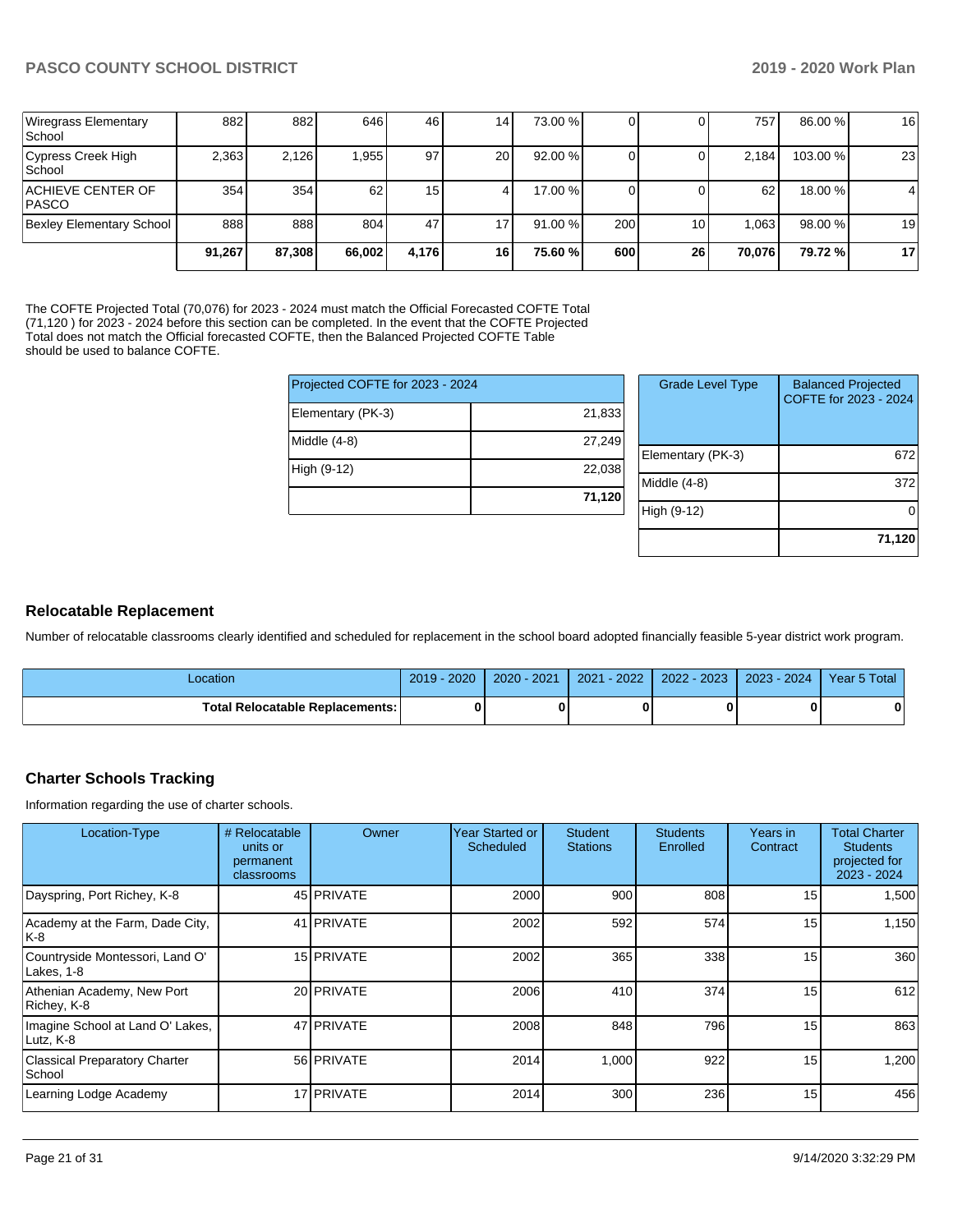| | | | | | | | | | | |
|---|---|---|---|---|---|---|---|---|---|---|
| Wiregrass Elementary School | 882 | 882 | 646 | 46 | 14 | 73.00 % | 0 | 0 | 757 | 86.00 % | 16 |
| Cypress Creek High School | 2,363 | 2,126 | 1,955 | 97 | 20 | 92.00 % | 0 | 0 | 2,184 | 103.00 % | 23 |
| ACHIEVE CENTER OF PASCO | 354 | 354 | 62 | 15 | 4 | 17.00 % | 0 | 0 | 62 | 18.00 % | 4 |
| Bexley Elementary School | 888 | 888 | 804 | 47 | 17 | 91.00 % | 200 | 10 | 1,063 | 98.00 % | 19 |
| | **91,267** | **87,308** | **66,002** | **4,176** | **16** | **75.60 %** | **600** | **26** | **70,076** | **79.72 %** | **17** |

The COFTE Projected Total (70,076) for 2023 - 2024 must match the Official Forecasted COFTE Total (71,120 ) for 2023 - 2024 before this section can be completed. In the event that the COFTE Projected Total does not match the Official forecasted COFTE, then the Balanced Projected COFTE Table should be used to balance COFTE.

| Projected COFTE for 2023 - 2024 | |
|---|---|
| Elementary (PK-3) | 21,833 |
| Middle (4-8) | 27,249 |
| High (9-12) | 22,038 |
| | **71,120** |

| Grade Level Type | Balanced Projected COFTE for 2023 - 2024 |
|---|---|
| Elementary (PK-3) | 672 |
| Middle (4-8) | 372 |
| High (9-12) | 0 |
| | **71,120** |

## Relocatable Replacement

Number of relocatable classrooms clearly identified and scheduled for replacement in the school board adopted financially feasible 5-year district work program.

| Location | 2019 - 2020 | 2020 - 2021 | 2021 - 2022 | 2022 - 2023 | 2023 - 2024 | Year 5 Total |
|---|---|---|---|---|---|---|
| **Total Relocatable Replacements:** | **0** | **0** | **0** | **0** | **0** | **0** |

## Charter Schools Tracking

Information regarding the use of charter schools.

| Location-Type | # Relocatable units or permanent classrooms | Owner | Year Started or Scheduled | Student Stations | Students Enrolled | Years in Contract | Total Charter Students projected for 2023 - 2024 |
|---|---|---|---|---|---|---|---|
| Dayspring, Port Richey, K-8 | 45 | PRIVATE | 2000 | 900 | 808 | 15 | 1,500 |
| Academy at the Farm, Dade City, K-8 | 41 | PRIVATE | 2002 | 592 | 574 | 15 | 1,150 |
| Countryside Montessori, Land O' Lakes, 1-8 | 15 | PRIVATE | 2002 | 365 | 338 | 15 | 360 |
| Athenian Academy, New Port Richey, K-8 | 20 | PRIVATE | 2006 | 410 | 374 | 15 | 612 |
| Imagine School at Land O' Lakes, Lutz, K-8 | 47 | PRIVATE | 2008 | 848 | 796 | 15 | 863 |
| Classical Preparatory Charter School | 56 | PRIVATE | 2014 | 1,000 | 922 | 15 | 1,200 |
| Learning Lodge Academy | 17 | PRIVATE | 2014 | 300 | 236 | 15 | 456 |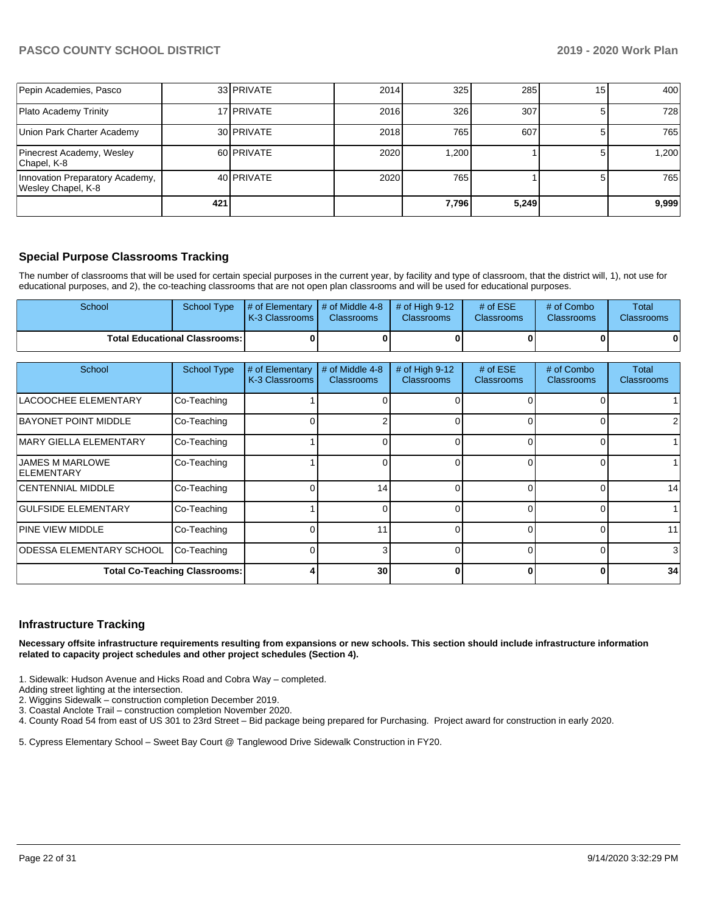| | | | | | | | |
|---|---|---|---|---|---|---|---|
| Pepin Academies, Pasco | 33 | PRIVATE | 2014 | 325 | 285 | 15 | 400 |
| Plato Academy Trinity | 17 | PRIVATE | 2016 | 326 | 307 | 5 | 728 |
| Union Park Charter Academy | 30 | PRIVATE | 2018 | 765 | 607 | 5 | 765 |
| Pinecrest Academy, Wesley Chapel, K-8 | 60 | PRIVATE | 2020 | 1,200 | 1 | 5 | 1,200 |
| Innovation Preparatory Academy, Wesley Chapel, K-8 | 40 | PRIVATE | 2020 | 765 | 1 | 5 | 765 |
| | **421** | | | **7,796** | **5,249** | | **9,999** |

## Special Purpose Classrooms Tracking

The number of classrooms that will be used for certain special purposes in the current year, by facility and type of classroom, that the district will, 1), not use for educational purposes, and 2), the co-teaching classrooms that are not open plan classrooms and will be used for educational purposes.

| School | School Type | # of Elementary K-3 Classrooms | # of Middle 4-8 Classrooms | # of High 9-12 Classrooms | # of ESE Classrooms | # of Combo Classrooms | Total Classrooms |
|---|---|---|---|---|---|---|---|
| **Total Educational Classrooms:** | | **0** | **0** | **0** | **0** | **0** | **0** |

| School | School Type | # of Elementary K-3 Classrooms | # of Middle 4-8 Classrooms | # of High 9-12 Classrooms | # of ESE Classrooms | # of Combo Classrooms | Total Classrooms |
|---|---|---|---|---|---|---|---|
| LACOOCHEE ELEMENTARY | Co-Teaching | 1 | 0 | 0 | 0 | 0 | 1 |
| BAYONET POINT MIDDLE | Co-Teaching | 0 | 2 | 0 | 0 | 0 | 2 |
| MARY GIELLA ELEMENTARY | Co-Teaching | 1 | 0 | 0 | 0 | 0 | 1 |
| JAMES M MARLOWE ELEMENTARY | Co-Teaching | 1 | 0 | 0 | 0 | 0 | 1 |
| CENTENNIAL MIDDLE | Co-Teaching | 0 | 14 | 0 | 0 | 0 | 14 |
| GULFSIDE ELEMENTARY | Co-Teaching | 1 | 0 | 0 | 0 | 0 | 1 |
| PINE VIEW MIDDLE | Co-Teaching | 0 | 11 | 0 | 0 | 0 | 11 |
| ODESSA ELEMENTARY SCHOOL | Co-Teaching | 0 | 3 | 0 | 0 | 0 | 3 |
| **Total Co-Teaching Classrooms:** | | **4** | **30** | **0** | **0** | **0** | **34** |

## Infrastructure Tracking

**Necessary offsite infrastructure requirements resulting from expansions or new schools. This section should include infrastructure information related to capacity project schedules and other project schedules (Section 4).**

1. Sidewalk: Hudson Avenue and Hicks Road and Cobra Way – completed.
Adding street lighting at the intersection.
2. Wiggins Sidewalk – construction completion December 2019.
3. Coastal Anclote Trail – construction completion November 2020.
4. County Road 54 from east of US 301 to 23rd Street – Bid package being prepared for Purchasing. Project award for construction in early 2020.

5. Cypress Elementary School – Sweet Bay Court @ Tanglewood Drive Sidewalk Construction in FY20.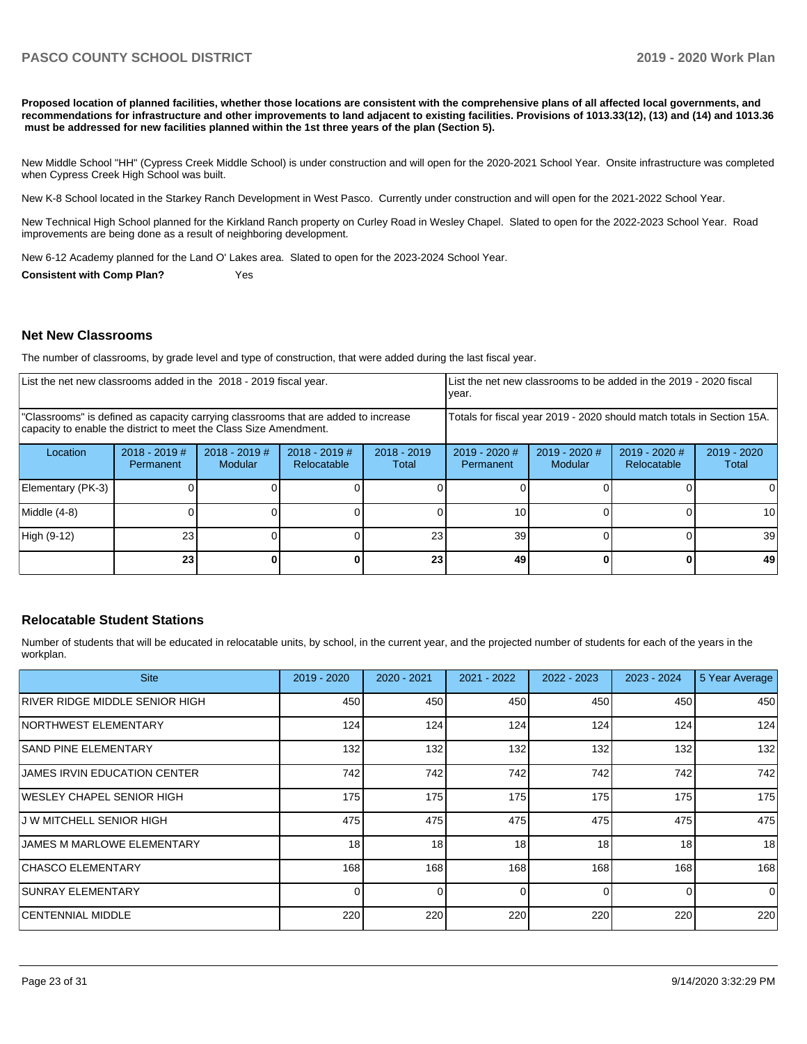**Proposed location of planned facilities, whether those locations are consistent with the comprehensive plans of all affected local governments, and recommendations for infrastructure and other improvements to land adjacent to existing facilities. Provisions of 1013.33(12), (13) and (14) and 1013.36 must be addressed for new facilities planned within the 1st three years of the plan (Section 5).**

New Middle School "HH" (Cypress Creek Middle School) is under construction and will open for the 2020-2021 School Year. Onsite infrastructure was completed when Cypress Creek High School was built.

New K-8 School located in the Starkey Ranch Development in West Pasco. Currently under construction and will open for the 2021-2022 School Year.

New Technical High School planned for the Kirkland Ranch property on Curley Road in Wesley Chapel. Slated to open for the 2022-2023 School Year. Road improvements are being done as a result of neighboring development.

New 6-12 Academy planned for the Land O' Lakes area. Slated to open for the 2023-2024 School Year.

**Consistent with Comp Plan?** Yes

## Net New Classrooms

The number of classrooms, by grade level and type of construction, that were added during the last fiscal year.

| List the net new classrooms added in the 2018 - 2019 fiscal year. | | | | | List the net new classrooms to be added in the 2019 - 2020 fiscal year. | | | |
|---|---|---|---|---|---|---|---|---|
| "Classrooms" is defined as capacity carrying classrooms that are added to increase capacity to enable the district to meet the Class Size Amendment. | | | | | Totals for fiscal year 2019 - 2020 should match totals in Section 15A. | | | |
| Location | 2018 - 2019 # Permanent | 2018 - 2019 # Modular | 2018 - 2019 # Relocatable | 2018 - 2019 Total | 2019 - 2020 # Permanent | 2019 - 2020 # Modular | 2019 - 2020 # Relocatable | 2019 - 2020 Total |
| Elementary (PK-3) | 0 | 0 | 0 | 0 | 0 | 0 | 0 | 0 |
| Middle (4-8) | 0 | 0 | 0 | 0 | 10 | 0 | 0 | 10 |
| High (9-12) | 23 | 0 | 0 | 23 | 39 | 0 | 0 | 39 |
| | **23** | **0** | **0** | **23** | **49** | **0** | **0** | **49** |

## Relocatable Student Stations

Number of students that will be educated in relocatable units, by school, in the current year, and the projected number of students for each of the years in the workplan.

| Site | 2019 - 2020 | 2020 - 2021 | 2021 - 2022 | 2022 - 2023 | 2023 - 2024 | 5 Year Average |
|---|---|---|---|---|---|---|
| RIVER RIDGE MIDDLE SENIOR HIGH | 450 | 450 | 450 | 450 | 450 | 450 |
| NORTHWEST ELEMENTARY | 124 | 124 | 124 | 124 | 124 | 124 |
| SAND PINE ELEMENTARY | 132 | 132 | 132 | 132 | 132 | 132 |
| JAMES IRVIN EDUCATION CENTER | 742 | 742 | 742 | 742 | 742 | 742 |
| WESLEY CHAPEL SENIOR HIGH | 175 | 175 | 175 | 175 | 175 | 175 |
| J W MITCHELL SENIOR HIGH | 475 | 475 | 475 | 475 | 475 | 475 |
| JAMES M MARLOWE ELEMENTARY | 18 | 18 | 18 | 18 | 18 | 18 |
| CHASCO ELEMENTARY | 168 | 168 | 168 | 168 | 168 | 168 |
| SUNRAY ELEMENTARY | 0 | 0 | 0 | 0 | 0 | 0 |
| CENTENNIAL MIDDLE | 220 | 220 | 220 | 220 | 220 | 220 |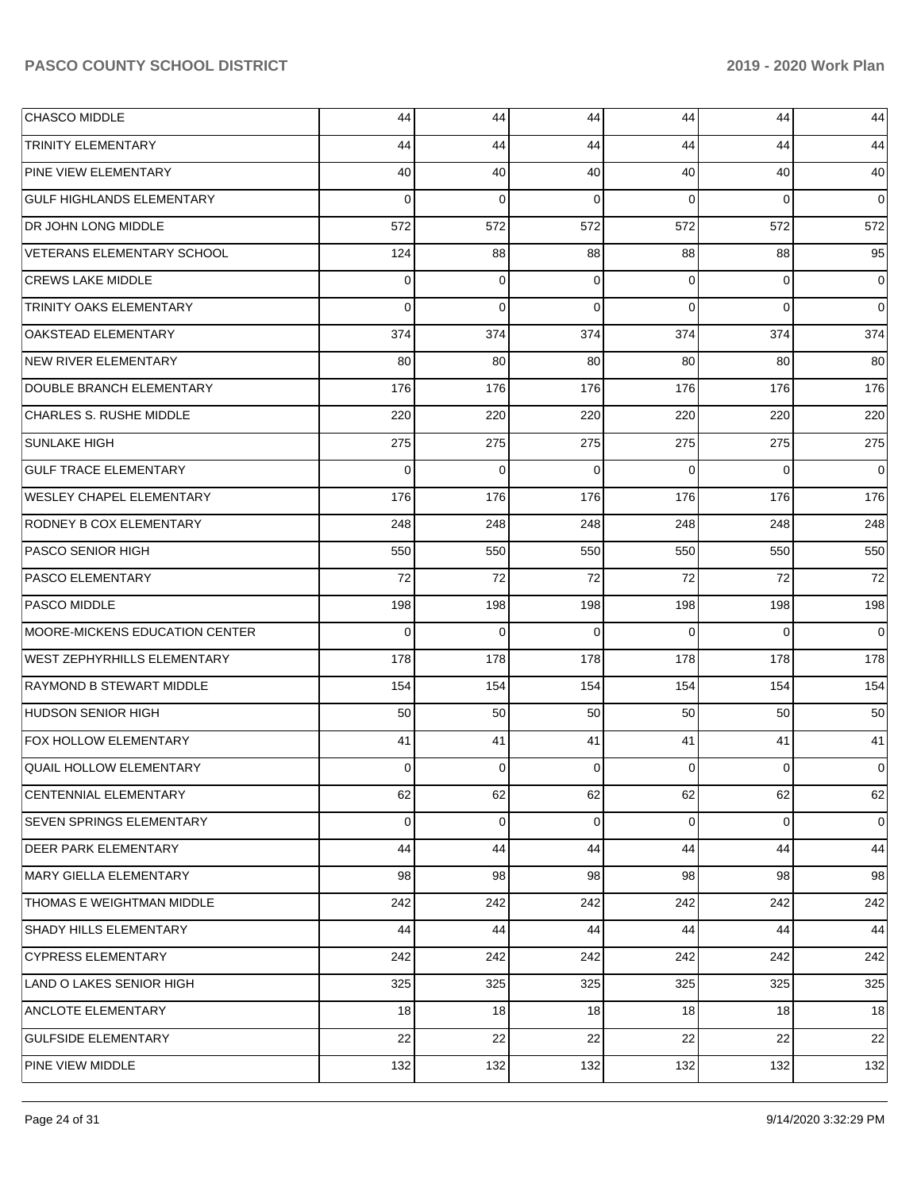| | | | | | | |
|---|---|---|---|---|---|---|
| CHASCO MIDDLE | 44 | 44 | 44 | 44 | 44 | 44 |
| TRINITY ELEMENTARY | 44 | 44 | 44 | 44 | 44 | 44 |
| PINE VIEW ELEMENTARY | 40 | 40 | 40 | 40 | 40 | 40 |
| GULF HIGHLANDS ELEMENTARY | 0 | 0 | 0 | 0 | 0 | 0 |
| DR JOHN LONG MIDDLE | 572 | 572 | 572 | 572 | 572 | 572 |
| VETERANS ELEMENTARY SCHOOL | 124 | 88 | 88 | 88 | 88 | 95 |
| CREWS LAKE MIDDLE | 0 | 0 | 0 | 0 | 0 | 0 |
| TRINITY OAKS ELEMENTARY | 0 | 0 | 0 | 0 | 0 | 0 |
| OAKSTEAD ELEMENTARY | 374 | 374 | 374 | 374 | 374 | 374 |
| NEW RIVER ELEMENTARY | 80 | 80 | 80 | 80 | 80 | 80 |
| DOUBLE BRANCH ELEMENTARY | 176 | 176 | 176 | 176 | 176 | 176 |
| CHARLES S. RUSHE MIDDLE | 220 | 220 | 220 | 220 | 220 | 220 |
| SUNLAKE HIGH | 275 | 275 | 275 | 275 | 275 | 275 |
| GULF TRACE ELEMENTARY | 0 | 0 | 0 | 0 | 0 | 0 |
| WESLEY CHAPEL ELEMENTARY | 176 | 176 | 176 | 176 | 176 | 176 |
| RODNEY B COX ELEMENTARY | 248 | 248 | 248 | 248 | 248 | 248 |
| PASCO SENIOR HIGH | 550 | 550 | 550 | 550 | 550 | 550 |
| PASCO ELEMENTARY | 72 | 72 | 72 | 72 | 72 | 72 |
| PASCO MIDDLE | 198 | 198 | 198 | 198 | 198 | 198 |
| MOORE-MICKENS EDUCATION CENTER | 0 | 0 | 0 | 0 | 0 | 0 |
| WEST ZEPHYRHILLS ELEMENTARY | 178 | 178 | 178 | 178 | 178 | 178 |
| RAYMOND B STEWART MIDDLE | 154 | 154 | 154 | 154 | 154 | 154 |
| HUDSON SENIOR HIGH | 50 | 50 | 50 | 50 | 50 | 50 |
| FOX HOLLOW ELEMENTARY | 41 | 41 | 41 | 41 | 41 | 41 |
| QUAIL HOLLOW ELEMENTARY | 0 | 0 | 0 | 0 | 0 | 0 |
| CENTENNIAL ELEMENTARY | 62 | 62 | 62 | 62 | 62 | 62 |
| SEVEN SPRINGS ELEMENTARY | 0 | 0 | 0 | 0 | 0 | 0 |
| DEER PARK ELEMENTARY | 44 | 44 | 44 | 44 | 44 | 44 |
| MARY GIELLA ELEMENTARY | 98 | 98 | 98 | 98 | 98 | 98 |
| THOMAS E WEIGHTMAN MIDDLE | 242 | 242 | 242 | 242 | 242 | 242 |
| SHADY HILLS ELEMENTARY | 44 | 44 | 44 | 44 | 44 | 44 |
| CYPRESS ELEMENTARY | 242 | 242 | 242 | 242 | 242 | 242 |
| LAND O LAKES SENIOR HIGH | 325 | 325 | 325 | 325 | 325 | 325 |
| ANCLOTE ELEMENTARY | 18 | 18 | 18 | 18 | 18 | 18 |
| GULFSIDE ELEMENTARY | 22 | 22 | 22 | 22 | 22 | 22 |
| PINE VIEW MIDDLE | 132 | 132 | 132 | 132 | 132 | 132 |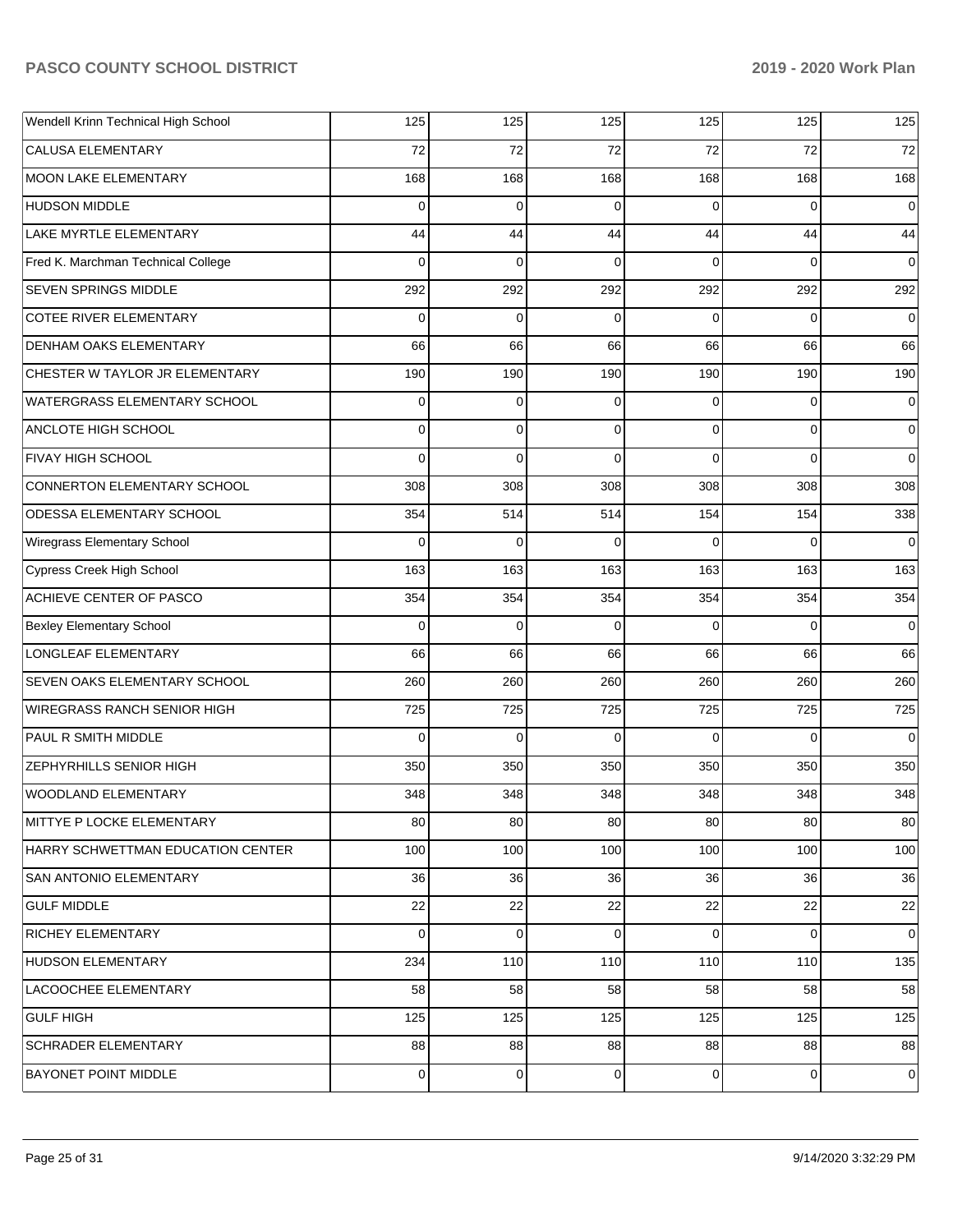| | | | | | | |
|---|---|---|---|---|---|---|
| Wendell Krinn Technical High School | 125 | 125 | 125 | 125 | 125 | 125 |
| CALUSA ELEMENTARY | 72 | 72 | 72 | 72 | 72 | 72 |
| MOON LAKE ELEMENTARY | 168 | 168 | 168 | 168 | 168 | 168 |
| HUDSON MIDDLE | 0 | 0 | 0 | 0 | 0 | 0 |
| LAKE MYRTLE ELEMENTARY | 44 | 44 | 44 | 44 | 44 | 44 |
| Fred K. Marchman Technical College | 0 | 0 | 0 | 0 | 0 | 0 |
| SEVEN SPRINGS MIDDLE | 292 | 292 | 292 | 292 | 292 | 292 |
| COTEE RIVER ELEMENTARY | 0 | 0 | 0 | 0 | 0 | 0 |
| DENHAM OAKS ELEMENTARY | 66 | 66 | 66 | 66 | 66 | 66 |
| CHESTER W TAYLOR JR ELEMENTARY | 190 | 190 | 190 | 190 | 190 | 190 |
| WATERGRASS ELEMENTARY SCHOOL | 0 | 0 | 0 | 0 | 0 | 0 |
| ANCLOTE HIGH SCHOOL | 0 | 0 | 0 | 0 | 0 | 0 |
| FIVAY HIGH SCHOOL | 0 | 0 | 0 | 0 | 0 | 0 |
| CONNERTON ELEMENTARY SCHOOL | 308 | 308 | 308 | 308 | 308 | 308 |
| ODESSA ELEMENTARY SCHOOL | 354 | 514 | 514 | 154 | 154 | 338 |
| Wiregrass Elementary School | 0 | 0 | 0 | 0 | 0 | 0 |
| Cypress Creek High School | 163 | 163 | 163 | 163 | 163 | 163 |
| ACHIEVE CENTER OF PASCO | 354 | 354 | 354 | 354 | 354 | 354 |
| Bexley Elementary School | 0 | 0 | 0 | 0 | 0 | 0 |
| LONGLEAF ELEMENTARY | 66 | 66 | 66 | 66 | 66 | 66 |
| SEVEN OAKS ELEMENTARY SCHOOL | 260 | 260 | 260 | 260 | 260 | 260 |
| WIREGRASS RANCH SENIOR HIGH | 725 | 725 | 725 | 725 | 725 | 725 |
| PAUL R SMITH MIDDLE | 0 | 0 | 0 | 0 | 0 | 0 |
| ZEPHYRHILLS SENIOR HIGH | 350 | 350 | 350 | 350 | 350 | 350 |
| WOODLAND ELEMENTARY | 348 | 348 | 348 | 348 | 348 | 348 |
| MITTYE P LOCKE ELEMENTARY | 80 | 80 | 80 | 80 | 80 | 80 |
| HARRY SCHWETTMAN EDUCATION CENTER | 100 | 100 | 100 | 100 | 100 | 100 |
| SAN ANTONIO ELEMENTARY | 36 | 36 | 36 | 36 | 36 | 36 |
| GULF MIDDLE | 22 | 22 | 22 | 22 | 22 | 22 |
| RICHEY ELEMENTARY | 0 | 0 | 0 | 0 | 0 | 0 |
| HUDSON ELEMENTARY | 234 | 110 | 110 | 110 | 110 | 135 |
| LACOOCHEE ELEMENTARY | 58 | 58 | 58 | 58 | 58 | 58 |
| GULF HIGH | 125 | 125 | 125 | 125 | 125 | 125 |
| SCHRADER ELEMENTARY | 88 | 88 | 88 | 88 | 88 | 88 |
| BAYONET POINT MIDDLE | 0 | 0 | 0 | 0 | 0 | 0 |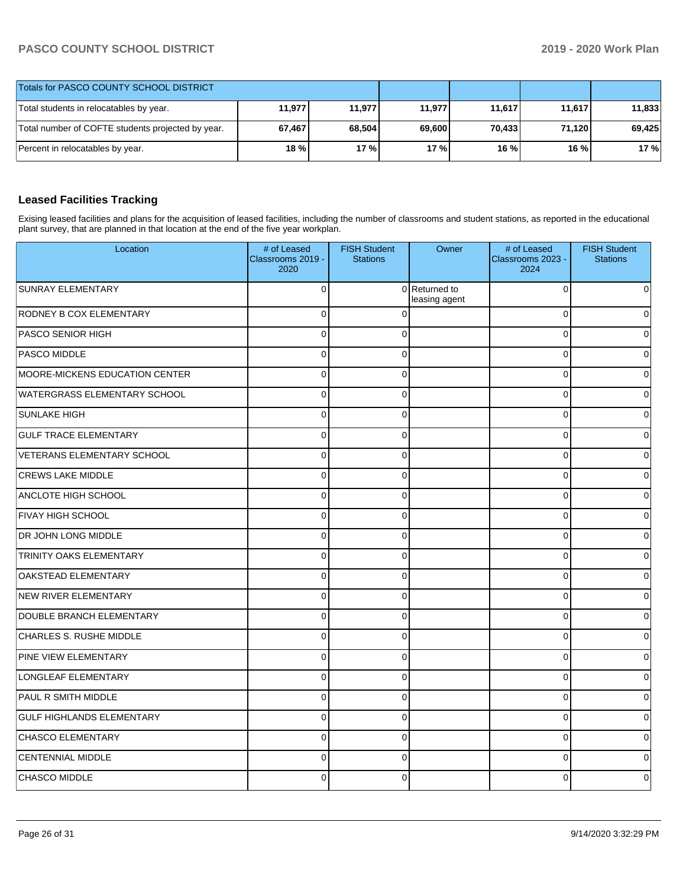| Totals for PASCO COUNTY SCHOOL DISTRICT | | | | | | |
|---|---|---|---|---|---|---|
| Total students in relocatables by year. | 11,977 | 11,977 | 11,977 | 11,617 | 11,617 | 11,833 |
| Total number of COFTE students projected by year. | 67,467 | 68,504 | 69,600 | 70,433 | 71,120 | 69,425 |
| Percent in relocatables by year. | 18 % | 17 % | 17 % | 16 % | 16 % | 17 % |

## Leased Facilities Tracking

Exising leased facilities and plans for the acquisition of leased facilities, including the number of classrooms and student stations, as reported in the educational plant survey, that are planned in that location at the end of the five year workplan.

| Location | # of Leased Classrooms 2019 - 2020 | FISH Student Stations | Owner | # of Leased Classrooms 2023 - 2024 | FISH Student Stations |
|---|---|---|---|---|---|
| SUNRAY ELEMENTARY | 0 | 0 | Returned to leasing agent | 0 | 0 |
| RODNEY B COX ELEMENTARY | 0 | 0 | | 0 | 0 |
| PASCO SENIOR HIGH | 0 | 0 | | 0 | 0 |
| PASCO MIDDLE | 0 | 0 | | 0 | 0 |
| MOORE-MICKENS EDUCATION CENTER | 0 | 0 | | 0 | 0 |
| WATERGRASS ELEMENTARY SCHOOL | 0 | 0 | | 0 | 0 |
| SUNLAKE HIGH | 0 | 0 | | 0 | 0 |
| GULF TRACE ELEMENTARY | 0 | 0 | | 0 | 0 |
| VETERANS ELEMENTARY SCHOOL | 0 | 0 | | 0 | 0 |
| CREWS LAKE MIDDLE | 0 | 0 | | 0 | 0 |
| ANCLOTE HIGH SCHOOL | 0 | 0 | | 0 | 0 |
| FIVAY HIGH SCHOOL | 0 | 0 | | 0 | 0 |
| DR JOHN LONG MIDDLE | 0 | 0 | | 0 | 0 |
| TRINITY OAKS ELEMENTARY | 0 | 0 | | 0 | 0 |
| OAKSTEAD ELEMENTARY | 0 | 0 | | 0 | 0 |
| NEW RIVER ELEMENTARY | 0 | 0 | | 0 | 0 |
| DOUBLE BRANCH ELEMENTARY | 0 | 0 | | 0 | 0 |
| CHARLES S. RUSHE MIDDLE | 0 | 0 | | 0 | 0 |
| PINE VIEW ELEMENTARY | 0 | 0 | | 0 | 0 |
| LONGLEAF ELEMENTARY | 0 | 0 | | 0 | 0 |
| PAUL R SMITH MIDDLE | 0 | 0 | | 0 | 0 |
| GULF HIGHLANDS ELEMENTARY | 0 | 0 | | 0 | 0 |
| CHASCO ELEMENTARY | 0 | 0 | | 0 | 0 |
| CENTENNIAL MIDDLE | 0 | 0 | | 0 | 0 |
| CHASCO MIDDLE | 0 | 0 | | 0 | 0 |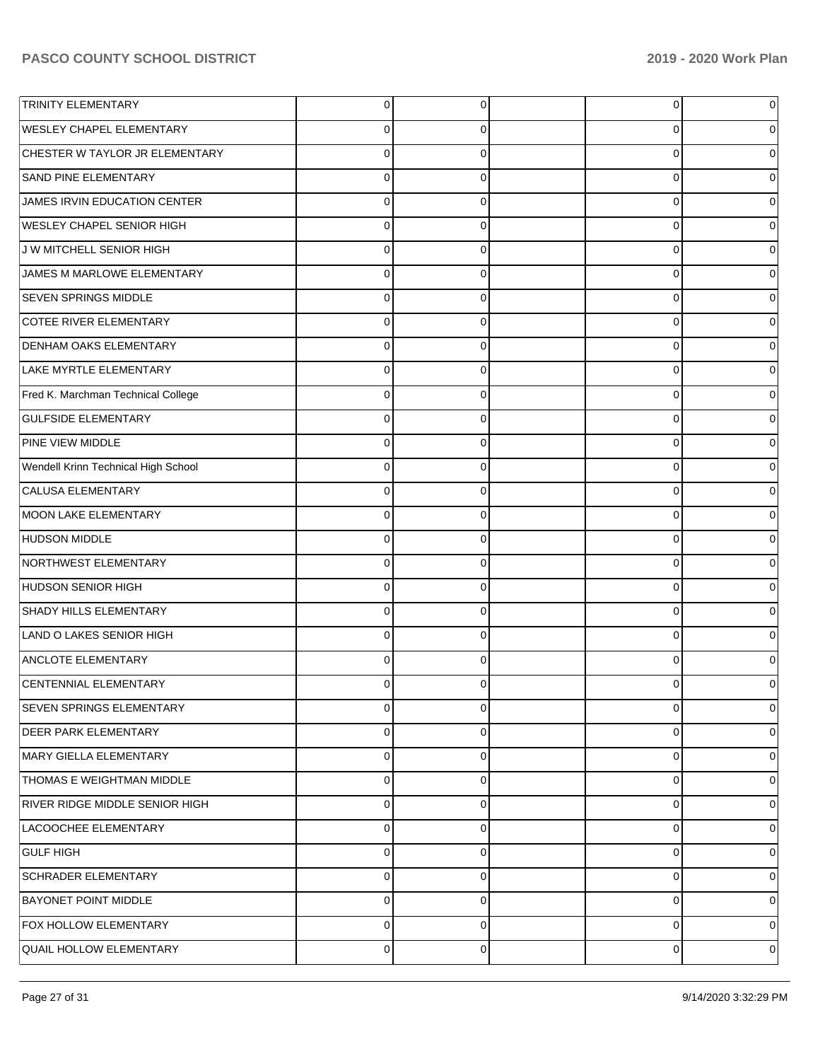| | | | | | |
|---|---|---|---|---|---|
| TRINITY ELEMENTARY | 0 | 0 | | 0 | 0 |
| WESLEY CHAPEL ELEMENTARY | 0 | 0 | | 0 | 0 |
| CHESTER W TAYLOR JR ELEMENTARY | 0 | 0 | | 0 | 0 |
| SAND PINE ELEMENTARY | 0 | 0 | | 0 | 0 |
| JAMES IRVIN EDUCATION CENTER | 0 | 0 | | 0 | 0 |
| WESLEY CHAPEL SENIOR HIGH | 0 | 0 | | 0 | 0 |
| J W MITCHELL SENIOR HIGH | 0 | 0 | | 0 | 0 |
| JAMES M MARLOWE ELEMENTARY | 0 | 0 | | 0 | 0 |
| SEVEN SPRINGS MIDDLE | 0 | 0 | | 0 | 0 |
| COTEE RIVER ELEMENTARY | 0 | 0 | | 0 | 0 |
| DENHAM OAKS ELEMENTARY | 0 | 0 | | 0 | 0 |
| LAKE MYRTLE ELEMENTARY | 0 | 0 | | 0 | 0 |
| Fred K. Marchman Technical College | 0 | 0 | | 0 | 0 |
| GULFSIDE ELEMENTARY | 0 | 0 | | 0 | 0 |
| PINE VIEW MIDDLE | 0 | 0 | | 0 | 0 |
| Wendell Krinn Technical High School | 0 | 0 | | 0 | 0 |
| CALUSA ELEMENTARY | 0 | 0 | | 0 | 0 |
| MOON LAKE ELEMENTARY | 0 | 0 | | 0 | 0 |
| HUDSON MIDDLE | 0 | 0 | | 0 | 0 |
| NORTHWEST ELEMENTARY | 0 | 0 | | 0 | 0 |
| HUDSON SENIOR HIGH | 0 | 0 | | 0 | 0 |
| SHADY HILLS ELEMENTARY | 0 | 0 | | 0 | 0 |
| LAND O LAKES SENIOR HIGH | 0 | 0 | | 0 | 0 |
| ANCLOTE ELEMENTARY | 0 | 0 | | 0 | 0 |
| CENTENNIAL ELEMENTARY | 0 | 0 | | 0 | 0 |
| SEVEN SPRINGS ELEMENTARY | 0 | 0 | | 0 | 0 |
| DEER PARK ELEMENTARY | 0 | 0 | | 0 | 0 |
| MARY GIELLA ELEMENTARY | 0 | 0 | | 0 | 0 |
| THOMAS E WEIGHTMAN MIDDLE | 0 | 0 | | 0 | 0 |
| RIVER RIDGE MIDDLE SENIOR HIGH | 0 | 0 | | 0 | 0 |
| LACOOCHEE ELEMENTARY | 0 | 0 | | 0 | 0 |
| GULF HIGH | 0 | 0 | | 0 | 0 |
| SCHRADER ELEMENTARY | 0 | 0 | | 0 | 0 |
| BAYONET POINT MIDDLE | 0 | 0 | | 0 | 0 |
| FOX HOLLOW ELEMENTARY | 0 | 0 | | 0 | 0 |
| QUAIL HOLLOW ELEMENTARY | 0 | 0 | | 0 | 0 |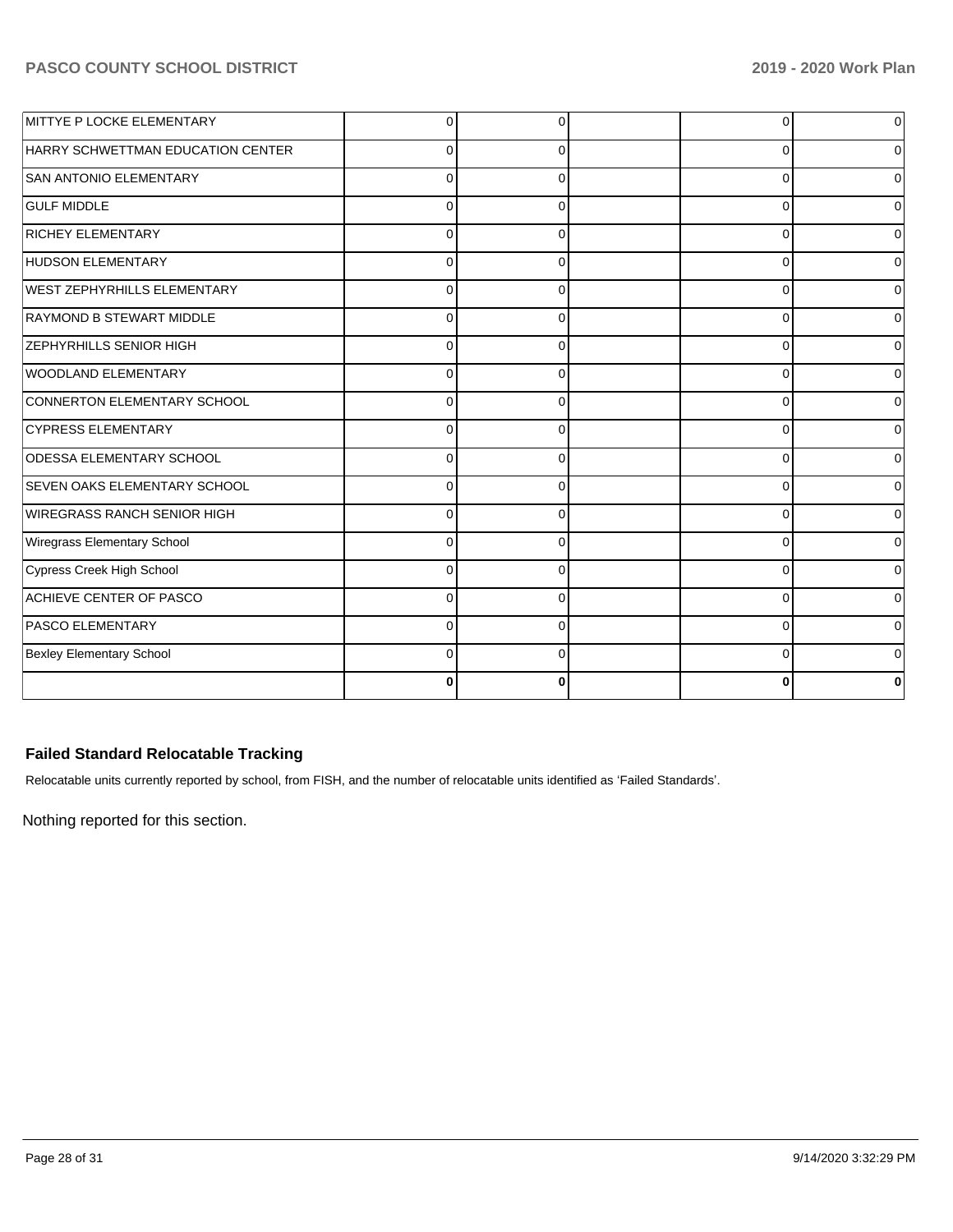| | | | | | |
|---|---|---|---|---|---|
| MITTYE P LOCKE ELEMENTARY | 0 | 0 | | 0 | 0 |
| HARRY SCHWETTMAN EDUCATION CENTER | 0 | 0 | | 0 | 0 |
| SAN ANTONIO ELEMENTARY | 0 | 0 | | 0 | 0 |
| GULF MIDDLE | 0 | 0 | | 0 | 0 |
| RICHEY ELEMENTARY | 0 | 0 | | 0 | 0 |
| HUDSON ELEMENTARY | 0 | 0 | | 0 | 0 |
| WEST ZEPHYRHILLS ELEMENTARY | 0 | 0 | | 0 | 0 |
| RAYMOND B STEWART MIDDLE | 0 | 0 | | 0 | 0 |
| ZEPHYRHILLS SENIOR HIGH | 0 | 0 | | 0 | 0 |
| WOODLAND ELEMENTARY | 0 | 0 | | 0 | 0 |
| CONNERTON ELEMENTARY SCHOOL | 0 | 0 | | 0 | 0 |
| CYPRESS ELEMENTARY | 0 | 0 | | 0 | 0 |
| ODESSA ELEMENTARY SCHOOL | 0 | 0 | | 0 | 0 |
| SEVEN OAKS ELEMENTARY SCHOOL | 0 | 0 | | 0 | 0 |
| WIREGRASS RANCH SENIOR HIGH | 0 | 0 | | 0 | 0 |
| Wiregrass Elementary School | 0 | 0 | | 0 | 0 |
| Cypress Creek High School | 0 | 0 | | 0 | 0 |
| ACHIEVE CENTER OF PASCO | 0 | 0 | | 0 | 0 |
| PASCO ELEMENTARY | 0 | 0 | | 0 | 0 |
| Bexley Elementary School | 0 | 0 | | 0 | 0 |
| | **0** | **0** | | **0** | **0** |

### Failed Standard Relocatable Tracking

Relocatable units currently reported by school, from FISH, and the number of relocatable units identified as 'Failed Standards'.

Nothing reported for this section.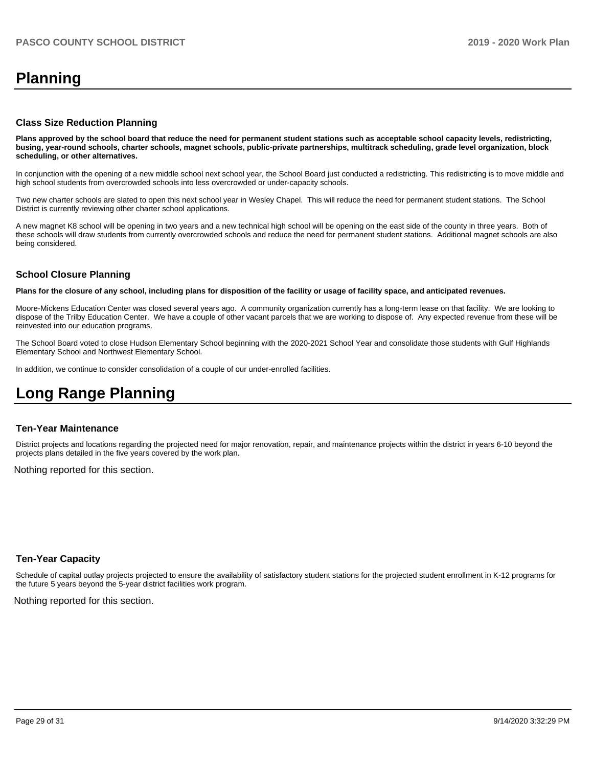# Planning

### Class Size Reduction Planning

**Plans approved by the school board that reduce the need for permanent student stations such as acceptable school capacity levels, redistricting, busing, year-round schools, charter schools, magnet schools, public-private partnerships, multitrack scheduling, grade level organization, block scheduling, or other alternatives.**

In conjunction with the opening of a new middle school next school year, the School Board just conducted a redistricting. This redistricting is to move middle and high school students from overcrowded schools into less overcrowded or under-capacity schools.

Two new charter schools are slated to open this next school year in Wesley Chapel. This will reduce the need for permanent student stations. The School District is currently reviewing other charter school applications.

A new magnet K8 school will be opening in two years and a new technical high school will be opening on the east side of the county in three years. Both of these schools will draw students from currently overcrowded schools and reduce the need for permanent student stations. Additional magnet schools are also being considered.

### School Closure Planning

**Plans for the closure of any school, including plans for disposition of the facility or usage of facility space, and anticipated revenues.**

Moore-Mickens Education Center was closed several years ago. A community organization currently has a long-term lease on that facility. We are looking to dispose of the Trilby Education Center. We have a couple of other vacant parcels that we are working to dispose of. Any expected revenue from these will be reinvested into our education programs.

The School Board voted to close Hudson Elementary School beginning with the 2020-2021 School Year and consolidate those students with Gulf Highlands Elementary School and Northwest Elementary School.

In addition, we continue to consider consolidation of a couple of our under-enrolled facilities.

# Long Range Planning

### Ten-Year Maintenance

District projects and locations regarding the projected need for major renovation, repair, and maintenance projects within the district in years 6-10 beyond the projects plans detailed in the five years covered by the work plan.

Nothing reported for this section.

### Ten-Year Capacity

Schedule of capital outlay projects projected to ensure the availability of satisfactory student stations for the projected student enrollment in K-12 programs for the future 5 years beyond the 5-year district facilities work program.

Nothing reported for this section.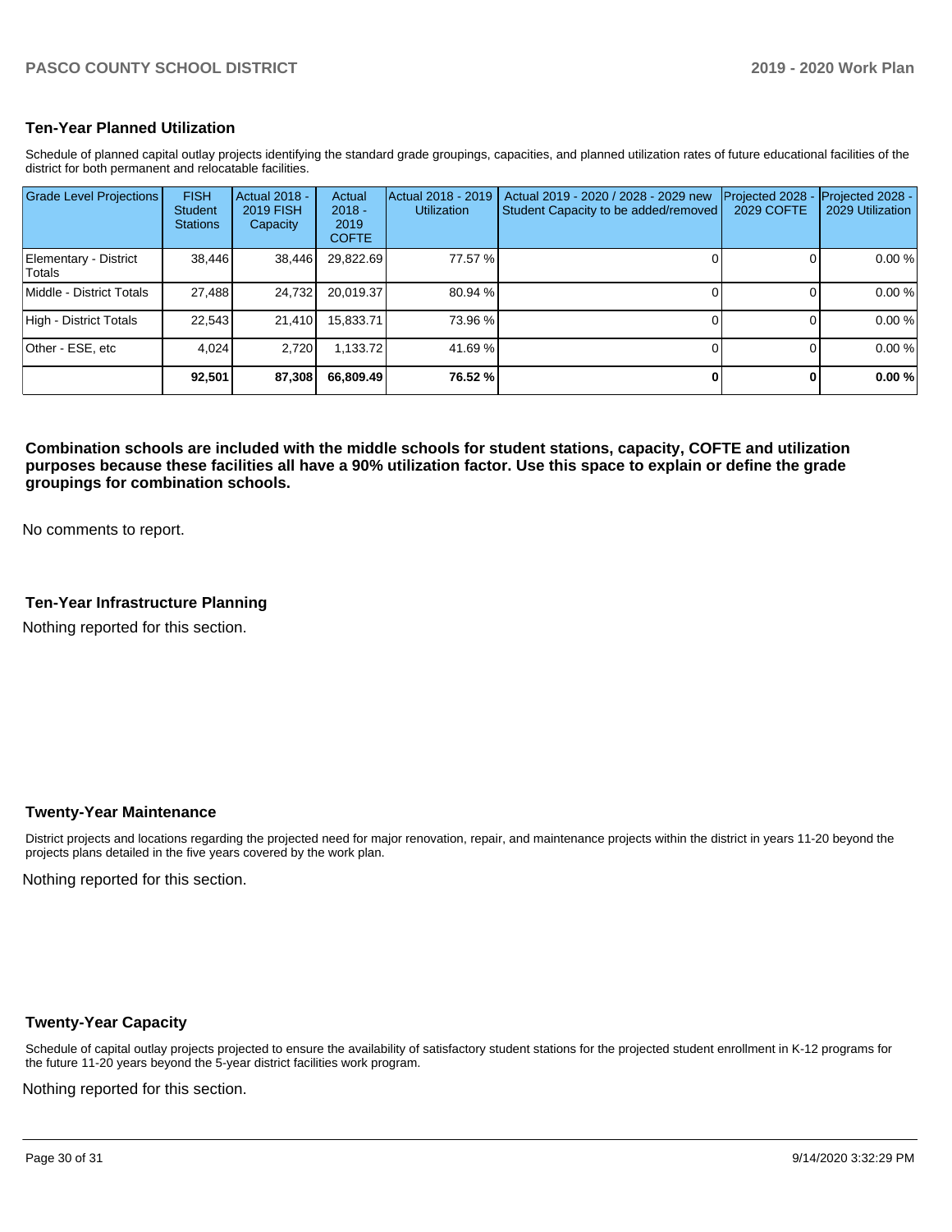## Ten-Year Planned Utilization

Schedule of planned capital outlay projects identifying the standard grade groupings, capacities, and planned utilization rates of future educational facilities of the district for both permanent and relocatable facilities.

| Grade Level Projections | FISH Student Stations | Actual 2018 - 2019 FISH Capacity | Actual 2018 - 2019 COFTE | Actual 2018 - 2019 Utilization | Actual 2019 - 2020 / 2028 - 2029 new Student Capacity to be added/removed | Projected 2028 - 2029 COFTE | Projected 2028 - 2029 Utilization |
|---|---|---|---|---|---|---|---|
| Elementary - District Totals | 38,446 | 38,446 | 29,822.69 | 77.57 % | 0 | 0 | 0.00 % |
| Middle - District Totals | 27,488 | 24,732 | 20,019.37 | 80.94 % | 0 | 0 | 0.00 % |
| High - District Totals | 22,543 | 21,410 | 15,833.71 | 73.96 % | 0 | 0 | 0.00 % |
| Other - ESE, etc | 4,024 | 2,720 | 1,133.72 | 41.69 % | 0 | 0 | 0.00 % |
| | **92,501** | **87,308** | **66,809.49** | **76.52 %** | **0** | **0** | **0.00 %** |

**Combination schools are included with the middle schools for student stations, capacity, COFTE and utilization purposes because these facilities all have a 90% utilization factor. Use this space to explain or define the grade groupings for combination schools.**

No comments to report.

## Ten-Year Infrastructure Planning

Nothing reported for this section.

## Twenty-Year Maintenance

District projects and locations regarding the projected need for major renovation, repair, and maintenance projects within the district in years 11-20 beyond the projects plans detailed in the five years covered by the work plan.

Nothing reported for this section.

## Twenty-Year Capacity

Schedule of capital outlay projects projected to ensure the availability of satisfactory student stations for the projected student enrollment in K-12 programs for the future 11-20 years beyond the 5-year district facilities work program.

Nothing reported for this section.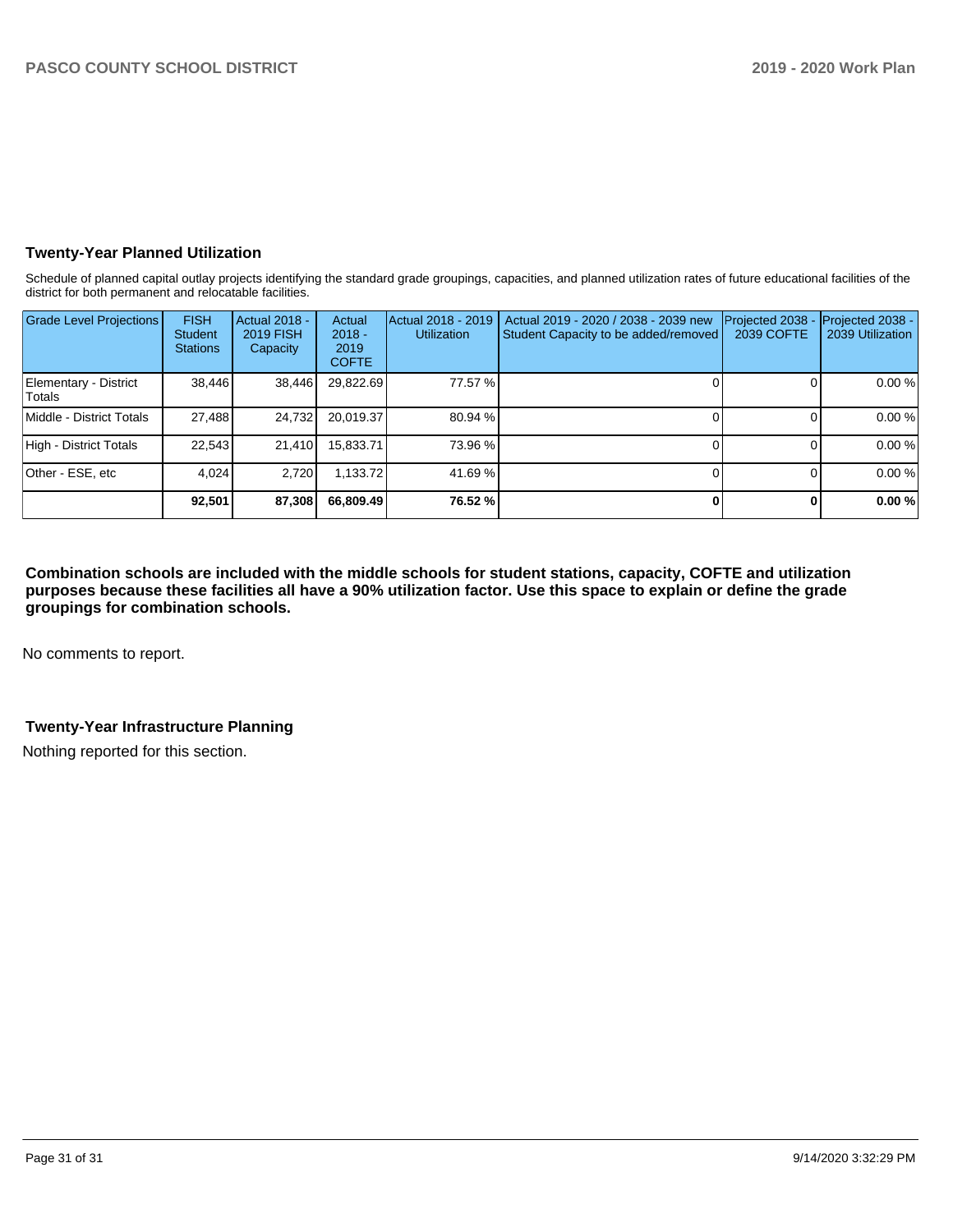### Twenty-Year Planned Utilization

Schedule of planned capital outlay projects identifying the standard grade groupings, capacities, and planned utilization rates of future educational facilities of the district for both permanent and relocatable facilities.

| Grade Level Projections | FISH Student Stations | Actual 2018 - 2019 FISH Capacity | Actual 2018 - 2019 COFTE | Actual 2018 - 2019 Utilization | Actual 2019 - 2020 / 2038 - 2039 new Student Capacity to be added/removed | Projected 2038 - 2039 COFTE | Projected 2038 - 2039 Utilization |
|---|---|---|---|---|---|---|---|
| Elementary - District Totals | 38,446 | 38,446 | 29,822.69 | 77.57 % | 0 | 0 | 0.00 % |
| Middle - District Totals | 27,488 | 24,732 | 20,019.37 | 80.94 % | 0 | 0 | 0.00 % |
| High - District Totals | 22,543 | 21,410 | 15,833.71 | 73.96 % | 0 | 0 | 0.00 % |
| Other - ESE, etc | 4,024 | 2,720 | 1,133.72 | 41.69 % | 0 | 0 | 0.00 % |
| | **92,501** | **87,308** | **66,809.49** | **76.52 %** | **0** | **0** | **0.00 %** |

**Combination schools are included with the middle schools for student stations, capacity, COFTE and utilization purposes because these facilities all have a 90% utilization factor. Use this space to explain or define the grade groupings for combination schools.**

No comments to report.

### Twenty-Year Infrastructure Planning

Nothing reported for this section.